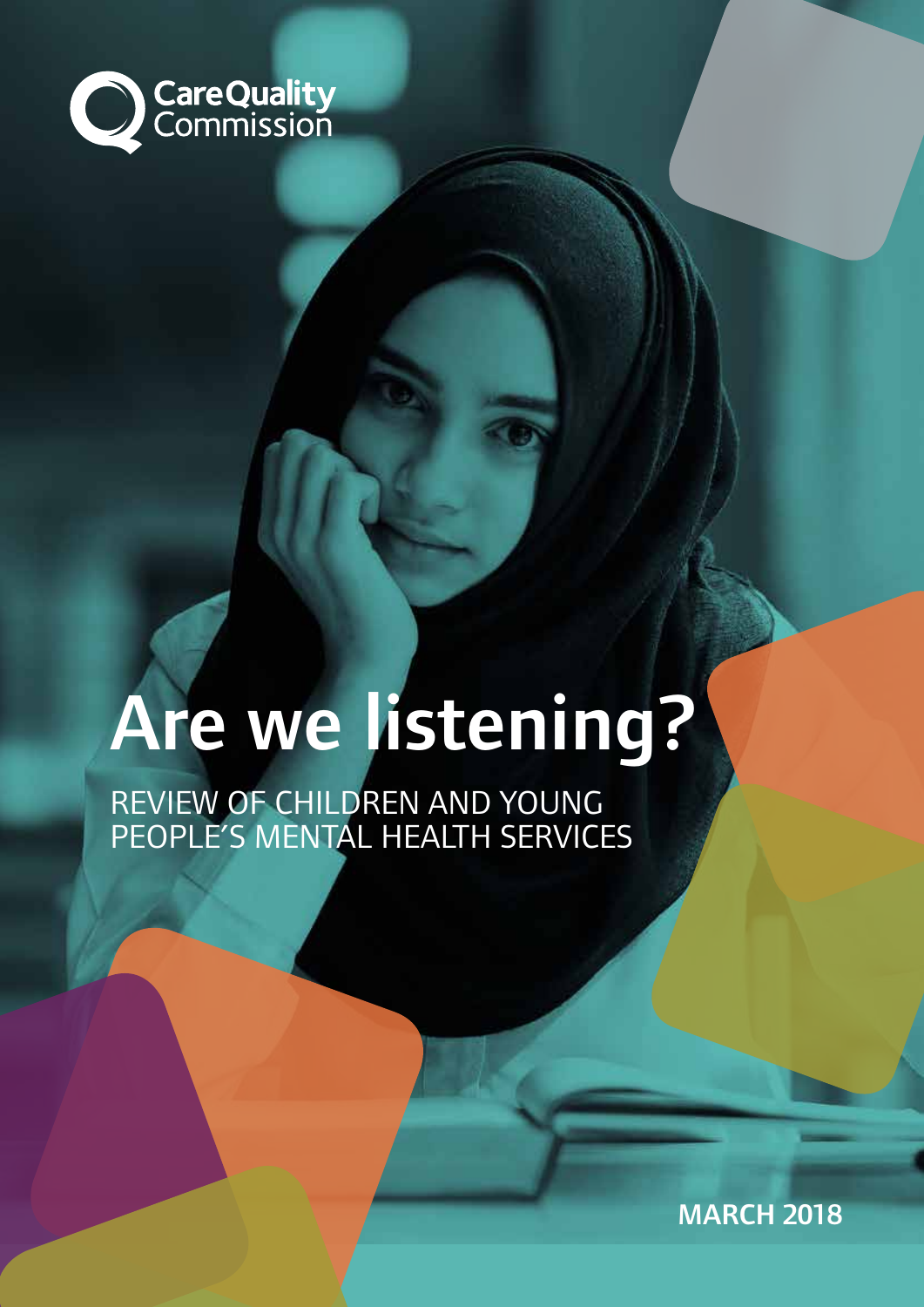Care Quality Commission

# Are we listening?

REVIEW OF CHILDREN AND YOUNG PEOPLE'S MENTAL HEALTH SERVICES

**MARCH 2018**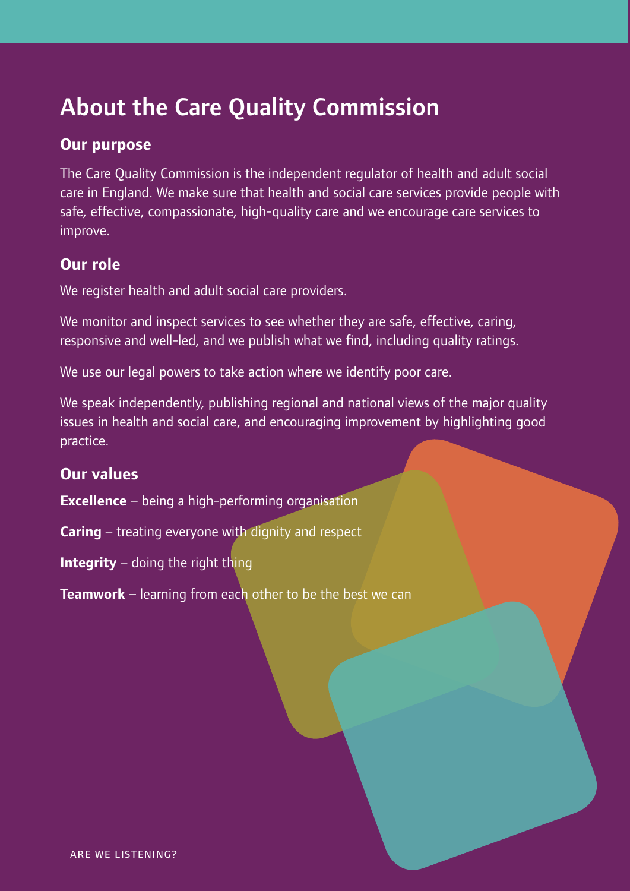# About the Care Quality Commission

## Our purpose

The Care Quality Commission is the independent regulator of health and adult social care in England. We make sure that health and social care services provide people with safe, effective, compassionate, high-quality care and we encourage care services to improve.

## Our role

We register health and adult social care providers.

We monitor and inspect services to see whether they are safe, effective, caring, responsive and well-led, and we publish what we find, including quality ratings.

We use our legal powers to take action where we identify poor care.

We speak independently, publishing regional and national views of the major quality issues in health and social care, and encouraging improvement by highlighting good practice.

## Our values

**Excellence** – being a high-performing organisation

**Caring** – treating everyone with dignity and respect

**Integrity** – doing the right thing

**Teamwork** – learning from each other to be the best we can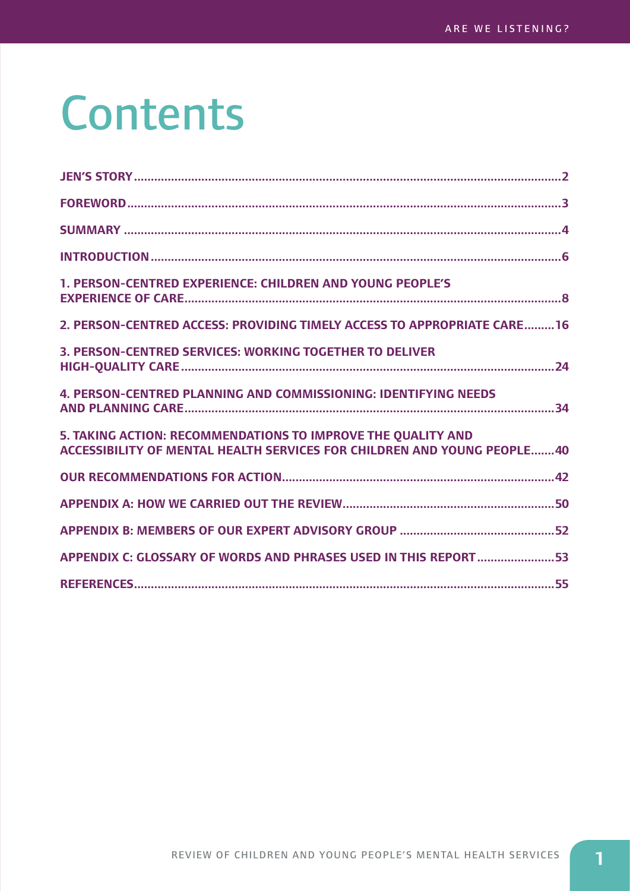# Contents

| | |
|---|---|
| **JEN'S STORY** | **2** |
| **FOREWORD** | **3** |
| **SUMMARY** | **4** |
| **INTRODUCTION** | **6** |
| **1. PERSON-CENTRED EXPERIENCE: CHILDREN AND YOUNG PEOPLE'S EXPERIENCE OF CARE** | **8** |
| **2. PERSON-CENTRED ACCESS: PROVIDING TIMELY ACCESS TO APPROPRIATE CARE** | **16** |
| **3. PERSON-CENTRED SERVICES: WORKING TOGETHER TO DELIVER HIGH-QUALITY CARE** | **24** |
| **4. PERSON-CENTRED PLANNING AND COMMISSIONING: IDENTIFYING NEEDS AND PLANNING CARE** | **34** |
| **5. TAKING ACTION: RECOMMENDATIONS TO IMPROVE THE QUALITY AND ACCESSIBILITY OF MENTAL HEALTH SERVICES FOR CHILDREN AND YOUNG PEOPLE** | **40** |
| **OUR RECOMMENDATIONS FOR ACTION** | **42** |
| **APPENDIX A: HOW WE CARRIED OUT THE REVIEW** | **50** |
| **APPENDIX B: MEMBERS OF OUR EXPERT ADVISORY GROUP** | **52** |
| **APPENDIX C: GLOSSARY OF WORDS AND PHRASES USED IN THIS REPORT** | **53** |
| **REFERENCES** | **55** |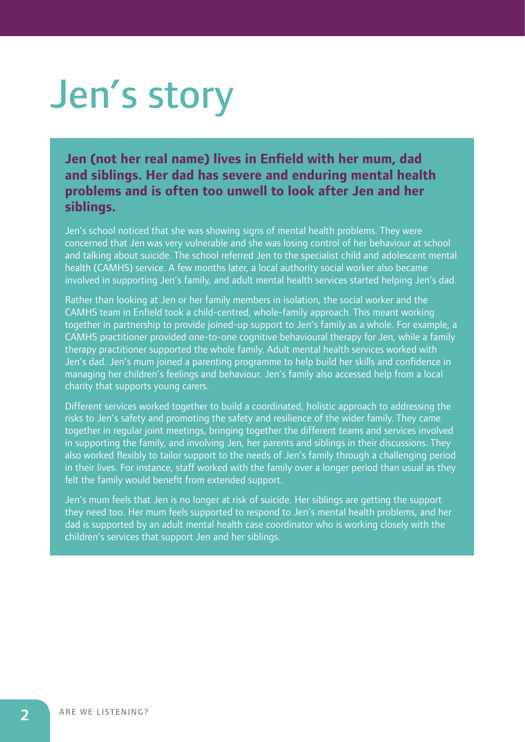# Jen's story

**Jen (not her real name) lives in Enfield with her mum, dad and siblings. Her dad has severe and enduring mental health problems and is often too unwell to look after Jen and her siblings.**

Jen's school noticed that she was showing signs of mental health problems. They were concerned that Jen was very vulnerable and she was losing control of her behaviour at school and talking about suicide. The school referred Jen to the specialist child and adolescent mental health (CAMHS) service. A few months later, a local authority social worker also became involved in supporting Jen's family, and adult mental health services started helping Jen's dad.

Rather than looking at Jen or her family members in isolation, the social worker and the CAMHS team in Enfield took a child-centred, whole-family approach. This meant working together in partnership to provide joined-up support to Jen's family as a whole. For example, a CAMHS practitioner provided one-to-one cognitive behavioural therapy for Jen, while a family therapy practitioner supported the whole family. Adult mental health services worked with Jen's dad. Jen's mum joined a parenting programme to help build her skills and confidence in managing her children's feelings and behaviour. Jen's family also accessed help from a local charity that supports young carers.

Different services worked together to build a coordinated, holistic approach to addressing the risks to Jen's safety and promoting the safety and resilience of the wider family. They came together in regular joint meetings, bringing together the different teams and services involved in supporting the family, and involving Jen, her parents and siblings in their discussions. They also worked flexibly to tailor support to the needs of Jen's family through a challenging period in their lives. For instance, staff worked with the family over a longer period than usual as they felt the family would benefit from extended support.

Jen's mum feels that Jen is no longer at risk of suicide. Her siblings are getting the support they need too. Her mum feels supported to respond to Jen's mental health problems, and her dad is supported by an adult mental health case coordinator who is working closely with the children's services that support Jen and her siblings.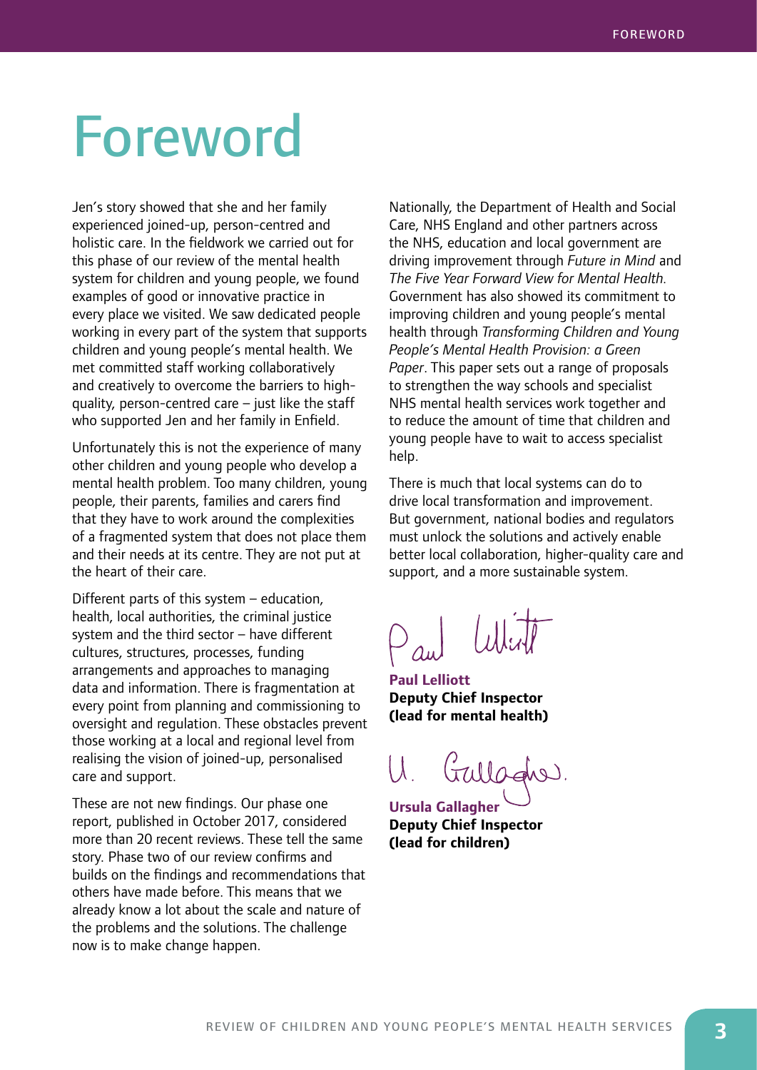# Foreword

Jen's story showed that she and her family experienced joined-up, person-centred and holistic care. In the fieldwork we carried out for this phase of our review of the mental health system for children and young people, we found examples of good or innovative practice in every place we visited. We saw dedicated people working in every part of the system that supports children and young people's mental health. We met committed staff working collaboratively and creatively to overcome the barriers to high-quality, person-centred care – just like the staff who supported Jen and her family in Enfield.

Unfortunately this is not the experience of many other children and young people who develop a mental health problem. Too many children, young people, their parents, families and carers find that they have to work around the complexities of a fragmented system that does not place them and their needs at its centre. They are not put at the heart of their care.

Different parts of this system – education, health, local authorities, the criminal justice system and the third sector – have different cultures, structures, processes, funding arrangements and approaches to managing data and information. There is fragmentation at every point from planning and commissioning to oversight and regulation. These obstacles prevent those working at a local and regional level from realising the vision of joined-up, personalised care and support.

These are not new findings. Our phase one report, published in October 2017, considered more than 20 recent reviews. These tell the same story. Phase two of our review confirms and builds on the findings and recommendations that others have made before. This means that we already know a lot about the scale and nature of the problems and the solutions. The challenge now is to make change happen.

Nationally, the Department of Health and Social Care, NHS England and other partners across the NHS, education and local government are driving improvement through *Future in Mind* and *The Five Year Forward View for Mental Health*. Government has also showed its commitment to improving children and young people's mental health through *Transforming Children and Young People's Mental Health Provision: a Green Paper*. This paper sets out a range of proposals to strengthen the way schools and specialist NHS mental health services work together and to reduce the amount of time that children and young people have to wait to access specialist help.

There is much that local systems can do to drive local transformation and improvement. But government, national bodies and regulators must unlock the solutions and actively enable better local collaboration, higher-quality care and support, and a more sustainable system.

**Paul Lelliott**
**Deputy Chief Inspector (lead for mental health)**

**Ursula Gallagher**
**Deputy Chief Inspector (lead for children)**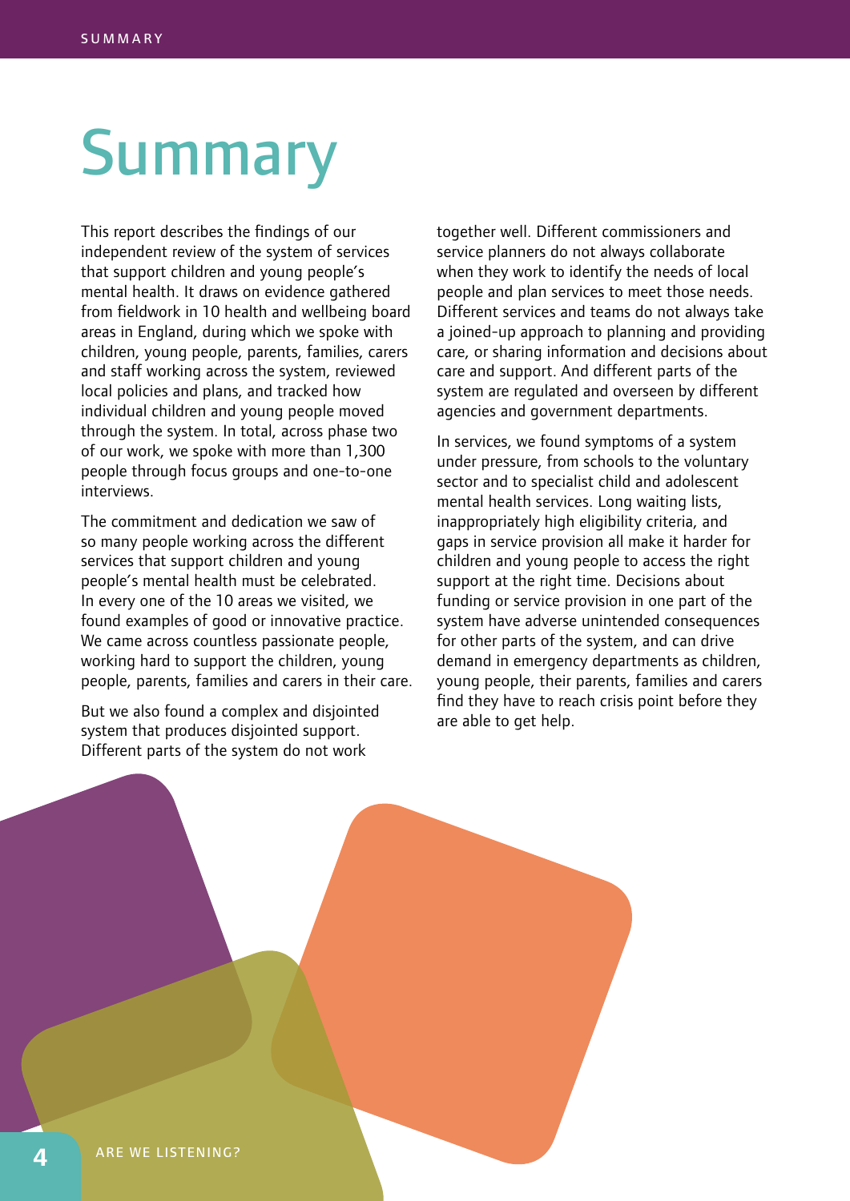# Summary

This report describes the findings of our independent review of the system of services that support children and young people's mental health. It draws on evidence gathered from fieldwork in 10 health and wellbeing board areas in England, during which we spoke with children, young people, parents, families, carers and staff working across the system, reviewed local policies and plans, and tracked how individual children and young people moved through the system. In total, across phase two of our work, we spoke with more than 1,300 people through focus groups and one-to-one interviews.

The commitment and dedication we saw of so many people working across the different services that support children and young people's mental health must be celebrated. In every one of the 10 areas we visited, we found examples of good or innovative practice. We came across countless passionate people, working hard to support the children, young people, parents, families and carers in their care.

But we also found a complex and disjointed system that produces disjointed support. Different parts of the system do not work together well. Different commissioners and service planners do not always collaborate when they work to identify the needs of local people and plan services to meet those needs. Different services and teams do not always take a joined-up approach to planning and providing care, or sharing information and decisions about care and support. And different parts of the system are regulated and overseen by different agencies and government departments.

In services, we found symptoms of a system under pressure, from schools to the voluntary sector and to specialist child and adolescent mental health services. Long waiting lists, inappropriately high eligibility criteria, and gaps in service provision all make it harder for children and young people to access the right support at the right time. Decisions about funding or service provision in one part of the system have adverse unintended consequences for other parts of the system, and can drive demand in emergency departments as children, young people, their parents, families and carers find they have to reach crisis point before they are able to get help.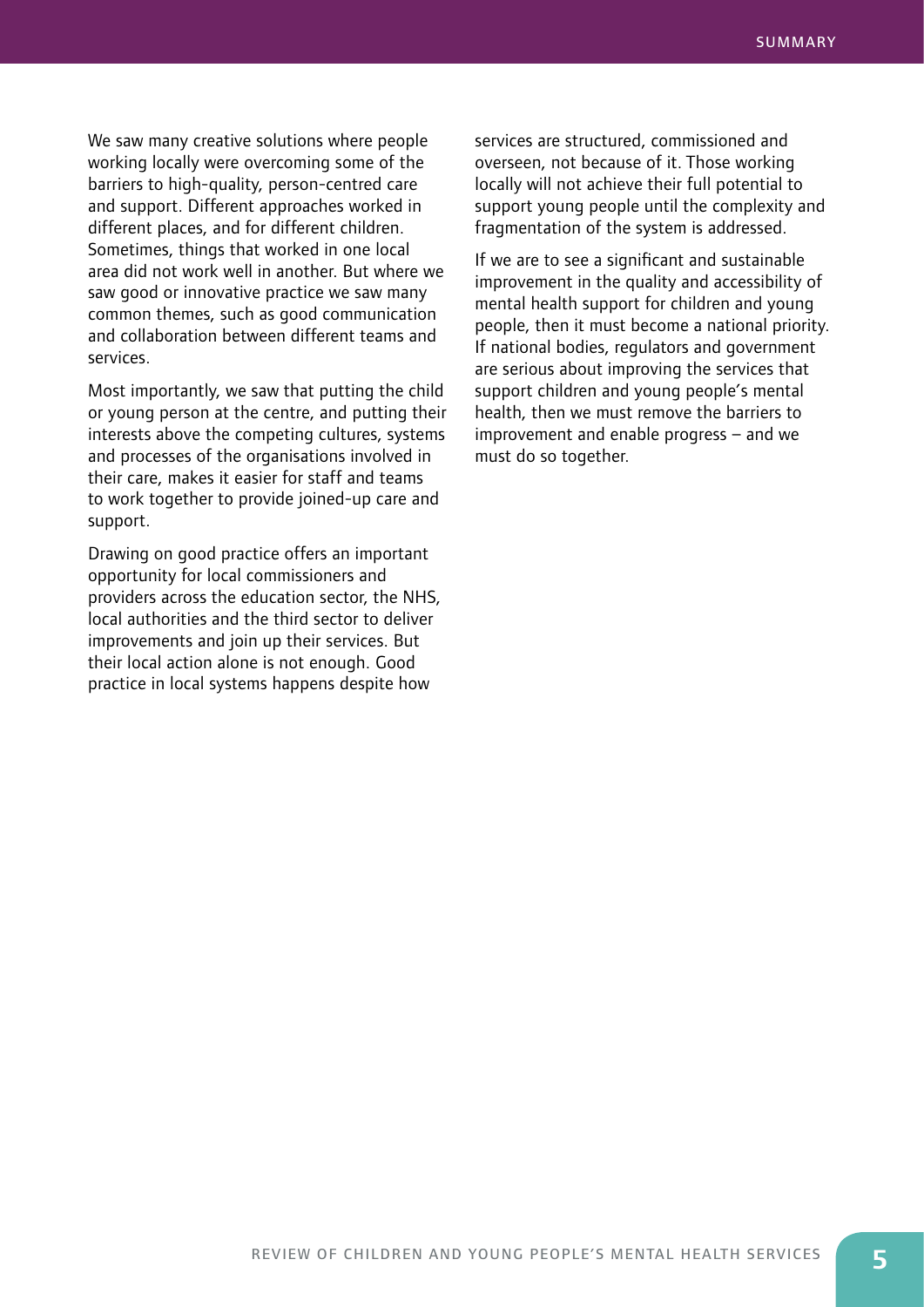We saw many creative solutions where people working locally were overcoming some of the barriers to high-quality, person-centred care and support. Different approaches worked in different places, and for different children. Sometimes, things that worked in one local area did not work well in another. But where we saw good or innovative practice we saw many common themes, such as good communication and collaboration between different teams and services.

Most importantly, we saw that putting the child or young person at the centre, and putting their interests above the competing cultures, systems and processes of the organisations involved in their care, makes it easier for staff and teams to work together to provide joined-up care and support.

Drawing on good practice offers an important opportunity for local commissioners and providers across the education sector, the NHS, local authorities and the third sector to deliver improvements and join up their services. But their local action alone is not enough. Good practice in local systems happens despite how services are structured, commissioned and overseen, not because of it. Those working locally will not achieve their full potential to support young people until the complexity and fragmentation of the system is addressed.

If we are to see a significant and sustainable improvement in the quality and accessibility of mental health support for children and young people, then it must become a national priority. If national bodies, regulators and government are serious about improving the services that support children and young people's mental health, then we must remove the barriers to improvement and enable progress – and we must do so together.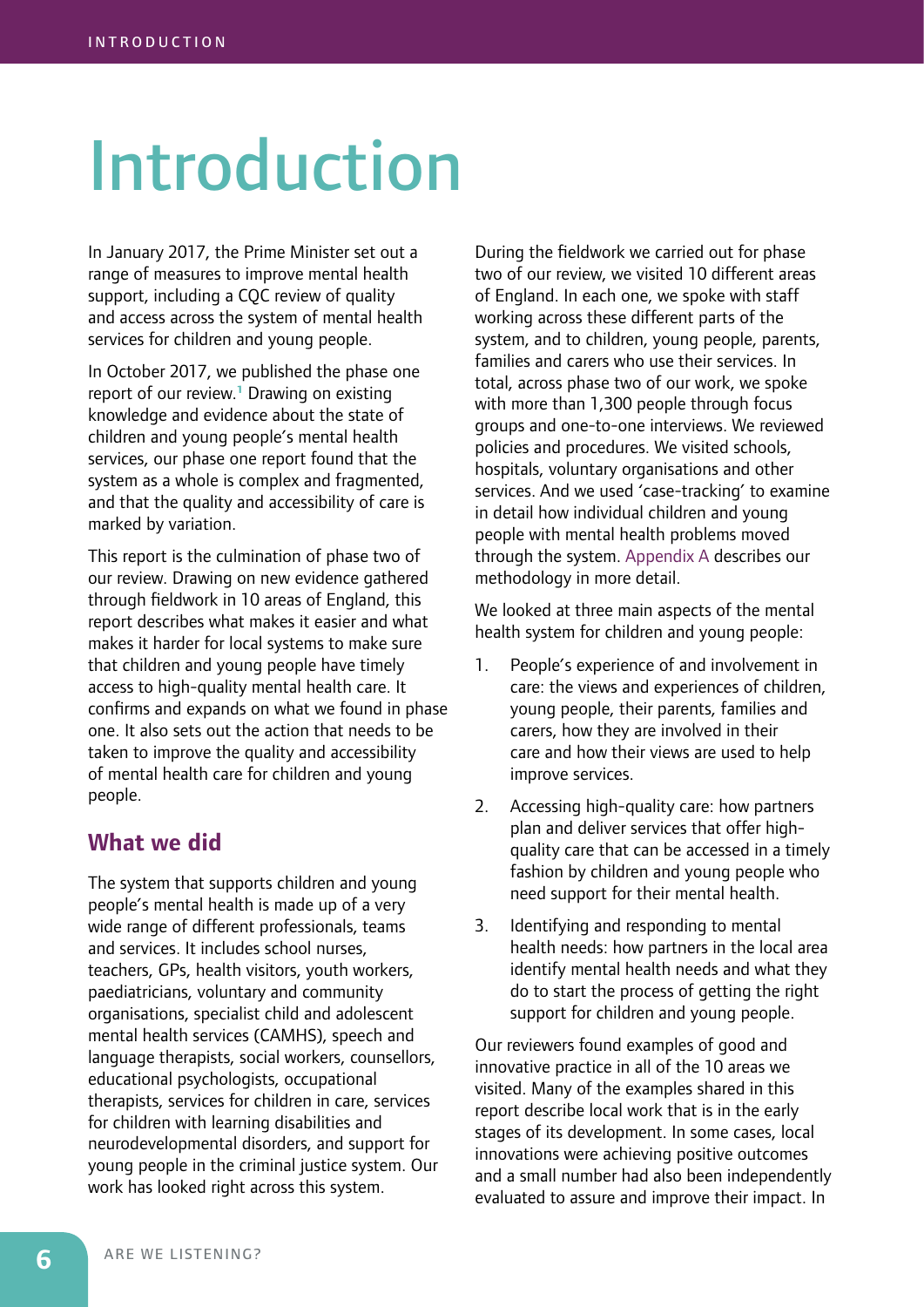# Introduction

In January 2017, the Prime Minister set out a range of measures to improve mental health support, including a CQC review of quality and access across the system of mental health services for children and young people.

In October 2017, we published the phase one report of our review.[1] Drawing on existing knowledge and evidence about the state of children and young people's mental health services, our phase one report found that the system as a whole is complex and fragmented, and that the quality and accessibility of care is marked by variation.

This report is the culmination of phase two of our review. Drawing on new evidence gathered through fieldwork in 10 areas of England, this report describes what makes it easier and what makes it harder for local systems to make sure that children and young people have timely access to high-quality mental health care. It confirms and expands on what we found in phase one. It also sets out the action that needs to be taken to improve the quality and accessibility of mental health care for children and young people.

## What we did

The system that supports children and young people's mental health is made up of a very wide range of different professionals, teams and services. It includes school nurses, teachers, GPs, health visitors, youth workers, paediatricians, voluntary and community organisations, specialist child and adolescent mental health services (CAMHS), speech and language therapists, social workers, counsellors, educational psychologists, occupational therapists, services for children in care, services for children with learning disabilities and neurodevelopmental disorders, and support for young people in the criminal justice system. Our work has looked right across this system.

During the fieldwork we carried out for phase two of our review, we visited 10 different areas of England. In each one, we spoke with staff working across these different parts of the system, and to children, young people, parents, families and carers who use their services. In total, across phase two of our work, we spoke with more than 1,300 people through focus groups and one-to-one interviews. We reviewed policies and procedures. We visited schools, hospitals, voluntary organisations and other services. And we used 'case-tracking' to examine in detail how individual children and young people with mental health problems moved through the system. Appendix A describes our methodology in more detail.

We looked at three main aspects of the mental health system for children and young people:

1. People's experience of and involvement in care: the views and experiences of children, young people, their parents, families and carers, how they are involved in their care and how their views are used to help improve services.
2. Accessing high-quality care: how partners plan and deliver services that offer high-quality care that can be accessed in a timely fashion by children and young people who need support for their mental health.
3. Identifying and responding to mental health needs: how partners in the local area identify mental health needs and what they do to start the process of getting the right support for children and young people.

Our reviewers found examples of good and innovative practice in all of the 10 areas we visited. Many of the examples shared in this report describe local work that is in the early stages of its development. In some cases, local innovations were achieving positive outcomes and a small number had also been independently evaluated to assure and improve their impact. In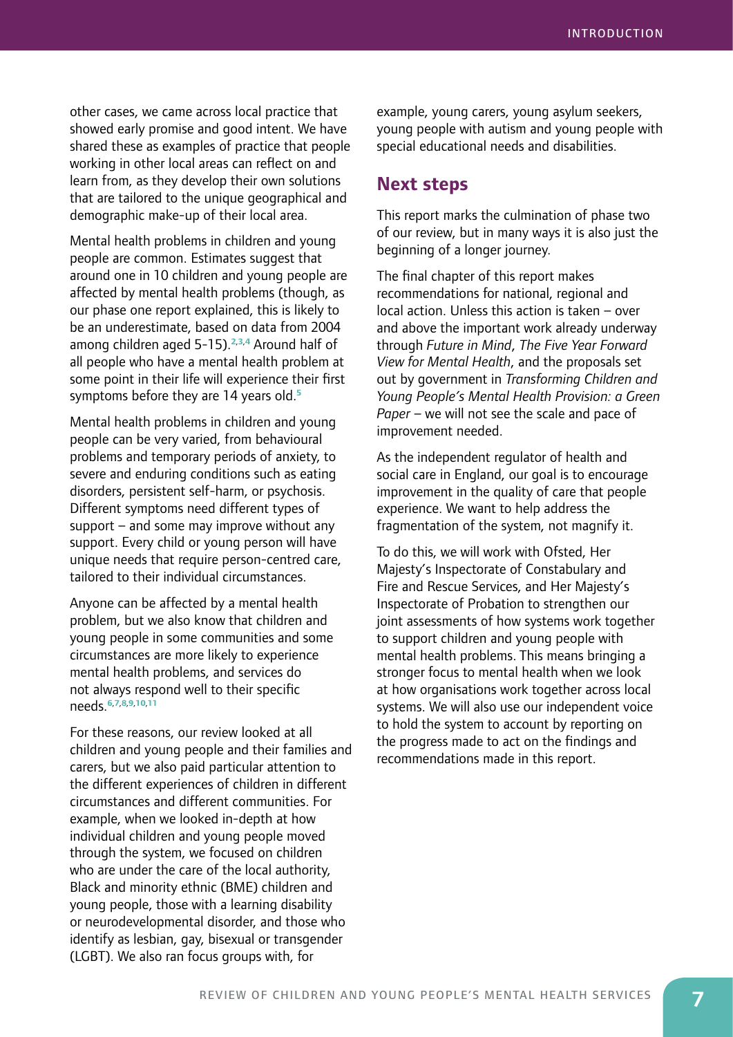other cases, we came across local practice that showed early promise and good intent. We have shared these as examples of practice that people working in other local areas can reflect on and learn from, as they develop their own solutions that are tailored to the unique geographical and demographic make-up of their local area.

Mental health problems in children and young people are common. Estimates suggest that around one in 10 children and young people are affected by mental health problems (though, as our phase one report explained, this is likely to be an underestimate, based on data from 2004 among children aged 5-15).[2,3,4] Around half of all people who have a mental health problem at some point in their life will experience their first symptoms before they are 14 years old.[5]

Mental health problems in children and young people can be very varied, from behavioural problems and temporary periods of anxiety, to severe and enduring conditions such as eating disorders, persistent self-harm, or psychosis. Different symptoms need different types of support – and some may improve without any support. Every child or young person will have unique needs that require person-centred care, tailored to their individual circumstances.

Anyone can be affected by a mental health problem, but we also know that children and young people in some communities and some circumstances are more likely to experience mental health problems, and services do not always respond well to their specific needs.[6,7,8,9,10,11]

For these reasons, our review looked at all children and young people and their families and carers, but we also paid particular attention to the different experiences of children in different circumstances and different communities. For example, when we looked in-depth at how individual children and young people moved through the system, we focused on children who are under the care of the local authority, Black and minority ethnic (BME) children and young people, those with a learning disability or neurodevelopmental disorder, and those who identify as lesbian, gay, bisexual or transgender (LGBT). We also ran focus groups with, for example, young carers, young asylum seekers, young people with autism and young people with special educational needs and disabilities.

## Next steps

This report marks the culmination of phase two of our review, but in many ways it is also just the beginning of a longer journey.

The final chapter of this report makes recommendations for national, regional and local action. Unless this action is taken – over and above the important work already underway through *Future in Mind*, *The Five Year Forward View for Mental Health*, and the proposals set out by government in *Transforming Children and Young People's Mental Health Provision: a Green Paper* – we will not see the scale and pace of improvement needed.

As the independent regulator of health and social care in England, our goal is to encourage improvement in the quality of care that people experience. We want to help address the fragmentation of the system, not magnify it.

To do this, we will work with Ofsted, Her Majesty's Inspectorate of Constabulary and Fire and Rescue Services, and Her Majesty's Inspectorate of Probation to strengthen our joint assessments of how systems work together to support children and young people with mental health problems. This means bringing a stronger focus to mental health when we look at how organisations work together across local systems. We will also use our independent voice to hold the system to account by reporting on the progress made to act on the findings and recommendations made in this report.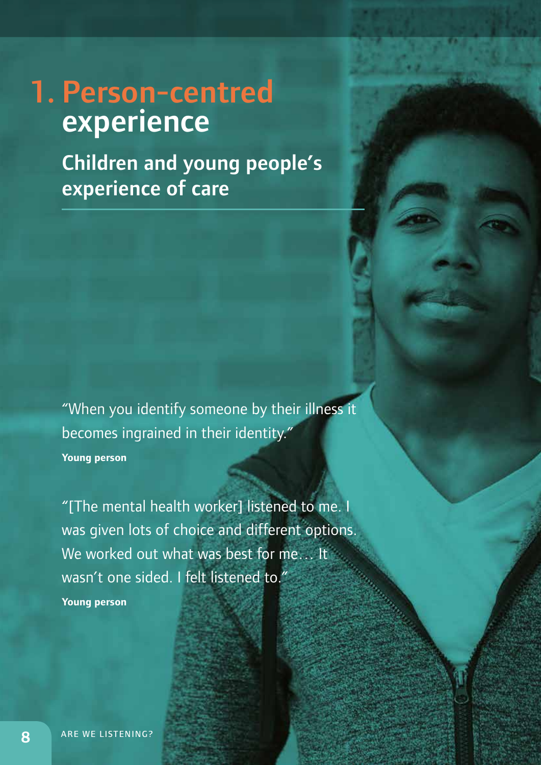# 1. Person-centred experience

## Children and young people's experience of care

"When you identify someone by their illness it becomes ingrained in their identity."

**Young person**

"[The mental health worker] listened to me. I was given lots of choice and different options. We worked out what was best for me… It wasn't one sided. I felt listened to."

**Young person**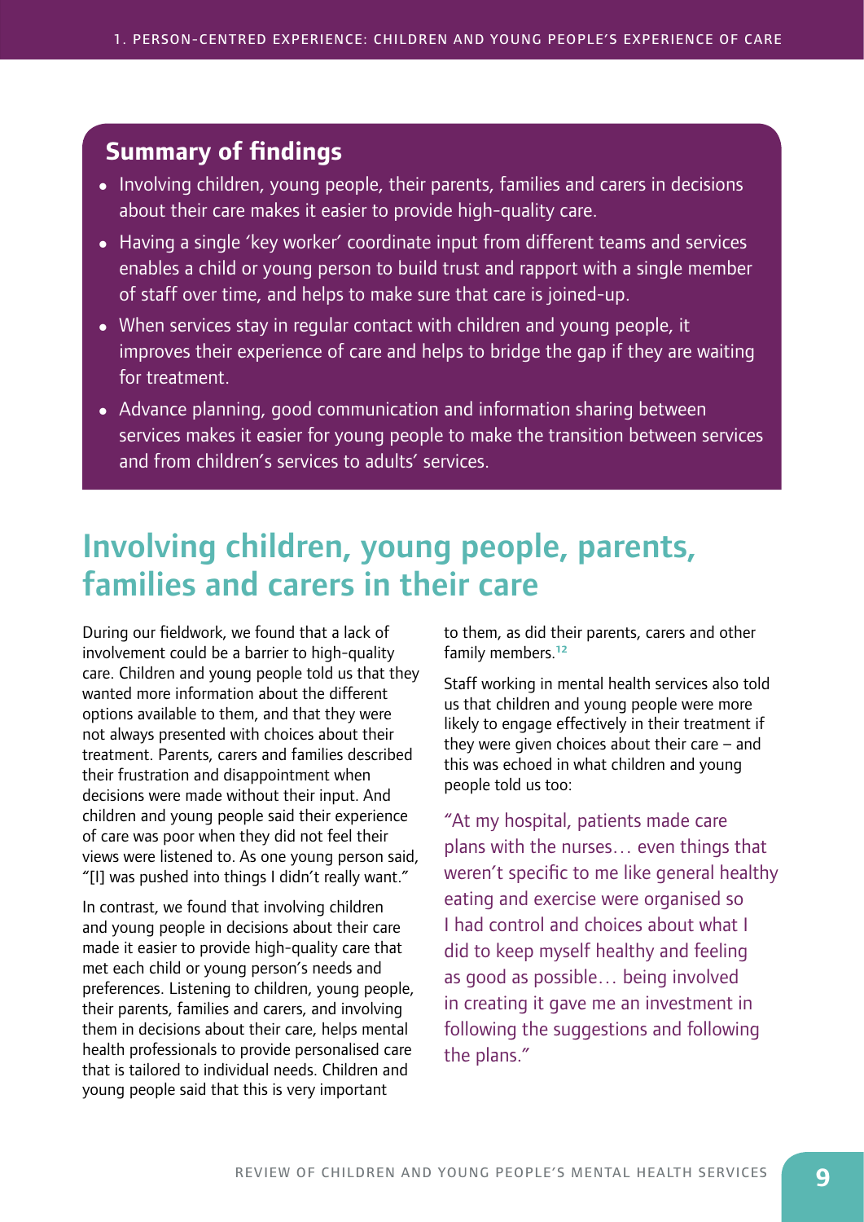### Summary of findings

- Involving children, young people, their parents, families and carers in decisions about their care makes it easier to provide high-quality care.
- Having a single 'key worker' coordinate input from different teams and services enables a child or young person to build trust and rapport with a single member of staff over time, and helps to make sure that care is joined-up.
- When services stay in regular contact with children and young people, it improves their experience of care and helps to bridge the gap if they are waiting for treatment.
- Advance planning, good communication and information sharing between services makes it easier for young people to make the transition between services and from children's services to adults' services.

## Involving children, young people, parents, families and carers in their care

During our fieldwork, we found that a lack of involvement could be a barrier to high-quality care. Children and young people told us that they wanted more information about the different options available to them, and that they were not always presented with choices about their treatment. Parents, carers and families described their frustration and disappointment when decisions were made without their input. And children and young people said their experience of care was poor when they did not feel their views were listened to. As one young person said, "[I] was pushed into things I didn't really want."

In contrast, we found that involving children and young people in decisions about their care made it easier to provide high-quality care that met each child or young person's needs and preferences. Listening to children, young people, their parents, families and carers, and involving them in decisions about their care, helps mental health professionals to provide personalised care that is tailored to individual needs. Children and young people said that this is very important to them, as did their parents, carers and other family members.[12]

Staff working in mental health services also told us that children and young people were more likely to engage effectively in their treatment if they were given choices about their care – and this was echoed in what children and young people told us too:

> "At my hospital, patients made care plans with the nurses… even things that weren't specific to me like general healthy eating and exercise were organised so I had control and choices about what I did to keep myself healthy and feeling as good as possible… being involved in creating it gave me an investment in following the suggestions and following the plans."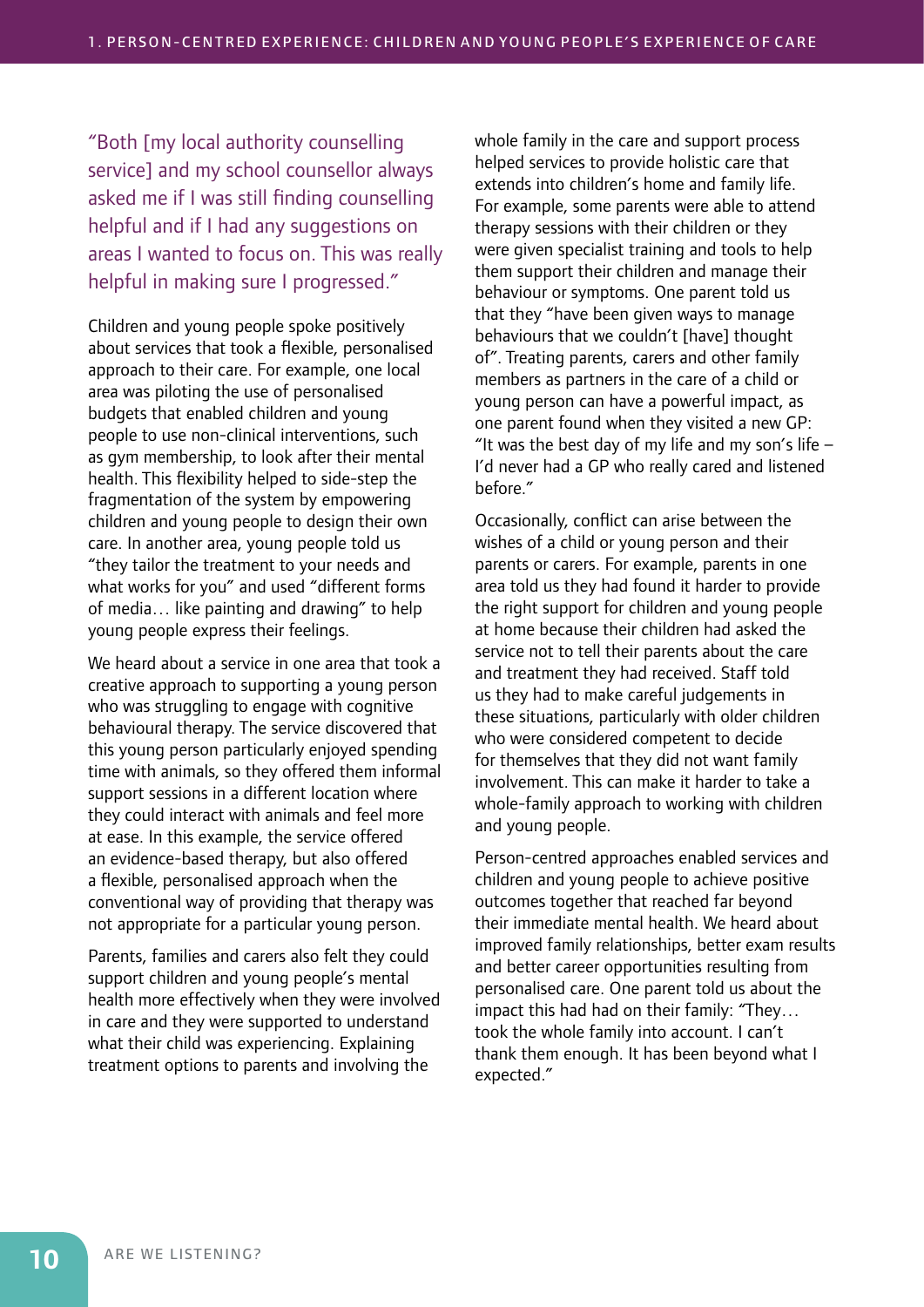> "Both [my local authority counselling service] and my school counsellor always asked me if I was still finding counselling helpful and if I had any suggestions on areas I wanted to focus on. This was really helpful in making sure I progressed."

Children and young people spoke positively about services that took a flexible, personalised approach to their care. For example, one local area was piloting the use of personalised budgets that enabled children and young people to use non-clinical interventions, such as gym membership, to look after their mental health. This flexibility helped to side-step the fragmentation of the system by empowering children and young people to design their own care. In another area, young people told us "they tailor the treatment to your needs and what works for you" and used "different forms of media… like painting and drawing" to help young people express their feelings.

We heard about a service in one area that took a creative approach to supporting a young person who was struggling to engage with cognitive behavioural therapy. The service discovered that this young person particularly enjoyed spending time with animals, so they offered them informal support sessions in a different location where they could interact with animals and feel more at ease. In this example, the service offered an evidence-based therapy, but also offered a flexible, personalised approach when the conventional way of providing that therapy was not appropriate for a particular young person.

Parents, families and carers also felt they could support children and young people's mental health more effectively when they were involved in care and they were supported to understand what their child was experiencing. Explaining treatment options to parents and involving the whole family in the care and support process helped services to provide holistic care that extends into children's home and family life. For example, some parents were able to attend therapy sessions with their children or they were given specialist training and tools to help them support their children and manage their behaviour or symptoms. One parent told us that they "have been given ways to manage behaviours that we couldn't [have] thought of". Treating parents, carers and other family members as partners in the care of a child or young person can have a powerful impact, as one parent found when they visited a new GP: "It was the best day of my life and my son's life – I'd never had a GP who really cared and listened before."

Occasionally, conflict can arise between the wishes of a child or young person and their parents or carers. For example, parents in one area told us they had found it harder to provide the right support for children and young people at home because their children had asked the service not to tell their parents about the care and treatment they had received. Staff told us they had to make careful judgements in these situations, particularly with older children who were considered competent to decide for themselves that they did not want family involvement. This can make it harder to take a whole-family approach to working with children and young people.

Person-centred approaches enabled services and children and young people to achieve positive outcomes together that reached far beyond their immediate mental health. We heard about improved family relationships, better exam results and better career opportunities resulting from personalised care. One parent told us about the impact this had had on their family: "They… took the whole family into account. I can't thank them enough. It has been beyond what I expected."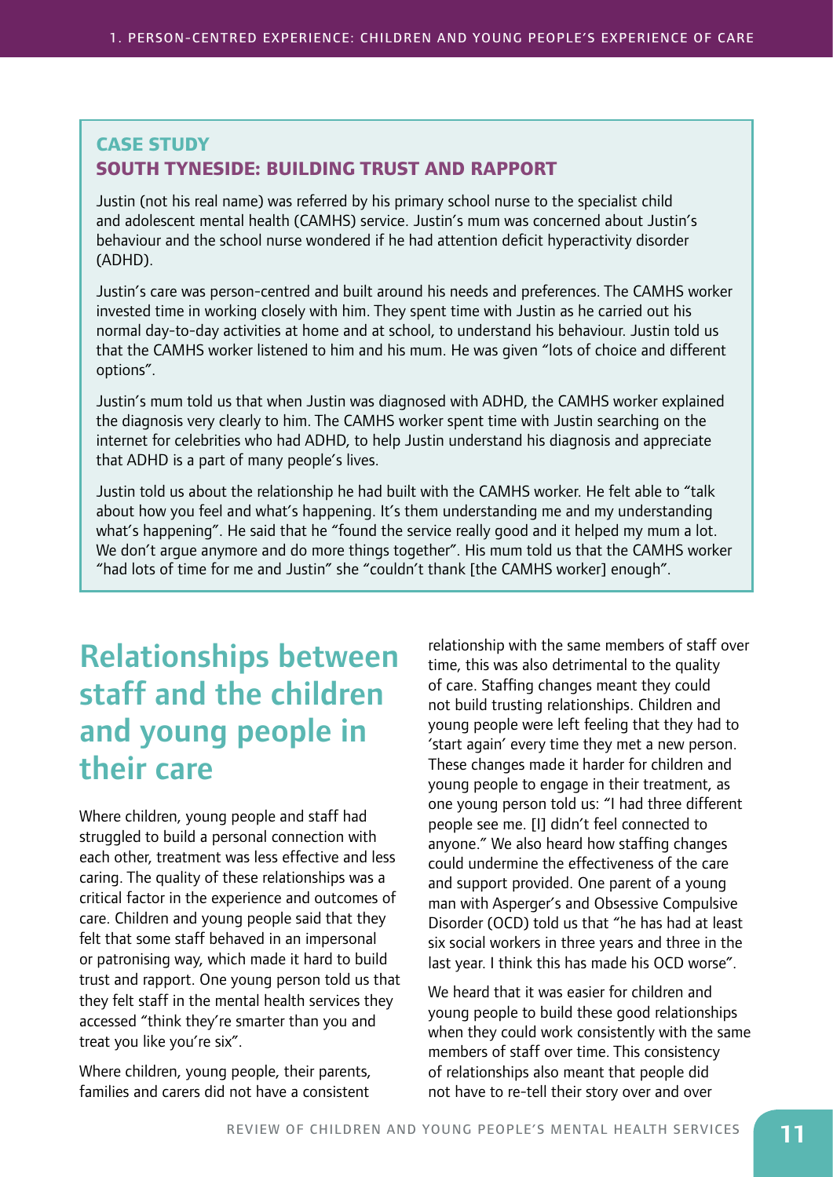## CASE STUDY
## SOUTH TYNESIDE: BUILDING TRUST AND RAPPORT

Justin (not his real name) was referred by his primary school nurse to the specialist child and adolescent mental health (CAMHS) service. Justin's mum was concerned about Justin's behaviour and the school nurse wondered if he had attention deficit hyperactivity disorder (ADHD).

Justin's care was person-centred and built around his needs and preferences. The CAMHS worker invested time in working closely with him. They spent time with Justin as he carried out his normal day-to-day activities at home and at school, to understand his behaviour. Justin told us that the CAMHS worker listened to him and his mum. He was given "lots of choice and different options".

Justin's mum told us that when Justin was diagnosed with ADHD, the CAMHS worker explained the diagnosis very clearly to him. The CAMHS worker spent time with Justin searching on the internet for celebrities who had ADHD, to help Justin understand his diagnosis and appreciate that ADHD is a part of many people's lives.

Justin told us about the relationship he had built with the CAMHS worker. He felt able to "talk about how you feel and what's happening. It's them understanding me and my understanding what's happening". He said that he "found the service really good and it helped my mum a lot. We don't argue anymore and do more things together". His mum told us that the CAMHS worker "had lots of time for me and Justin" she "couldn't thank [the CAMHS worker] enough".

# Relationships between staff and the children and young people in their care

Where children, young people and staff had struggled to build a personal connection with each other, treatment was less effective and less caring. The quality of these relationships was a critical factor in the experience and outcomes of care. Children and young people said that they felt that some staff behaved in an impersonal or patronising way, which made it hard to build trust and rapport. One young person told us that they felt staff in the mental health services they accessed "think they're smarter than you and treat you like you're six".

Where children, young people, their parents, families and carers did not have a consistent relationship with the same members of staff over time, this was also detrimental to the quality of care. Staffing changes meant they could not build trusting relationships. Children and young people were left feeling that they had to 'start again' every time they met a new person. These changes made it harder for children and young people to engage in their treatment, as one young person told us: "I had three different people see me. [I] didn't feel connected to anyone." We also heard how staffing changes could undermine the effectiveness of the care and support provided. One parent of a young man with Asperger's and Obsessive Compulsive Disorder (OCD) told us that "he has had at least six social workers in three years and three in the last year. I think this has made his OCD worse".

We heard that it was easier for children and young people to build these good relationships when they could work consistently with the same members of staff over time. This consistency of relationships also meant that people did not have to re-tell their story over and over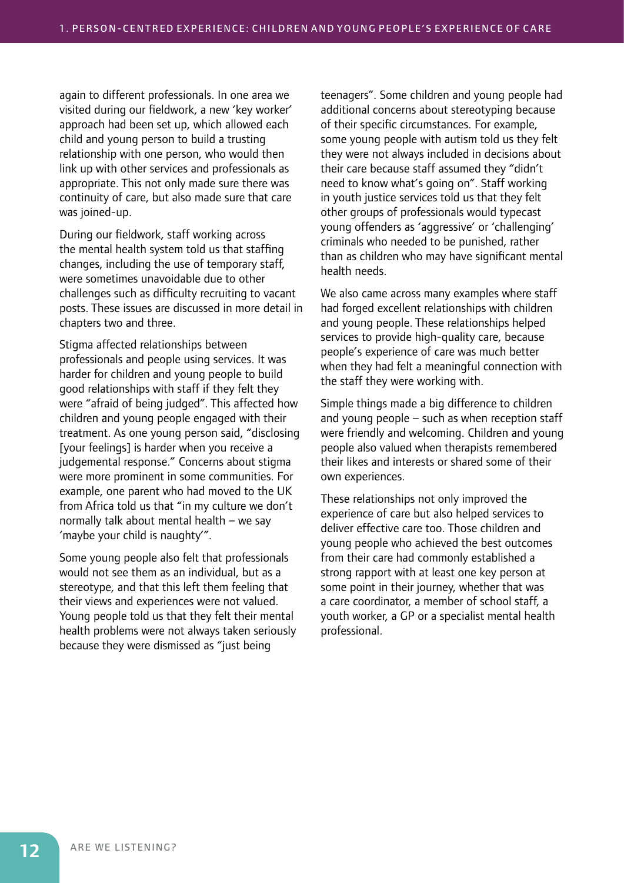again to different professionals. In one area we visited during our fieldwork, a new 'key worker' approach had been set up, which allowed each child and young person to build a trusting relationship with one person, who would then link up with other services and professionals as appropriate. This not only made sure there was continuity of care, but also made sure that care was joined-up.

During our fieldwork, staff working across the mental health system told us that staffing changes, including the use of temporary staff, were sometimes unavoidable due to other challenges such as difficulty recruiting to vacant posts. These issues are discussed in more detail in chapters two and three.

Stigma affected relationships between professionals and people using services. It was harder for children and young people to build good relationships with staff if they felt they were "afraid of being judged". This affected how children and young people engaged with their treatment. As one young person said, "disclosing [your feelings] is harder when you receive a judgemental response." Concerns about stigma were more prominent in some communities. For example, one parent who had moved to the UK from Africa told us that "in my culture we don't normally talk about mental health – we say 'maybe your child is naughty'".

Some young people also felt that professionals would not see them as an individual, but as a stereotype, and that this left them feeling that their views and experiences were not valued. Young people told us that they felt their mental health problems were not always taken seriously because they were dismissed as "just being teenagers". Some children and young people had additional concerns about stereotyping because of their specific circumstances. For example, some young people with autism told us they felt they were not always included in decisions about their care because staff assumed they "didn't need to know what's going on". Staff working in youth justice services told us that they felt other groups of professionals would typecast young offenders as 'aggressive' or 'challenging' criminals who needed to be punished, rather than as children who may have significant mental health needs.

We also came across many examples where staff had forged excellent relationships with children and young people. These relationships helped services to provide high-quality care, because people's experience of care was much better when they had felt a meaningful connection with the staff they were working with.

Simple things made a big difference to children and young people – such as when reception staff were friendly and welcoming. Children and young people also valued when therapists remembered their likes and interests or shared some of their own experiences.

These relationships not only improved the experience of care but also helped services to deliver effective care too. Those children and young people who achieved the best outcomes from their care had commonly established a strong rapport with at least one key person at some point in their journey, whether that was a care coordinator, a member of school staff, a youth worker, a GP or a specialist mental health professional.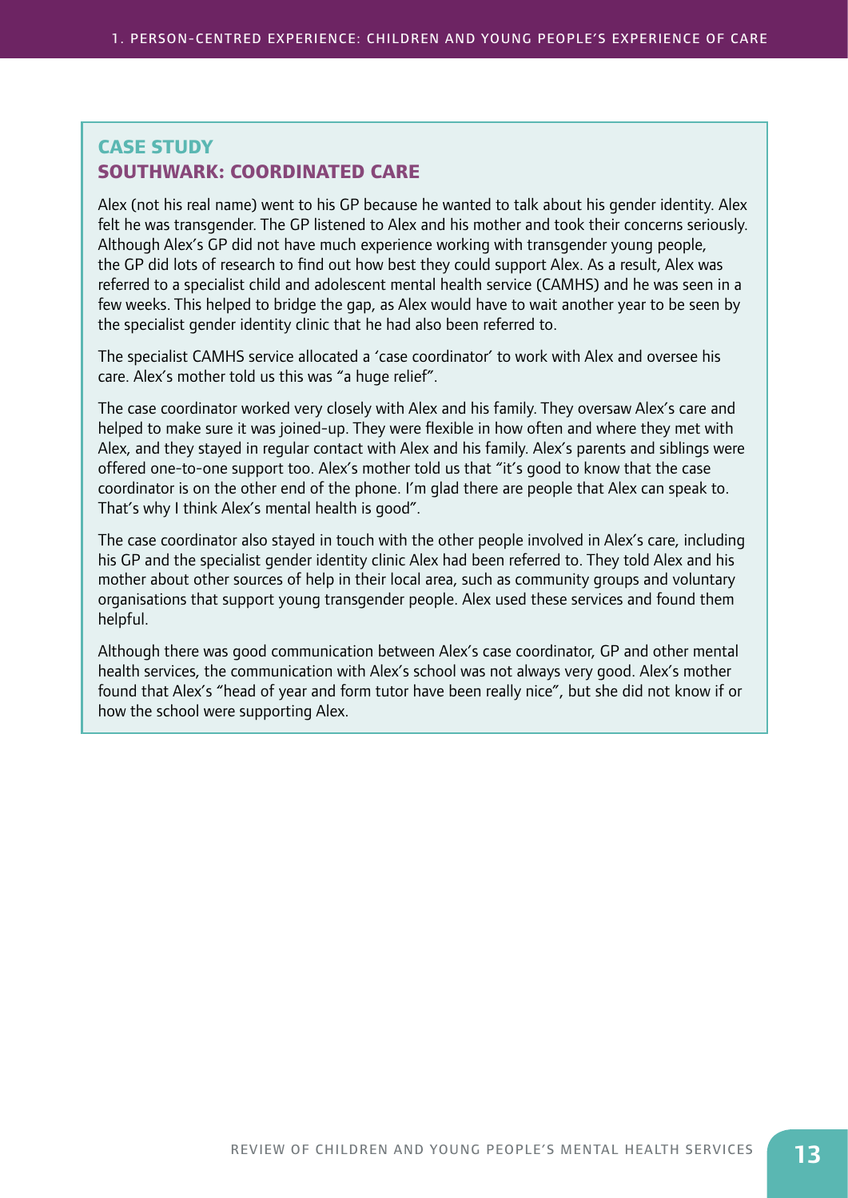## CASE STUDY

## SOUTHWARK: COORDINATED CARE

Alex (not his real name) went to his GP because he wanted to talk about his gender identity. Alex felt he was transgender. The GP listened to Alex and his mother and took their concerns seriously. Although Alex's GP did not have much experience working with transgender young people, the GP did lots of research to find out how best they could support Alex. As a result, Alex was referred to a specialist child and adolescent mental health service (CAMHS) and he was seen in a few weeks. This helped to bridge the gap, as Alex would have to wait another year to be seen by the specialist gender identity clinic that he had also been referred to.

The specialist CAMHS service allocated a 'case coordinator' to work with Alex and oversee his care. Alex's mother told us this was "a huge relief".

The case coordinator worked very closely with Alex and his family. They oversaw Alex's care and helped to make sure it was joined-up. They were flexible in how often and where they met with Alex, and they stayed in regular contact with Alex and his family. Alex's parents and siblings were offered one-to-one support too. Alex's mother told us that "it's good to know that the case coordinator is on the other end of the phone. I'm glad there are people that Alex can speak to. That's why I think Alex's mental health is good".

The case coordinator also stayed in touch with the other people involved in Alex's care, including his GP and the specialist gender identity clinic Alex had been referred to. They told Alex and his mother about other sources of help in their local area, such as community groups and voluntary organisations that support young transgender people. Alex used these services and found them helpful.

Although there was good communication between Alex's case coordinator, GP and other mental health services, the communication with Alex's school was not always very good. Alex's mother found that Alex's "head of year and form tutor have been really nice", but she did not know if or how the school were supporting Alex.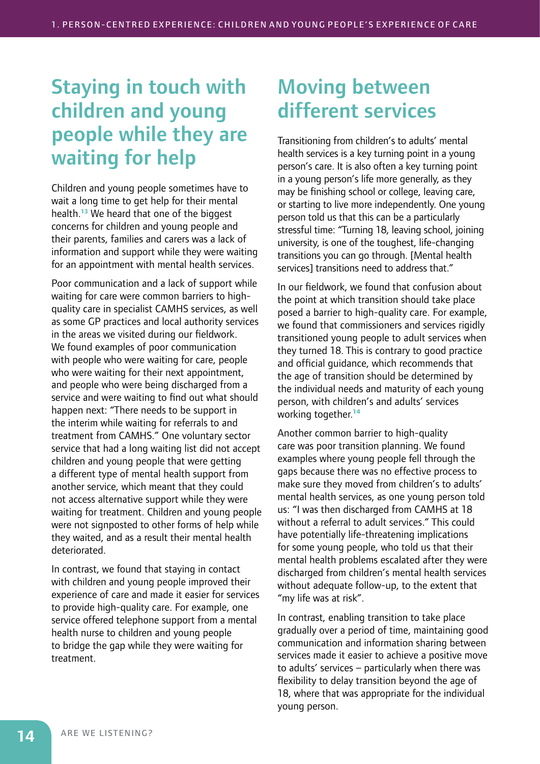## Staying in touch with children and young people while they are waiting for help

Children and young people sometimes have to wait a long time to get help for their mental health.[13] We heard that one of the biggest concerns for children and young people and their parents, families and carers was a lack of information and support while they were waiting for an appointment with mental health services.

Poor communication and a lack of support while waiting for care were common barriers to high-quality care in specialist CAMHS services, as well as some GP practices and local authority services in the areas we visited during our fieldwork. We found examples of poor communication with people who were waiting for care, people who were waiting for their next appointment, and people who were being discharged from a service and were waiting to find out what should happen next: "There needs to be support in the interim while waiting for referrals to and treatment from CAMHS." One voluntary sector service that had a long waiting list did not accept children and young people that were getting a different type of mental health support from another service, which meant that they could not access alternative support while they were waiting for treatment. Children and young people were not signposted to other forms of help while they waited, and as a result their mental health deteriorated.

In contrast, we found that staying in contact with children and young people improved their experience of care and made it easier for services to provide high-quality care. For example, one service offered telephone support from a mental health nurse to children and young people to bridge the gap while they were waiting for treatment.

## Moving between different services

Transitioning from children's to adults' mental health services is a key turning point in a young person's care. It is also often a key turning point in a young person's life more generally, as they may be finishing school or college, leaving care, or starting to live more independently. One young person told us that this can be a particularly stressful time: "Turning 18, leaving school, joining university, is one of the toughest, life-changing transitions you can go through. [Mental health services] transitions need to address that."

In our fieldwork, we found that confusion about the point at which transition should take place posed a barrier to high-quality care. For example, we found that commissioners and services rigidly transitioned young people to adult services when they turned 18. This is contrary to good practice and official guidance, which recommends that the age of transition should be determined by the individual needs and maturity of each young person, with children's and adults' services working together.[14]

Another common barrier to high-quality care was poor transition planning. We found examples where young people fell through the gaps because there was no effective process to make sure they moved from children's to adults' mental health services, as one young person told us: "I was then discharged from CAMHS at 18 without a referral to adult services." This could have potentially life-threatening implications for some young people, who told us that their mental health problems escalated after they were discharged from children's mental health services without adequate follow-up, to the extent that "my life was at risk".

In contrast, enabling transition to take place gradually over a period of time, maintaining good communication and information sharing between services made it easier to achieve a positive move to adults' services – particularly when there was flexibility to delay transition beyond the age of 18, where that was appropriate for the individual young person.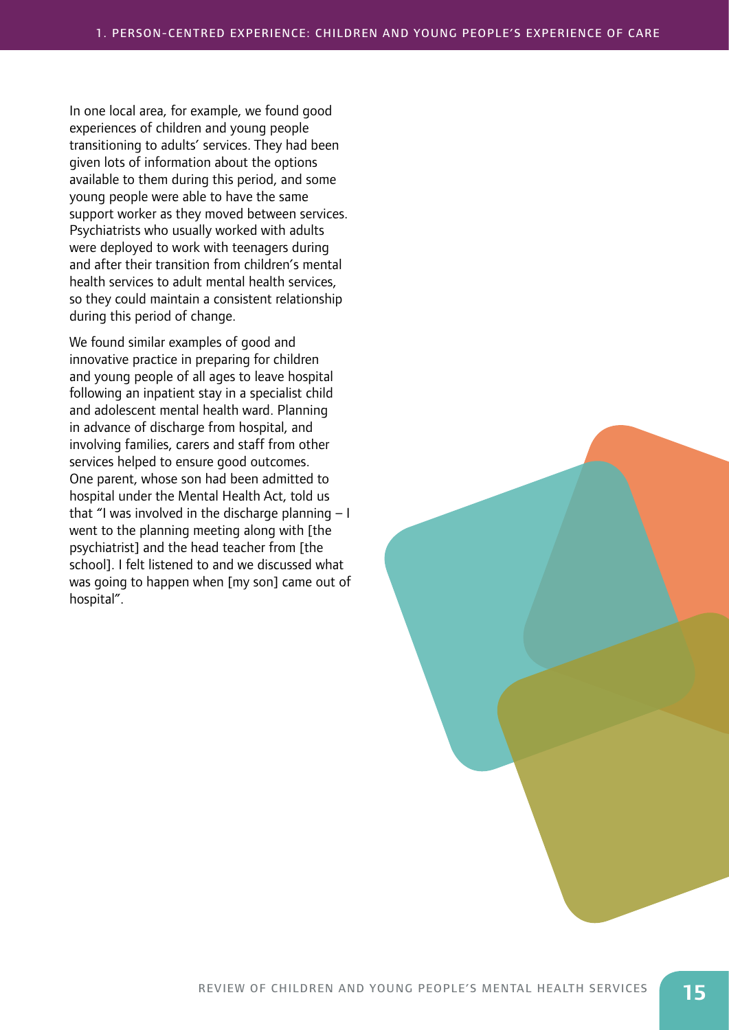In one local area, for example, we found good experiences of children and young people transitioning to adults' services. They had been given lots of information about the options available to them during this period, and some young people were able to have the same support worker as they moved between services. Psychiatrists who usually worked with adults were deployed to work with teenagers during and after their transition from children's mental health services to adult mental health services, so they could maintain a consistent relationship during this period of change.

We found similar examples of good and innovative practice in preparing for children and young people of all ages to leave hospital following an inpatient stay in a specialist child and adolescent mental health ward. Planning in advance of discharge from hospital, and involving families, carers and staff from other services helped to ensure good outcomes. One parent, whose son had been admitted to hospital under the Mental Health Act, told us that "I was involved in the discharge planning – I went to the planning meeting along with [the psychiatrist] and the head teacher from [the school]. I felt listened to and we discussed what was going to happen when [my son] came out of hospital".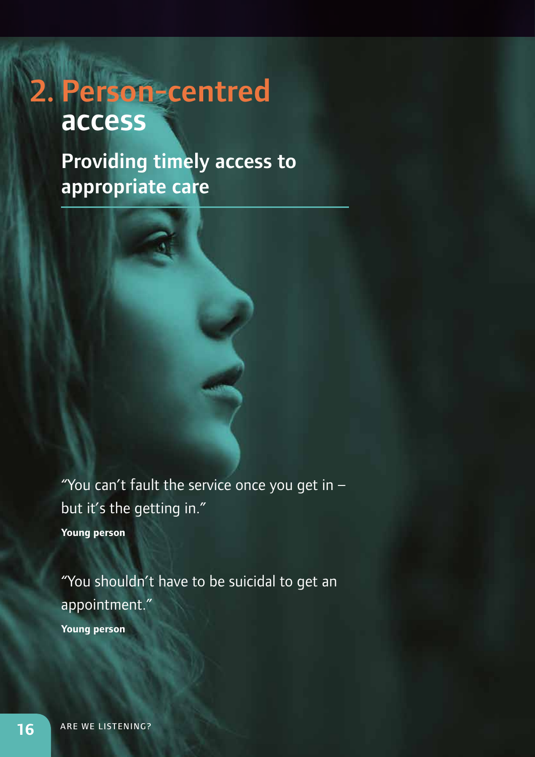# 2. Person-centred access

## Providing timely access to appropriate care

"You can't fault the service once you get in – but it's the getting in."

**Young person**

"You shouldn't have to be suicidal to get an appointment."

**Young person**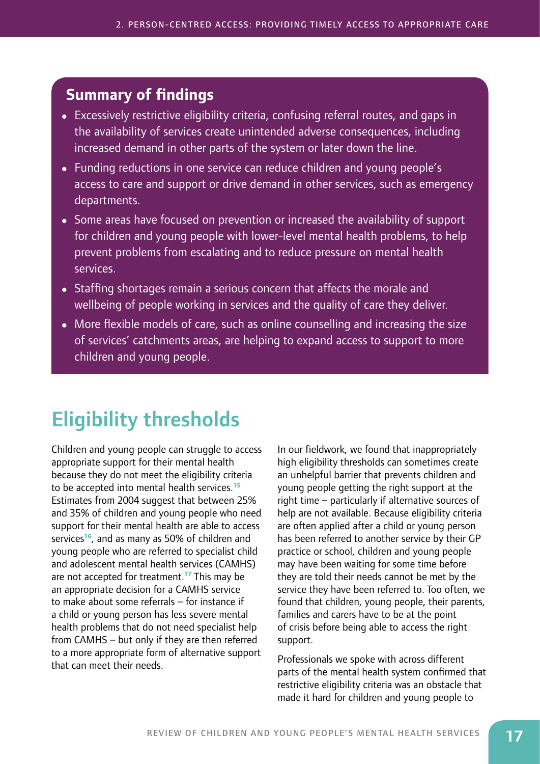## Summary of findings

- Excessively restrictive eligibility criteria, confusing referral routes, and gaps in the availability of services create unintended adverse consequences, including increased demand in other parts of the system or later down the line.
- Funding reductions in one service can reduce children and young people's access to care and support or drive demand in other services, such as emergency departments.
- Some areas have focused on prevention or increased the availability of support for children and young people with lower-level mental health problems, to help prevent problems from escalating and to reduce pressure on mental health services.
- Staffing shortages remain a serious concern that affects the morale and wellbeing of people working in services and the quality of care they deliver.
- More flexible models of care, such as online counselling and increasing the size of services' catchments areas, are helping to expand access to support to more children and young people.

# Eligibility thresholds

Children and young people can struggle to access appropriate support for their mental health because they do not meet the eligibility criteria to be accepted into mental health services.[15] Estimates from 2004 suggest that between 25% and 35% of children and young people who need support for their mental health are able to access services[16], and as many as 50% of children and young people who are referred to specialist child and adolescent mental health services (CAMHS) are not accepted for treatment.[17] This may be an appropriate decision for a CAMHS service to make about some referrals – for instance if a child or young person has less severe mental health problems that do not need specialist help from CAMHS – but only if they are then referred to a more appropriate form of alternative support that can meet their needs.

In our fieldwork, we found that inappropriately high eligibility thresholds can sometimes create an unhelpful barrier that prevents children and young people getting the right support at the right time – particularly if alternative sources of help are not available. Because eligibility criteria are often applied after a child or young person has been referred to another service by their GP practice or school, children and young people may have been waiting for some time before they are told their needs cannot be met by the service they have been referred to. Too often, we found that children, young people, their parents, families and carers have to be at the point of crisis before being able to access the right support.

Professionals we spoke with across different parts of the mental health system confirmed that restrictive eligibility criteria was an obstacle that made it hard for children and young people to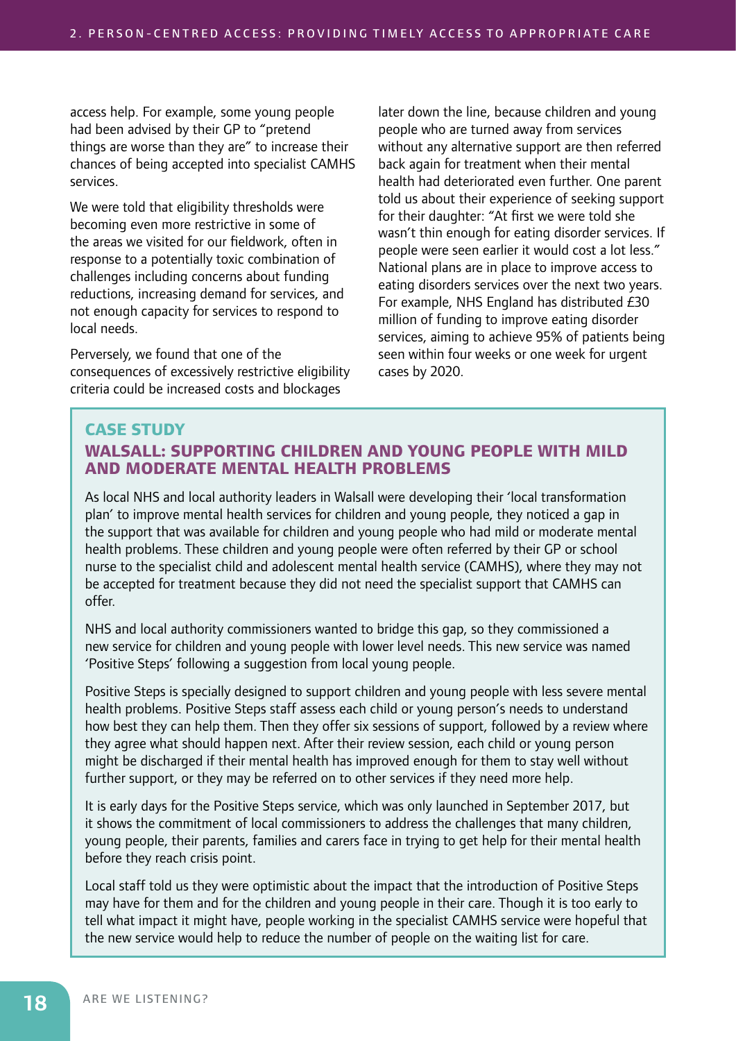access help. For example, some young people had been advised by their GP to "pretend things are worse than they are" to increase their chances of being accepted into specialist CAMHS services.

We were told that eligibility thresholds were becoming even more restrictive in some of the areas we visited for our fieldwork, often in response to a potentially toxic combination of challenges including concerns about funding reductions, increasing demand for services, and not enough capacity for services to respond to local needs.

Perversely, we found that one of the consequences of excessively restrictive eligibility criteria could be increased costs and blockages later down the line, because children and young people who are turned away from services without any alternative support are then referred back again for treatment when their mental health had deteriorated even further. One parent told us about their experience of seeking support for their daughter: "At first we were told she wasn't thin enough for eating disorder services. If people were seen earlier it would cost a lot less." National plans are in place to improve access to eating disorders services over the next two years. For example, NHS England has distributed £30 million of funding to improve eating disorder services, aiming to achieve 95% of patients being seen within four weeks or one week for urgent cases by 2020.

### CASE STUDY

### WALSALL: SUPPORTING CHILDREN AND YOUNG PEOPLE WITH MILD AND MODERATE MENTAL HEALTH PROBLEMS

As local NHS and local authority leaders in Walsall were developing their 'local transformation plan' to improve mental health services for children and young people, they noticed a gap in the support that was available for children and young people who had mild or moderate mental health problems. These children and young people were often referred by their GP or school nurse to the specialist child and adolescent mental health service (CAMHS), where they may not be accepted for treatment because they did not need the specialist support that CAMHS can offer.

NHS and local authority commissioners wanted to bridge this gap, so they commissioned a new service for children and young people with lower level needs. This new service was named 'Positive Steps' following a suggestion from local young people.

Positive Steps is specially designed to support children and young people with less severe mental health problems. Positive Steps staff assess each child or young person's needs to understand how best they can help them. Then they offer six sessions of support, followed by a review where they agree what should happen next. After their review session, each child or young person might be discharged if their mental health has improved enough for them to stay well without further support, or they may be referred on to other services if they need more help.

It is early days for the Positive Steps service, which was only launched in September 2017, but it shows the commitment of local commissioners to address the challenges that many children, young people, their parents, families and carers face in trying to get help for their mental health before they reach crisis point.

Local staff told us they were optimistic about the impact that the introduction of Positive Steps may have for them and for the children and young people in their care. Though it is too early to tell what impact it might have, people working in the specialist CAMHS service were hopeful that the new service would help to reduce the number of people on the waiting list for care.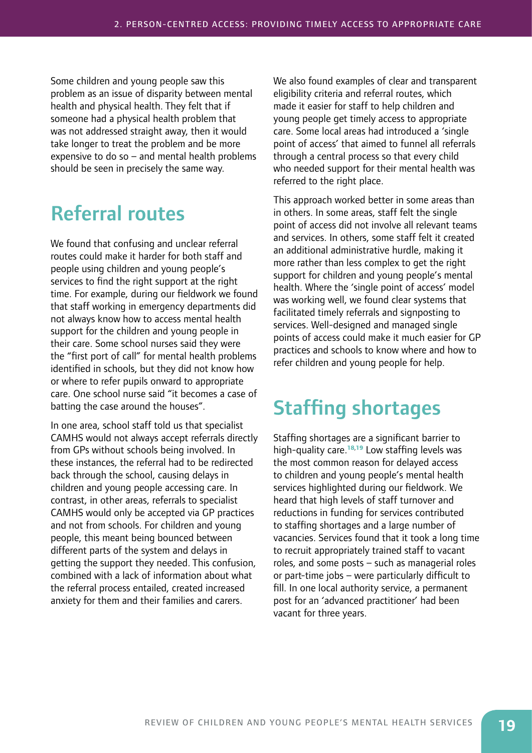Some children and young people saw this problem as an issue of disparity between mental health and physical health. They felt that if someone had a physical health problem that was not addressed straight away, then it would take longer to treat the problem and be more expensive to do so – and mental health problems should be seen in precisely the same way.

## Referral routes

We found that confusing and unclear referral routes could make it harder for both staff and people using children and young people's services to find the right support at the right time. For example, during our fieldwork we found that staff working in emergency departments did not always know how to access mental health support for the children and young people in their care. Some school nurses said they were the "first port of call" for mental health problems identified in schools, but they did not know how or where to refer pupils onward to appropriate care. One school nurse said "it becomes a case of batting the case around the houses".

In one area, school staff told us that specialist CAMHS would not always accept referrals directly from GPs without schools being involved. In these instances, the referral had to be redirected back through the school, causing delays in children and young people accessing care. In contrast, in other areas, referrals to specialist CAMHS would only be accepted via GP practices and not from schools. For children and young people, this meant being bounced between different parts of the system and delays in getting the support they needed. This confusion, combined with a lack of information about what the referral process entailed, created increased anxiety for them and their families and carers.

We also found examples of clear and transparent eligibility criteria and referral routes, which made it easier for staff to help children and young people get timely access to appropriate care. Some local areas had introduced a 'single point of access' that aimed to funnel all referrals through a central process so that every child who needed support for their mental health was referred to the right place.

This approach worked better in some areas than in others. In some areas, staff felt the single point of access did not involve all relevant teams and services. In others, some staff felt it created an additional administrative hurdle, making it more rather than less complex to get the right support for children and young people's mental health. Where the 'single point of access' model was working well, we found clear systems that facilitated timely referrals and signposting to services. Well-designed and managed single points of access could make it much easier for GP practices and schools to know where and how to refer children and young people for help.

## Staffing shortages

Staffing shortages are a significant barrier to high-quality care.[18,19] Low staffing levels was the most common reason for delayed access to children and young people's mental health services highlighted during our fieldwork. We heard that high levels of staff turnover and reductions in funding for services contributed to staffing shortages and a large number of vacancies. Services found that it took a long time to recruit appropriately trained staff to vacant roles, and some posts – such as managerial roles or part-time jobs – were particularly difficult to fill. In one local authority service, a permanent post for an 'advanced practitioner' had been vacant for three years.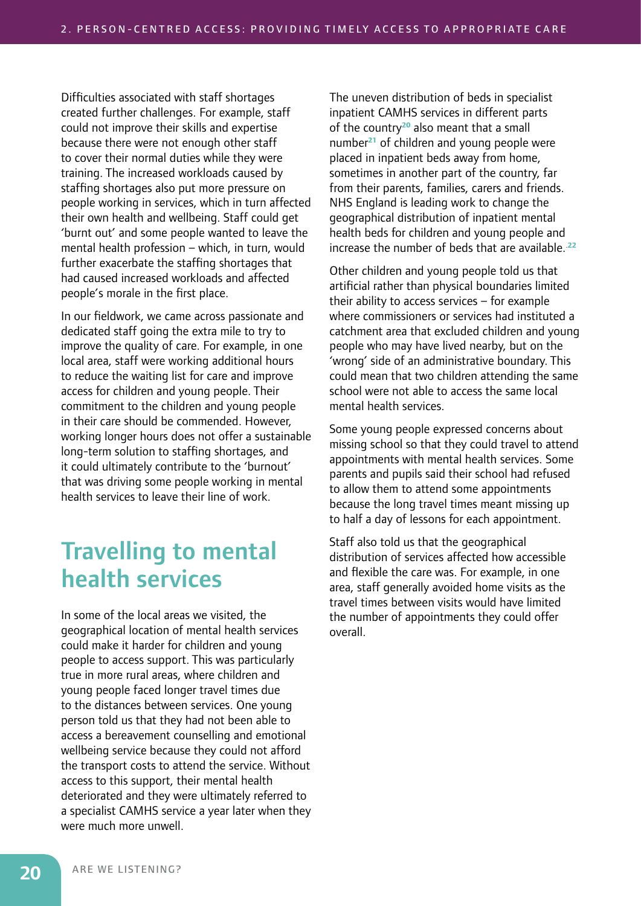Difficulties associated with staff shortages created further challenges. For example, staff could not improve their skills and expertise because there were not enough other staff to cover their normal duties while they were training. The increased workloads caused by staffing shortages also put more pressure on people working in services, which in turn affected their own health and wellbeing. Staff could get 'burnt out' and some people wanted to leave the mental health profession – which, in turn, would further exacerbate the staffing shortages that had caused increased workloads and affected people's morale in the first place.

In our fieldwork, we came across passionate and dedicated staff going the extra mile to try to improve the quality of care. For example, in one local area, staff were working additional hours to reduce the waiting list for care and improve access for children and young people. Their commitment to the children and young people in their care should be commended. However, working longer hours does not offer a sustainable long-term solution to staffing shortages, and it could ultimately contribute to the 'burnout' that was driving some people working in mental health services to leave their line of work.

## Travelling to mental health services

In some of the local areas we visited, the geographical location of mental health services could make it harder for children and young people to access support. This was particularly true in more rural areas, where children and young people faced longer travel times due to the distances between services. One young person told us that they had not been able to access a bereavement counselling and emotional wellbeing service because they could not afford the transport costs to attend the service. Without access to this support, their mental health deteriorated and they were ultimately referred to a specialist CAMHS service a year later when they were much more unwell.

The uneven distribution of beds in specialist inpatient CAMHS services in different parts of the country[20] also meant that a small number[21] of children and young people were placed in inpatient beds away from home, sometimes in another part of the country, far from their parents, families, carers and friends. NHS England is leading work to change the geographical distribution of inpatient mental health beds for children and young people and increase the number of beds that are available.[22]

Other children and young people told us that artificial rather than physical boundaries limited their ability to access services – for example where commissioners or services had instituted a catchment area that excluded children and young people who may have lived nearby, but on the 'wrong' side of an administrative boundary. This could mean that two children attending the same school were not able to access the same local mental health services.

Some young people expressed concerns about missing school so that they could travel to attend appointments with mental health services. Some parents and pupils said their school had refused to allow them to attend some appointments because the long travel times meant missing up to half a day of lessons for each appointment.

Staff also told us that the geographical distribution of services affected how accessible and flexible the care was. For example, in one area, staff generally avoided home visits as the travel times between visits would have limited the number of appointments they could offer overall.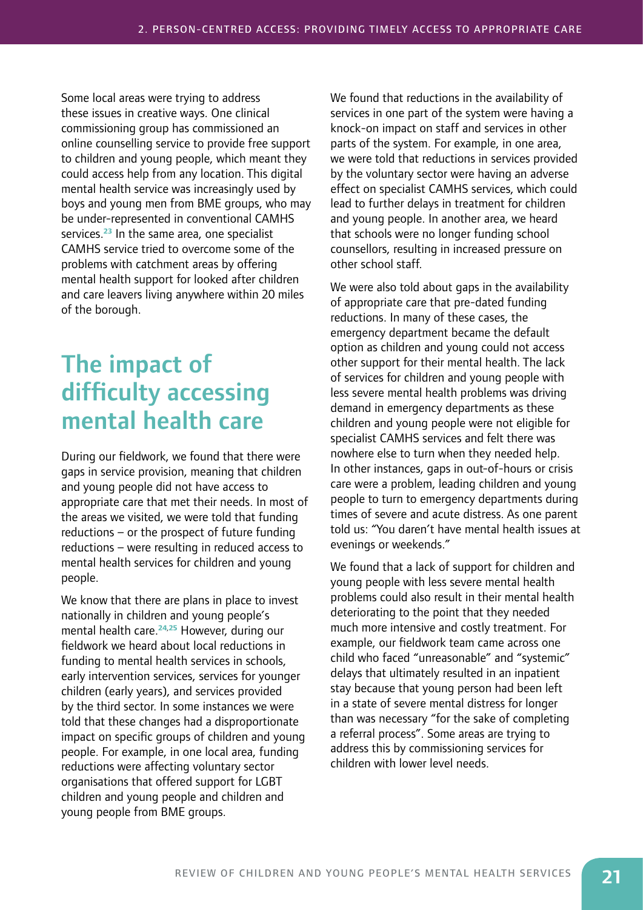Some local areas were trying to address these issues in creative ways. One clinical commissioning group has commissioned an online counselling service to provide free support to children and young people, which meant they could access help from any location. This digital mental health service was increasingly used by boys and young men from BME groups, who may be under-represented in conventional CAMHS services.[23] In the same area, one specialist CAMHS service tried to overcome some of the problems with catchment areas by offering mental health support for looked after children and care leavers living anywhere within 20 miles of the borough.

## The impact of difficulty accessing mental health care

During our fieldwork, we found that there were gaps in service provision, meaning that children and young people did not have access to appropriate care that met their needs. In most of the areas we visited, we were told that funding reductions – or the prospect of future funding reductions – were resulting in reduced access to mental health services for children and young people.

We know that there are plans in place to invest nationally in children and young people's mental health care.[24,25] However, during our fieldwork we heard about local reductions in funding to mental health services in schools, early intervention services, services for younger children (early years), and services provided by the third sector. In some instances we were told that these changes had a disproportionate impact on specific groups of children and young people. For example, in one local area, funding reductions were affecting voluntary sector organisations that offered support for LGBT children and young people and children and young people from BME groups.

We found that reductions in the availability of services in one part of the system were having a knock-on impact on staff and services in other parts of the system. For example, in one area, we were told that reductions in services provided by the voluntary sector were having an adverse effect on specialist CAMHS services, which could lead to further delays in treatment for children and young people. In another area, we heard that schools were no longer funding school counsellors, resulting in increased pressure on other school staff.

We were also told about gaps in the availability of appropriate care that pre-dated funding reductions. In many of these cases, the emergency department became the default option as children and young could not access other support for their mental health. The lack of services for children and young people with less severe mental health problems was driving demand in emergency departments as these children and young people were not eligible for specialist CAMHS services and felt there was nowhere else to turn when they needed help. In other instances, gaps in out-of-hours or crisis care were a problem, leading children and young people to turn to emergency departments during times of severe and acute distress. As one parent told us: "You daren't have mental health issues at evenings or weekends."

We found that a lack of support for children and young people with less severe mental health problems could also result in their mental health deteriorating to the point that they needed much more intensive and costly treatment. For example, our fieldwork team came across one child who faced "unreasonable" and "systemic" delays that ultimately resulted in an inpatient stay because that young person had been left in a state of severe mental distress for longer than was necessary "for the sake of completing a referral process". Some areas are trying to address this by commissioning services for children with lower level needs.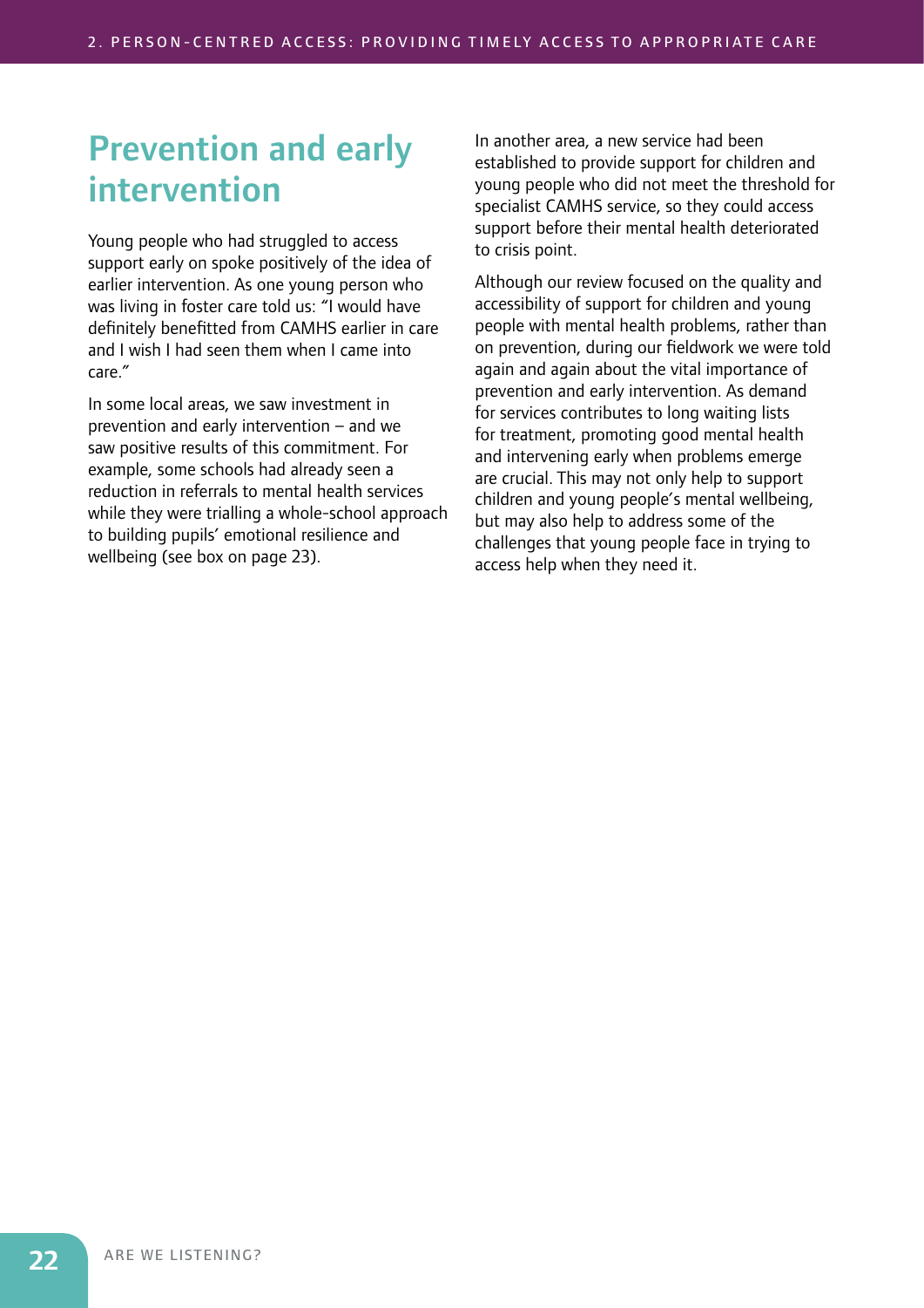## Prevention and early intervention

Young people who had struggled to access support early on spoke positively of the idea of earlier intervention. As one young person who was living in foster care told us: "I would have definitely benefitted from CAMHS earlier in care and I wish I had seen them when I came into care."

In some local areas, we saw investment in prevention and early intervention – and we saw positive results of this commitment. For example, some schools had already seen a reduction in referrals to mental health services while they were trialling a whole-school approach to building pupils' emotional resilience and wellbeing (see box on page 23).

In another area, a new service had been established to provide support for children and young people who did not meet the threshold for specialist CAMHS service, so they could access support before their mental health deteriorated to crisis point.

Although our review focused on the quality and accessibility of support for children and young people with mental health problems, rather than on prevention, during our fieldwork we were told again and again about the vital importance of prevention and early intervention. As demand for services contributes to long waiting lists for treatment, promoting good mental health and intervening early when problems emerge are crucial. This may not only help to support children and young people's mental wellbeing, but may also help to address some of the challenges that young people face in trying to access help when they need it.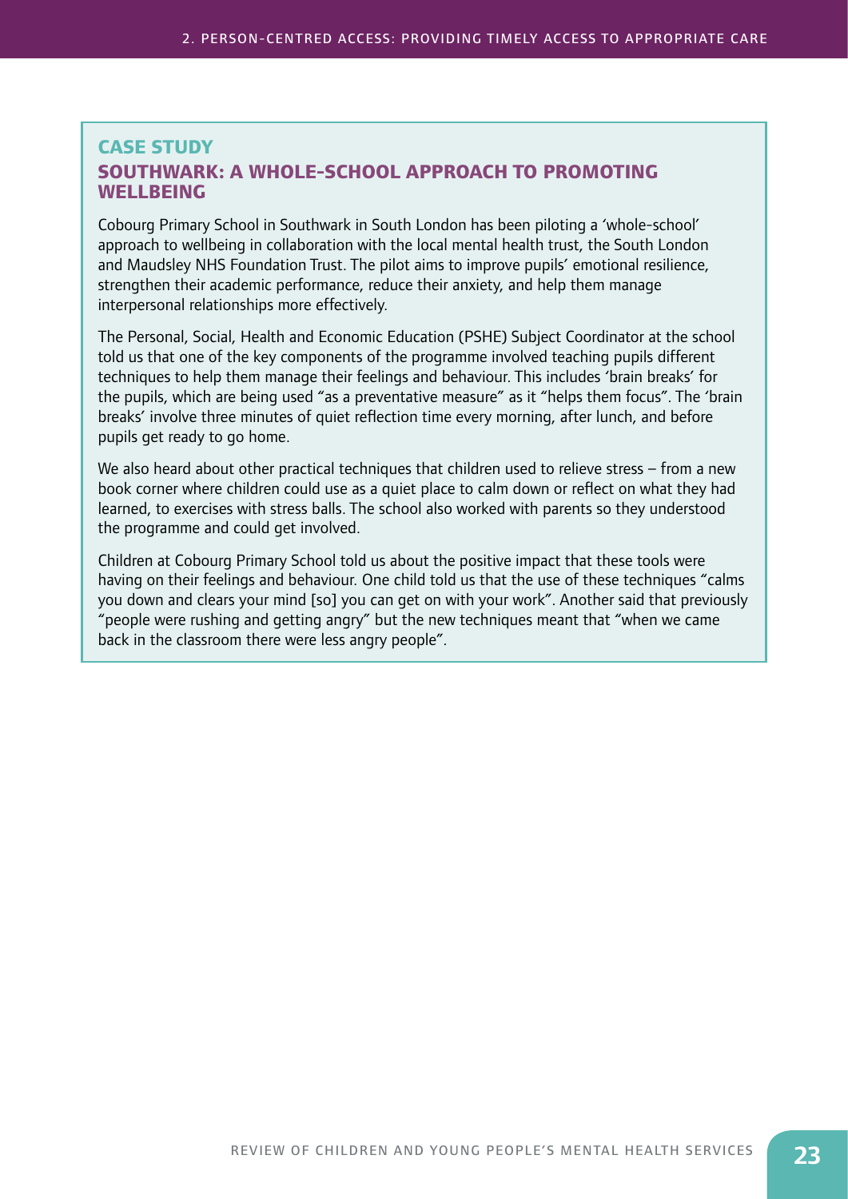## CASE STUDY

## SOUTHWARK: A WHOLE-SCHOOL APPROACH TO PROMOTING WELLBEING

Cobourg Primary School in Southwark in South London has been piloting a 'whole-school' approach to wellbeing in collaboration with the local mental health trust, the South London and Maudsley NHS Foundation Trust. The pilot aims to improve pupils' emotional resilience, strengthen their academic performance, reduce their anxiety, and help them manage interpersonal relationships more effectively.

The Personal, Social, Health and Economic Education (PSHE) Subject Coordinator at the school told us that one of the key components of the programme involved teaching pupils different techniques to help them manage their feelings and behaviour. This includes 'brain breaks' for the pupils, which are being used "as a preventative measure" as it "helps them focus". The 'brain breaks' involve three minutes of quiet reflection time every morning, after lunch, and before pupils get ready to go home.

We also heard about other practical techniques that children used to relieve stress – from a new book corner where children could use as a quiet place to calm down or reflect on what they had learned, to exercises with stress balls. The school also worked with parents so they understood the programme and could get involved.

Children at Cobourg Primary School told us about the positive impact that these tools were having on their feelings and behaviour. One child told us that the use of these techniques "calms you down and clears your mind [so] you can get on with your work". Another said that previously "people were rushing and getting angry" but the new techniques meant that "when we came back in the classroom there were less angry people".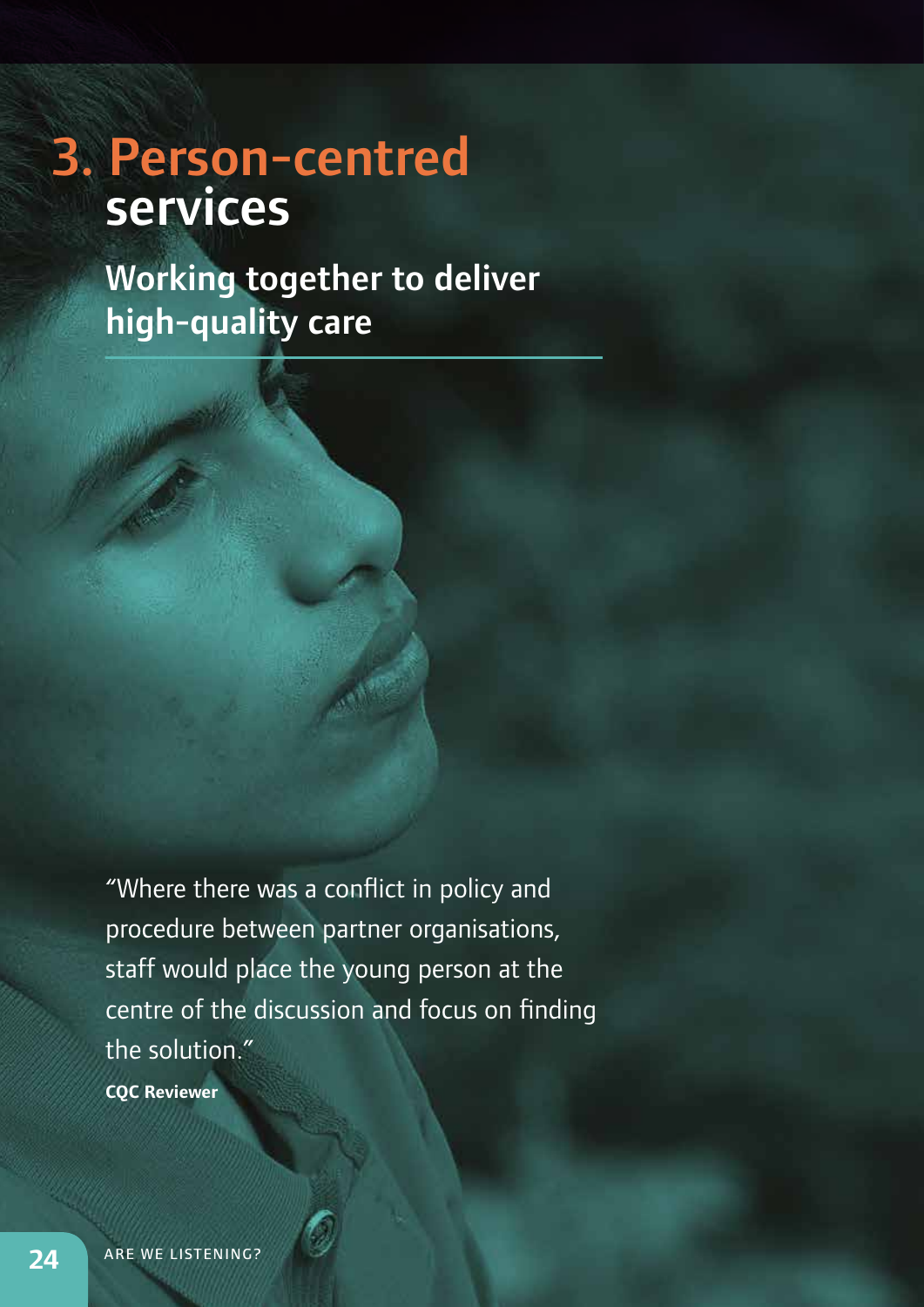# 3. Person-centred services

## Working together to deliver high-quality care

“Where there was a conflict in policy and procedure between partner organisations, staff would place the young person at the centre of the discussion and focus on finding the solution.”

**CQC Reviewer**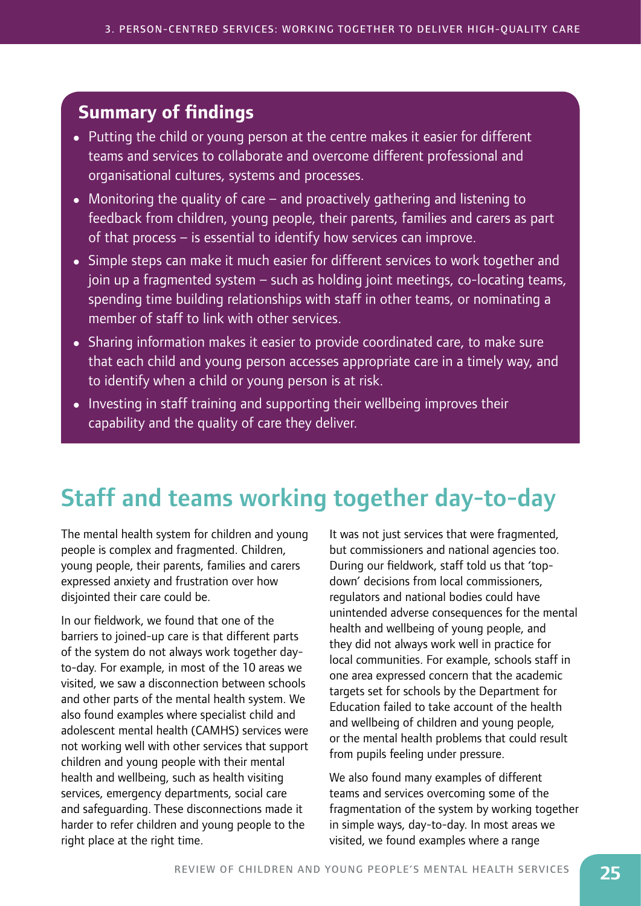## Summary of findings

- Putting the child or young person at the centre makes it easier for different teams and services to collaborate and overcome different professional and organisational cultures, systems and processes.
- Monitoring the quality of care – and proactively gathering and listening to feedback from children, young people, their parents, families and carers as part of that process – is essential to identify how services can improve.
- Simple steps can make it much easier for different services to work together and join up a fragmented system – such as holding joint meetings, co-locating teams, spending time building relationships with staff in other teams, or nominating a member of staff to link with other services.
- Sharing information makes it easier to provide coordinated care, to make sure that each child and young person accesses appropriate care in a timely way, and to identify when a child or young person is at risk.
- Investing in staff training and supporting their wellbeing improves their capability and the quality of care they deliver.

# Staff and teams working together day-to-day

The mental health system for children and young people is complex and fragmented. Children, young people, their parents, families and carers expressed anxiety and frustration over how disjointed their care could be.

In our fieldwork, we found that one of the barriers to joined-up care is that different parts of the system do not always work together day-to-day. For example, in most of the 10 areas we visited, we saw a disconnection between schools and other parts of the mental health system. We also found examples where specialist child and adolescent mental health (CAMHS) services were not working well with other services that support children and young people with their mental health and wellbeing, such as health visiting services, emergency departments, social care and safeguarding. These disconnections made it harder to refer children and young people to the right place at the right time.

It was not just services that were fragmented, but commissioners and national agencies too. During our fieldwork, staff told us that 'top-down' decisions from local commissioners, regulators and national bodies could have unintended adverse consequences for the mental health and wellbeing of young people, and they did not always work well in practice for local communities. For example, schools staff in one area expressed concern that the academic targets set for schools by the Department for Education failed to take account of the health and wellbeing of children and young people, or the mental health problems that could result from pupils feeling under pressure.

We also found many examples of different teams and services overcoming some of the fragmentation of the system by working together in simple ways, day-to-day. In most areas we visited, we found examples where a range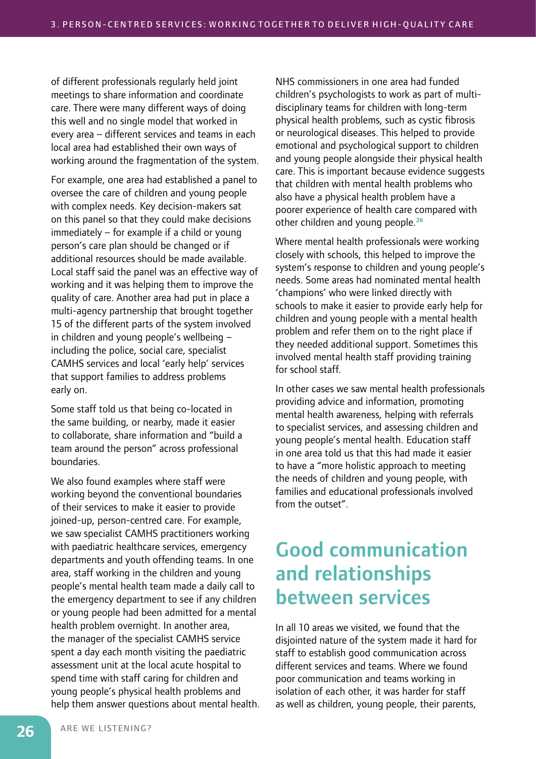of different professionals regularly held joint meetings to share information and coordinate care. There were many different ways of doing this well and no single model that worked in every area – different services and teams in each local area had established their own ways of working around the fragmentation of the system.

For example, one area had established a panel to oversee the care of children and young people with complex needs. Key decision-makers sat on this panel so that they could make decisions immediately – for example if a child or young person's care plan should be changed or if additional resources should be made available. Local staff said the panel was an effective way of working and it was helping them to improve the quality of care. Another area had put in place a multi-agency partnership that brought together 15 of the different parts of the system involved in children and young people's wellbeing – including the police, social care, specialist CAMHS services and local 'early help' services that support families to address problems early on.

Some staff told us that being co-located in the same building, or nearby, made it easier to collaborate, share information and "build a team around the person" across professional boundaries.

We also found examples where staff were working beyond the conventional boundaries of their services to make it easier to provide joined-up, person-centred care. For example, we saw specialist CAMHS practitioners working with paediatric healthcare services, emergency departments and youth offending teams. In one area, staff working in the children and young people's mental health team made a daily call to the emergency department to see if any children or young people had been admitted for a mental health problem overnight. In another area, the manager of the specialist CAMHS service spent a day each month visiting the paediatric assessment unit at the local acute hospital to spend time with staff caring for children and young people's physical health problems and help them answer questions about mental health.

NHS commissioners in one area had funded children's psychologists to work as part of multi-disciplinary teams for children with long-term physical health problems, such as cystic fibrosis or neurological diseases. This helped to provide emotional and psychological support to children and young people alongside their physical health care. This is important because evidence suggests that children with mental health problems who also have a physical health problem have a poorer experience of health care compared with other children and young people.[26]

Where mental health professionals were working closely with schools, this helped to improve the system's response to children and young people's needs. Some areas had nominated mental health 'champions' who were linked directly with schools to make it easier to provide early help for children and young people with a mental health problem and refer them on to the right place if they needed additional support. Sometimes this involved mental health staff providing training for school staff.

In other cases we saw mental health professionals providing advice and information, promoting mental health awareness, helping with referrals to specialist services, and assessing children and young people's mental health. Education staff in one area told us that this had made it easier to have a "more holistic approach to meeting the needs of children and young people, with families and educational professionals involved from the outset".

## Good communication and relationships between services

In all 10 areas we visited, we found that the disjointed nature of the system made it hard for staff to establish good communication across different services and teams. Where we found poor communication and teams working in isolation of each other, it was harder for staff as well as children, young people, their parents,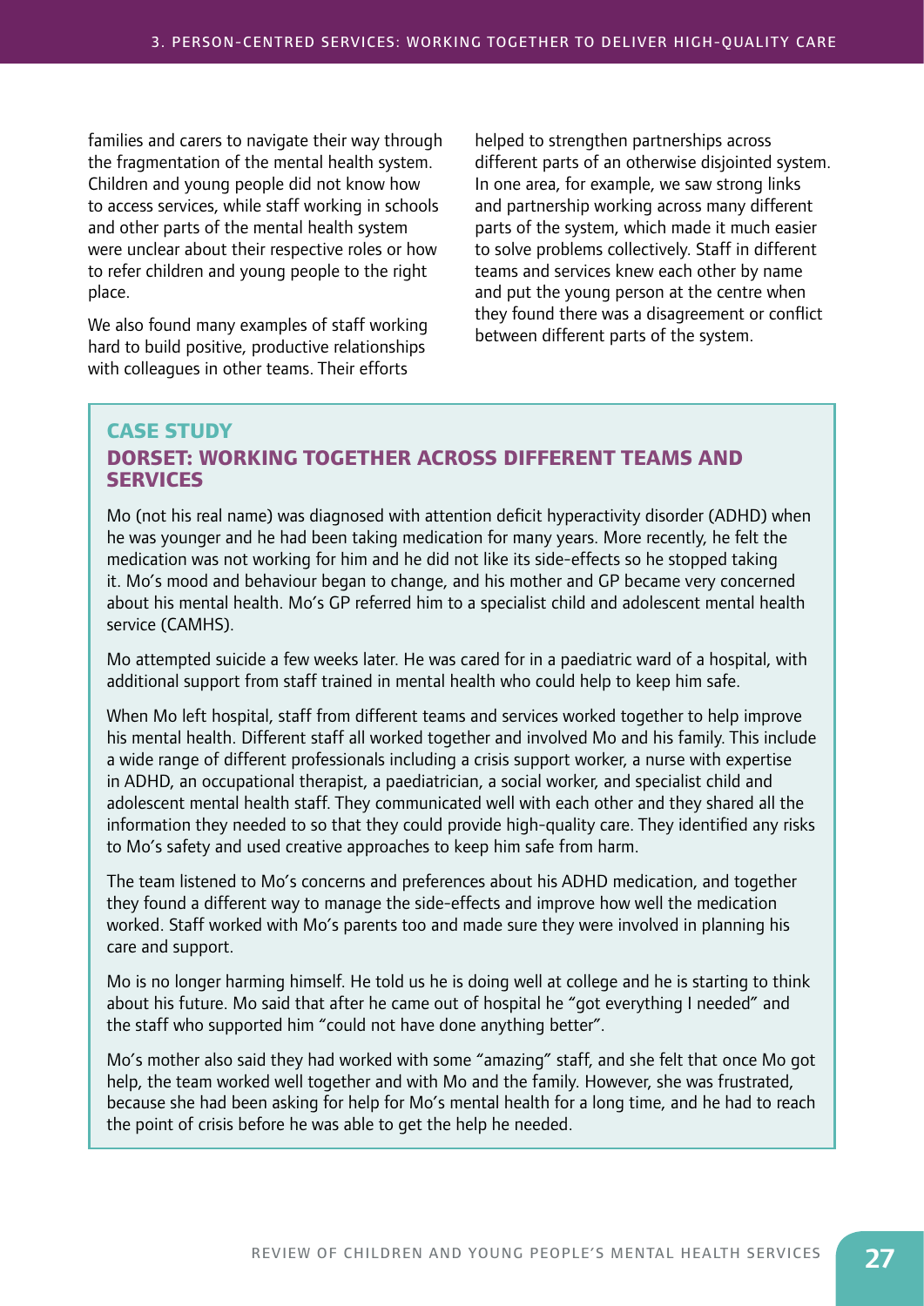families and carers to navigate their way through the fragmentation of the mental health system. Children and young people did not know how to access services, while staff working in schools and other parts of the mental health system were unclear about their respective roles or how to refer children and young people to the right place.

We also found many examples of staff working hard to build positive, productive relationships with colleagues in other teams. Their efforts helped to strengthen partnerships across different parts of an otherwise disjointed system. In one area, for example, we saw strong links and partnership working across many different parts of the system, which made it much easier to solve problems collectively. Staff in different teams and services knew each other by name and put the young person at the centre when they found there was a disagreement or conflict between different parts of the system.

## CASE STUDY

## DORSET: WORKING TOGETHER ACROSS DIFFERENT TEAMS AND SERVICES

Mo (not his real name) was diagnosed with attention deficit hyperactivity disorder (ADHD) when he was younger and he had been taking medication for many years. More recently, he felt the medication was not working for him and he did not like its side-effects so he stopped taking it. Mo's mood and behaviour began to change, and his mother and GP became very concerned about his mental health. Mo's GP referred him to a specialist child and adolescent mental health service (CAMHS).

Mo attempted suicide a few weeks later. He was cared for in a paediatric ward of a hospital, with additional support from staff trained in mental health who could help to keep him safe.

When Mo left hospital, staff from different teams and services worked together to help improve his mental health. Different staff all worked together and involved Mo and his family. This include a wide range of different professionals including a crisis support worker, a nurse with expertise in ADHD, an occupational therapist, a paediatrician, a social worker, and specialist child and adolescent mental health staff. They communicated well with each other and they shared all the information they needed to so that they could provide high-quality care. They identified any risks to Mo's safety and used creative approaches to keep him safe from harm.

The team listened to Mo's concerns and preferences about his ADHD medication, and together they found a different way to manage the side-effects and improve how well the medication worked. Staff worked with Mo's parents too and made sure they were involved in planning his care and support.

Mo is no longer harming himself. He told us he is doing well at college and he is starting to think about his future. Mo said that after he came out of hospital he "got everything I needed" and the staff who supported him "could not have done anything better".

Mo's mother also said they had worked with some "amazing" staff, and she felt that once Mo got help, the team worked well together and with Mo and the family. However, she was frustrated, because she had been asking for help for Mo's mental health for a long time, and he had to reach the point of crisis before he was able to get the help he needed.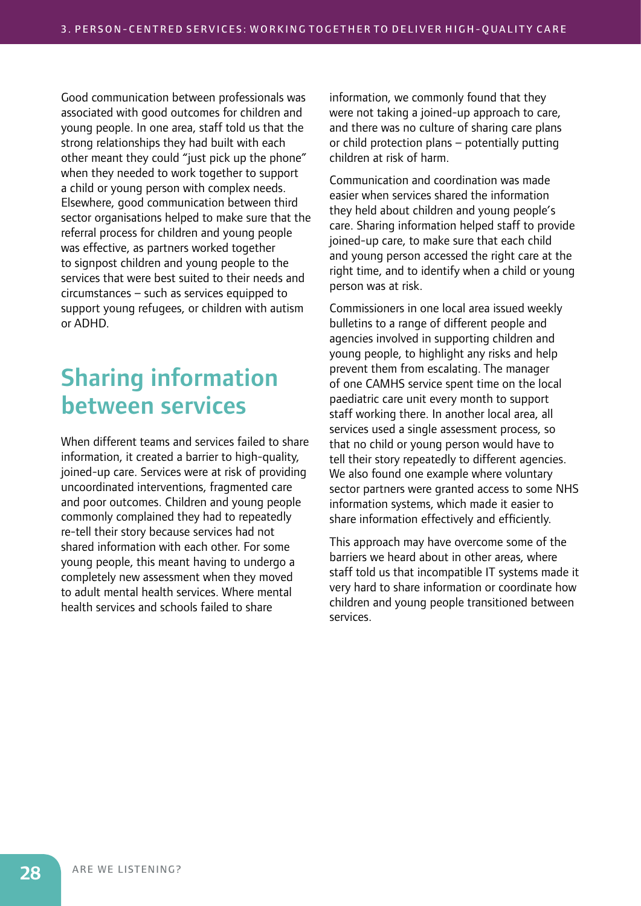Good communication between professionals was associated with good outcomes for children and young people. In one area, staff told us that the strong relationships they had built with each other meant they could "just pick up the phone" when they needed to work together to support a child or young person with complex needs. Elsewhere, good communication between third sector organisations helped to make sure that the referral process for children and young people was effective, as partners worked together to signpost children and young people to the services that were best suited to their needs and circumstances – such as services equipped to support young refugees, or children with autism or ADHD.

## Sharing information between services

When different teams and services failed to share information, it created a barrier to high-quality, joined-up care. Services were at risk of providing uncoordinated interventions, fragmented care and poor outcomes. Children and young people commonly complained they had to repeatedly re-tell their story because services had not shared information with each other. For some young people, this meant having to undergo a completely new assessment when they moved to adult mental health services. Where mental health services and schools failed to share information, we commonly found that they were not taking a joined-up approach to care, and there was no culture of sharing care plans or child protection plans – potentially putting children at risk of harm.

Communication and coordination was made easier when services shared the information they held about children and young people's care. Sharing information helped staff to provide joined-up care, to make sure that each child and young person accessed the right care at the right time, and to identify when a child or young person was at risk.

Commissioners in one local area issued weekly bulletins to a range of different people and agencies involved in supporting children and young people, to highlight any risks and help prevent them from escalating. The manager of one CAMHS service spent time on the local paediatric care unit every month to support staff working there. In another local area, all services used a single assessment process, so that no child or young person would have to tell their story repeatedly to different agencies. We also found one example where voluntary sector partners were granted access to some NHS information systems, which made it easier to share information effectively and efficiently.

This approach may have overcome some of the barriers we heard about in other areas, where staff told us that incompatible IT systems made it very hard to share information or coordinate how children and young people transitioned between services.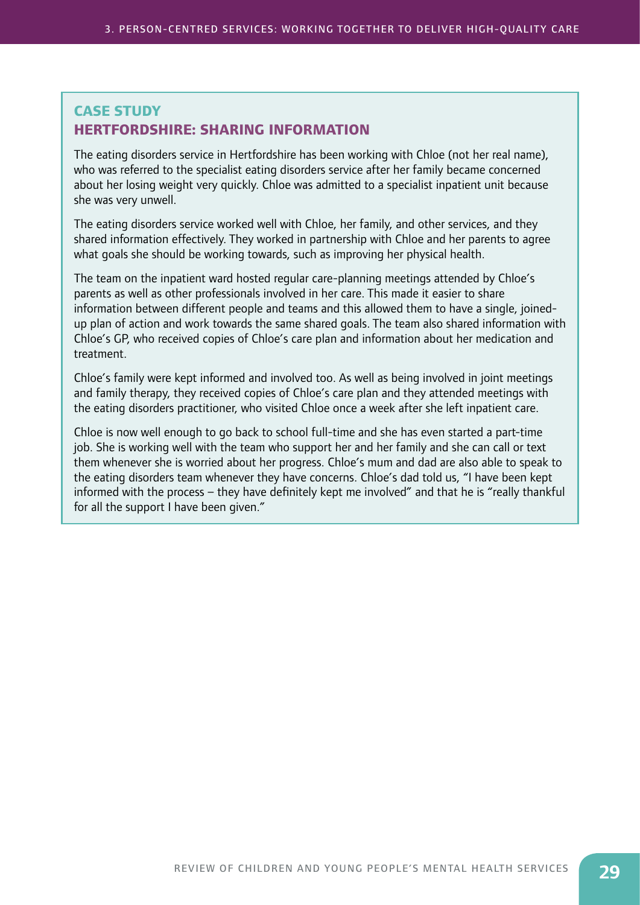## CASE STUDY
## HERTFORDSHIRE: SHARING INFORMATION

The eating disorders service in Hertfordshire has been working with Chloe (not her real name), who was referred to the specialist eating disorders service after her family became concerned about her losing weight very quickly. Chloe was admitted to a specialist inpatient unit because she was very unwell.

The eating disorders service worked well with Chloe, her family, and other services, and they shared information effectively. They worked in partnership with Chloe and her parents to agree what goals she should be working towards, such as improving her physical health.

The team on the inpatient ward hosted regular care-planning meetings attended by Chloe's parents as well as other professionals involved in her care. This made it easier to share information between different people and teams and this allowed them to have a single, joined-up plan of action and work towards the same shared goals. The team also shared information with Chloe's GP, who received copies of Chloe's care plan and information about her medication and treatment.

Chloe's family were kept informed and involved too. As well as being involved in joint meetings and family therapy, they received copies of Chloe's care plan and they attended meetings with the eating disorders practitioner, who visited Chloe once a week after she left inpatient care.

Chloe is now well enough to go back to school full-time and she has even started a part-time job. She is working well with the team who support her and her family and she can call or text them whenever she is worried about her progress. Chloe's mum and dad are also able to speak to the eating disorders team whenever they have concerns. Chloe's dad told us, "I have been kept informed with the process – they have definitely kept me involved" and that he is "really thankful for all the support I have been given."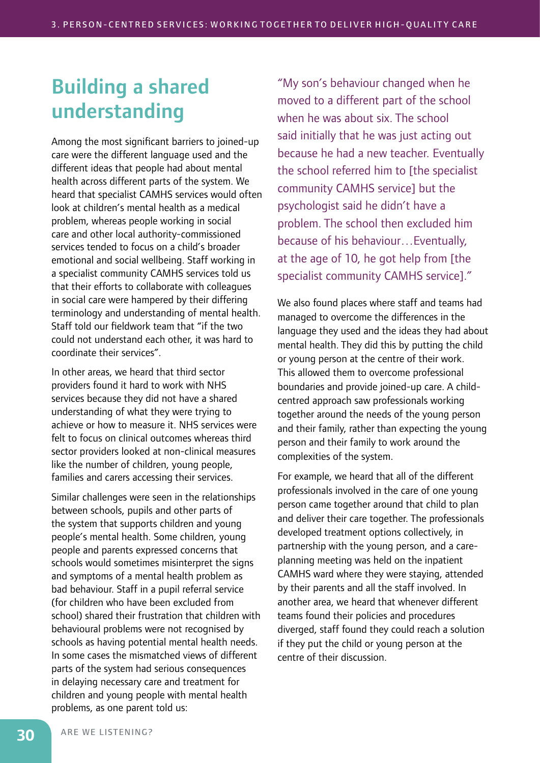## Building a shared understanding

Among the most significant barriers to joined-up care were the different language used and the different ideas that people had about mental health across different parts of the system. We heard that specialist CAMHS services would often look at children's mental health as a medical problem, whereas people working in social care and other local authority-commissioned services tended to focus on a child's broader emotional and social wellbeing. Staff working in a specialist community CAMHS services told us that their efforts to collaborate with colleagues in social care were hampered by their differing terminology and understanding of mental health. Staff told our fieldwork team that "if the two could not understand each other, it was hard to coordinate their services".

In other areas, we heard that third sector providers found it hard to work with NHS services because they did not have a shared understanding of what they were trying to achieve or how to measure it. NHS services were felt to focus on clinical outcomes whereas third sector providers looked at non-clinical measures like the number of children, young people, families and carers accessing their services.

Similar challenges were seen in the relationships between schools, pupils and other parts of the system that supports children and young people's mental health. Some children, young people and parents expressed concerns that schools would sometimes misinterpret the signs and symptoms of a mental health problem as bad behaviour. Staff in a pupil referral service (for children who have been excluded from school) shared their frustration that children with behavioural problems were not recognised by schools as having potential mental health needs. In some cases the mismatched views of different parts of the system had serious consequences in delaying necessary care and treatment for children and young people with mental health problems, as one parent told us:

> "My son's behaviour changed when he moved to a different part of the school when he was about six. The school said initially that he was just acting out because he had a new teacher. Eventually the school referred him to [the specialist community CAMHS service] but the psychologist said he didn't have a problem. The school then excluded him because of his behaviour…Eventually, at the age of 10, he got help from [the specialist community CAMHS service]."

We also found places where staff and teams had managed to overcome the differences in the language they used and the ideas they had about mental health. They did this by putting the child or young person at the centre of their work. This allowed them to overcome professional boundaries and provide joined-up care. A child-centred approach saw professionals working together around the needs of the young person and their family, rather than expecting the young person and their family to work around the complexities of the system.

For example, we heard that all of the different professionals involved in the care of one young person came together around that child to plan and deliver their care together. The professionals developed treatment options collectively, in partnership with the young person, and a care-planning meeting was held on the inpatient CAMHS ward where they were staying, attended by their parents and all the staff involved. In another area, we heard that whenever different teams found their policies and procedures diverged, staff found they could reach a solution if they put the child or young person at the centre of their discussion.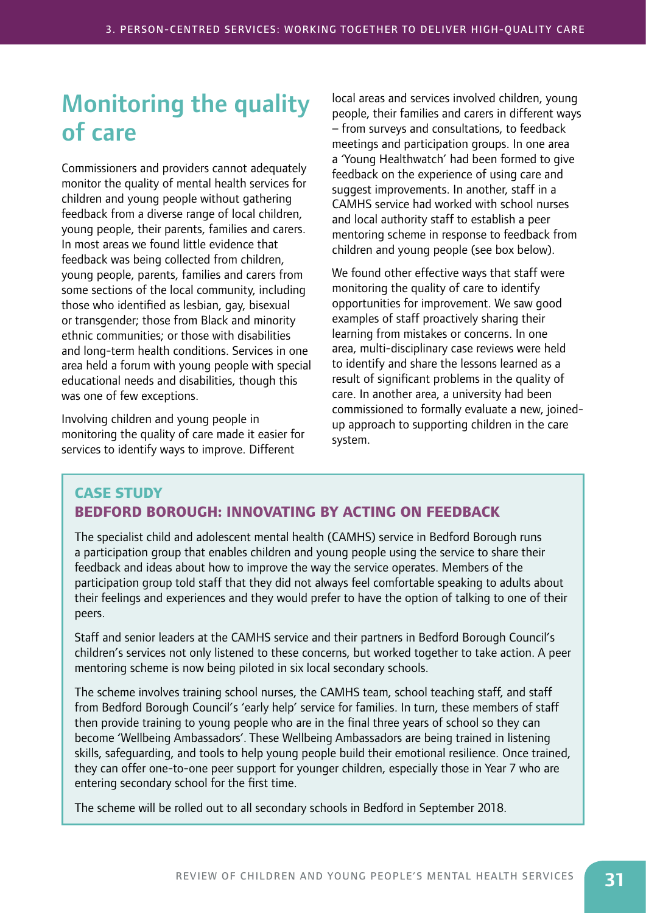## Monitoring the quality of care

Commissioners and providers cannot adequately monitor the quality of mental health services for children and young people without gathering feedback from a diverse range of local children, young people, their parents, families and carers. In most areas we found little evidence that feedback was being collected from children, young people, parents, families and carers from some sections of the local community, including those who identified as lesbian, gay, bisexual or transgender; those from Black and minority ethnic communities; or those with disabilities and long-term health conditions. Services in one area held a forum with young people with special educational needs and disabilities, though this was one of few exceptions.

Involving children and young people in monitoring the quality of care made it easier for services to identify ways to improve. Different local areas and services involved children, young people, their families and carers in different ways – from surveys and consultations, to feedback meetings and participation groups. In one area a 'Young Healthwatch' had been formed to give feedback on the experience of using care and suggest improvements. In another, staff in a CAMHS service had worked with school nurses and local authority staff to establish a peer mentoring scheme in response to feedback from children and young people (see box below).

We found other effective ways that staff were monitoring the quality of care to identify opportunities for improvement. We saw good examples of staff proactively sharing their learning from mistakes or concerns. In one area, multi-disciplinary case reviews were held to identify and share the lessons learned as a result of significant problems in the quality of care. In another area, a university had been commissioned to formally evaluate a new, joined-up approach to supporting children in the care system.

### CASE STUDY
### BEDFORD BOROUGH: INNOVATING BY ACTING ON FEEDBACK

The specialist child and adolescent mental health (CAMHS) service in Bedford Borough runs a participation group that enables children and young people using the service to share their feedback and ideas about how to improve the way the service operates. Members of the participation group told staff that they did not always feel comfortable speaking to adults about their feelings and experiences and they would prefer to have the option of talking to one of their peers.

Staff and senior leaders at the CAMHS service and their partners in Bedford Borough Council's children's services not only listened to these concerns, but worked together to take action. A peer mentoring scheme is now being piloted in six local secondary schools.

The scheme involves training school nurses, the CAMHS team, school teaching staff, and staff from Bedford Borough Council's 'early help' service for families. In turn, these members of staff then provide training to young people who are in the final three years of school so they can become 'Wellbeing Ambassadors'. These Wellbeing Ambassadors are being trained in listening skills, safeguarding, and tools to help young people build their emotional resilience. Once trained, they can offer one-to-one peer support for younger children, especially those in Year 7 who are entering secondary school for the first time.

The scheme will be rolled out to all secondary schools in Bedford in September 2018.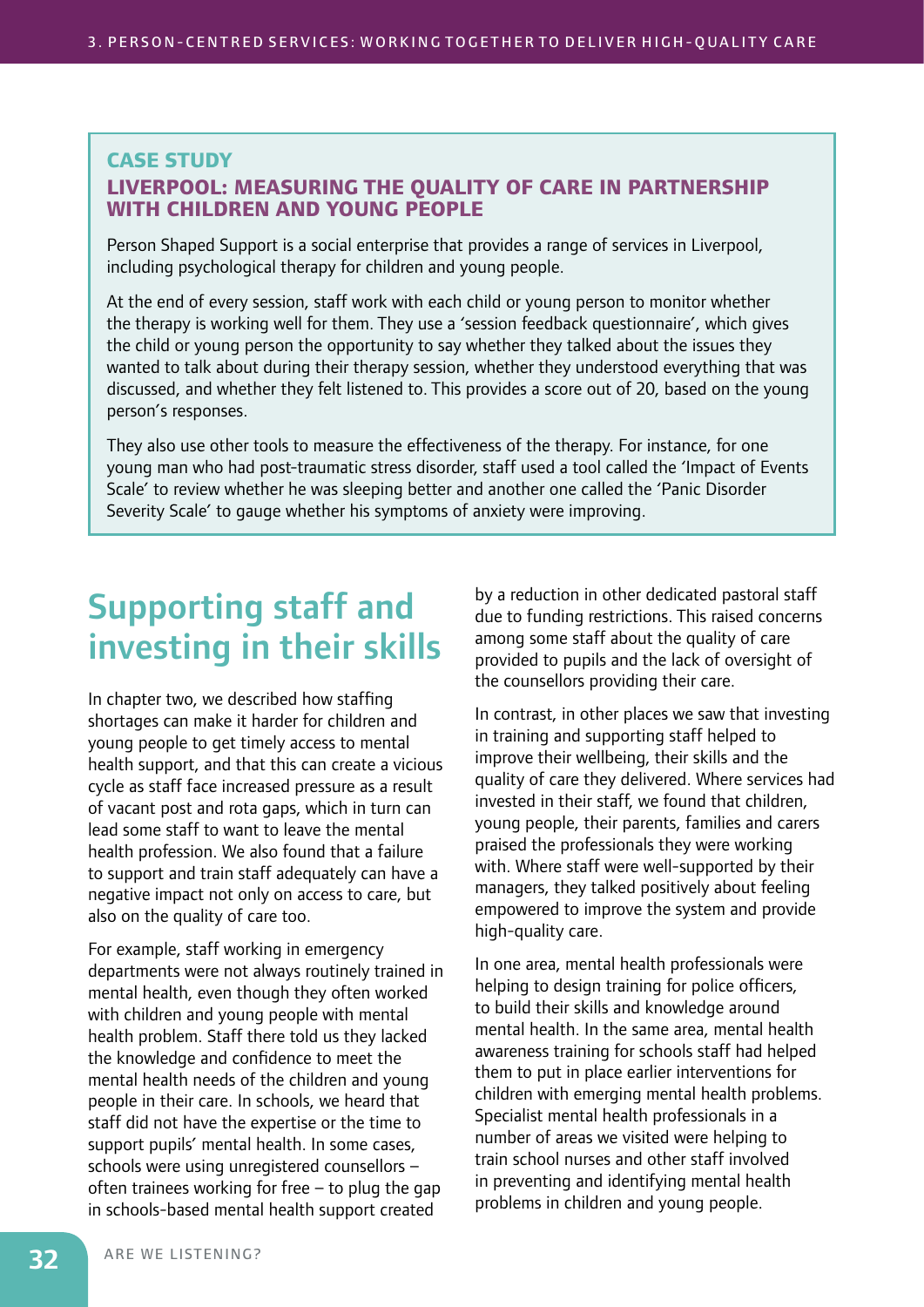**CASE STUDY**

**LIVERPOOL: MEASURING THE QUALITY OF CARE IN PARTNERSHIP WITH CHILDREN AND YOUNG PEOPLE**

Person Shaped Support is a social enterprise that provides a range of services in Liverpool, including psychological therapy for children and young people.

At the end of every session, staff work with each child or young person to monitor whether the therapy is working well for them. They use a 'session feedback questionnaire', which gives the child or young person the opportunity to say whether they talked about the issues they wanted to talk about during their therapy session, whether they understood everything that was discussed, and whether they felt listened to. This provides a score out of 20, based on the young person's responses.

They also use other tools to measure the effectiveness of the therapy. For instance, for one young man who had post-traumatic stress disorder, staff used a tool called the 'Impact of Events Scale' to review whether he was sleeping better and another one called the 'Panic Disorder Severity Scale' to gauge whether his symptoms of anxiety were improving.

## Supporting staff and investing in their skills

In chapter two, we described how staffing shortages can make it harder for children and young people to get timely access to mental health support, and that this can create a vicious cycle as staff face increased pressure as a result of vacant post and rota gaps, which in turn can lead some staff to want to leave the mental health profession. We also found that a failure to support and train staff adequately can have a negative impact not only on access to care, but also on the quality of care too.

For example, staff working in emergency departments were not always routinely trained in mental health, even though they often worked with children and young people with mental health problem. Staff there told us they lacked the knowledge and confidence to meet the mental health needs of the children and young people in their care. In schools, we heard that staff did not have the expertise or the time to support pupils' mental health. In some cases, schools were using unregistered counsellors – often trainees working for free – to plug the gap in schools-based mental health support created by a reduction in other dedicated pastoral staff due to funding restrictions. This raised concerns among some staff about the quality of care provided to pupils and the lack of oversight of the counsellors providing their care.

In contrast, in other places we saw that investing in training and supporting staff helped to improve their wellbeing, their skills and the quality of care they delivered. Where services had invested in their staff, we found that children, young people, their parents, families and carers praised the professionals they were working with. Where staff were well-supported by their managers, they talked positively about feeling empowered to improve the system and provide high-quality care.

In one area, mental health professionals were helping to design training for police officers, to build their skills and knowledge around mental health. In the same area, mental health awareness training for schools staff had helped them to put in place earlier interventions for children with emerging mental health problems. Specialist mental health professionals in a number of areas we visited were helping to train school nurses and other staff involved in preventing and identifying mental health problems in children and young people.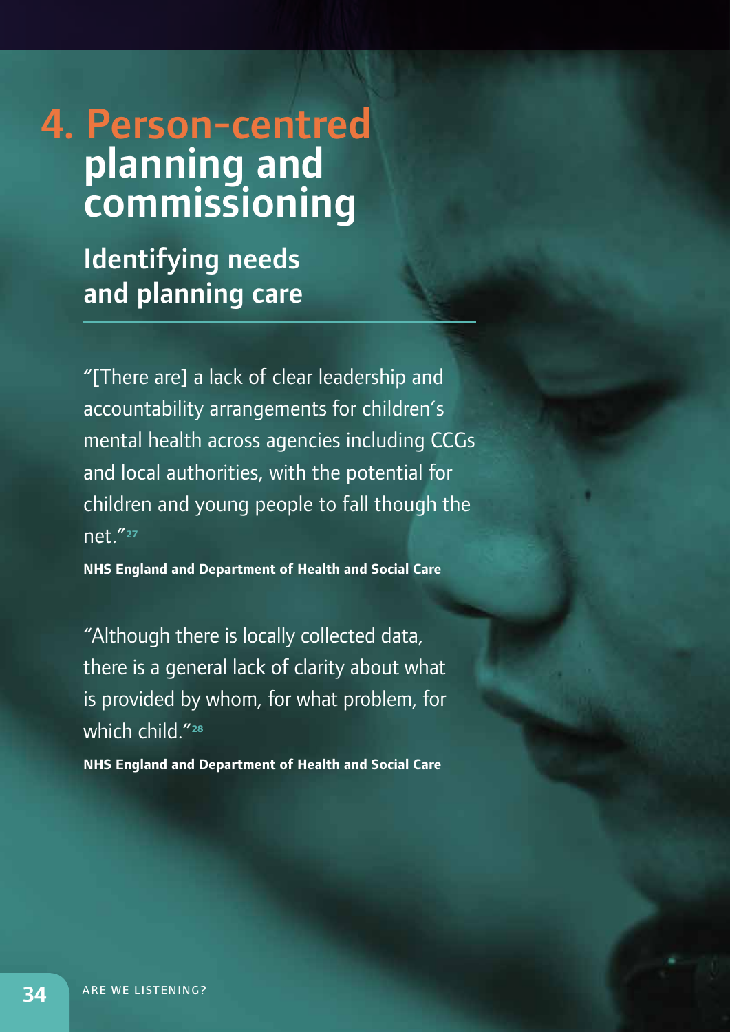# 4. Person-centred planning and commissioning

## Identifying needs and planning care

"[There are] a lack of clear leadership and accountability arrangements for children's mental health across agencies including CCGs and local authorities, with the potential for children and young people to fall though the net."[27]

**NHS England and Department of Health and Social Care**

"Although there is locally collected data, there is a general lack of clarity about what is provided by whom, for what problem, for which child."[28]

**NHS England and Department of Health and Social Care**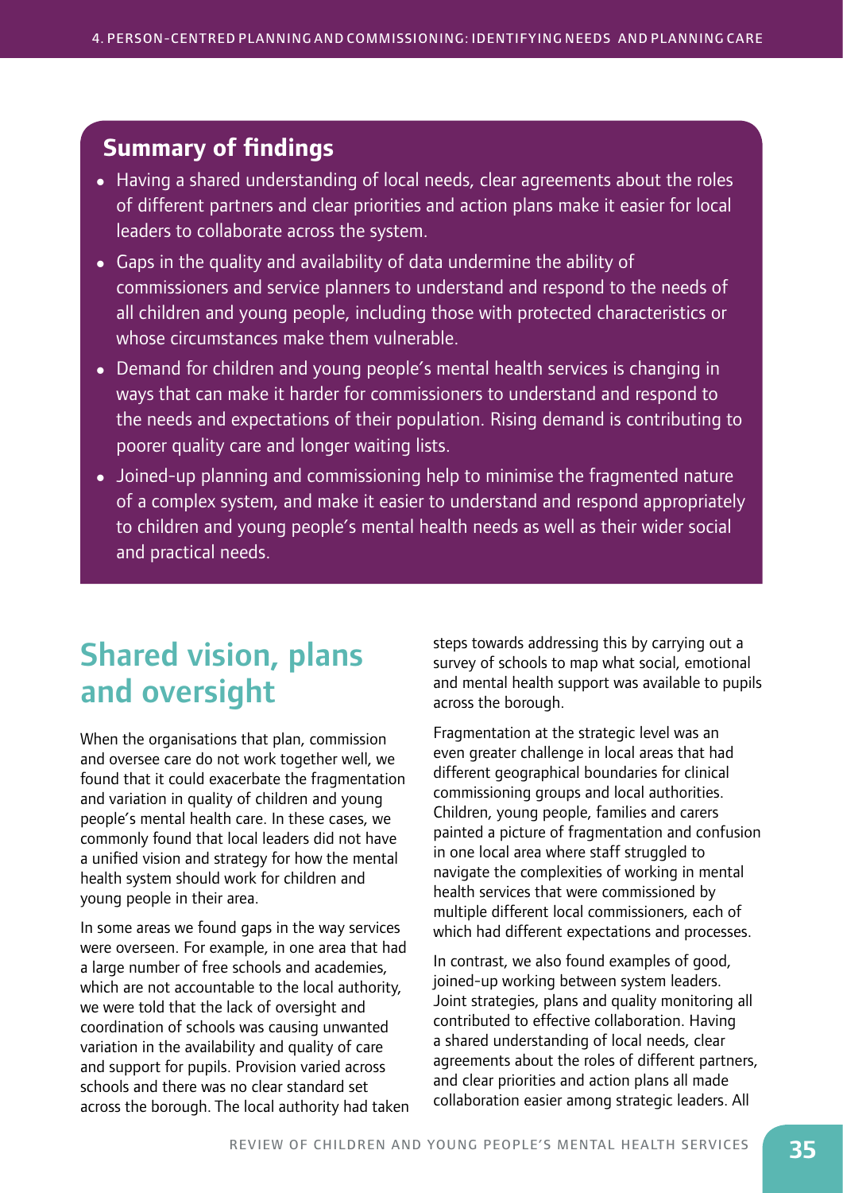## Summary of findings

- Having a shared understanding of local needs, clear agreements about the roles of different partners and clear priorities and action plans make it easier for local leaders to collaborate across the system.
- Gaps in the quality and availability of data undermine the ability of commissioners and service planners to understand and respond to the needs of all children and young people, including those with protected characteristics or whose circumstances make them vulnerable.
- Demand for children and young people's mental health services is changing in ways that can make it harder for commissioners to understand and respond to the needs and expectations of their population. Rising demand is contributing to poorer quality care and longer waiting lists.
- Joined-up planning and commissioning help to minimise the fragmented nature of a complex system, and make it easier to understand and respond appropriately to children and young people's mental health needs as well as their wider social and practical needs.

# Shared vision, plans and oversight

When the organisations that plan, commission and oversee care do not work together well, we found that it could exacerbate the fragmentation and variation in quality of children and young people's mental health care. In these cases, we commonly found that local leaders did not have a unified vision and strategy for how the mental health system should work for children and young people in their area.

In some areas we found gaps in the way services were overseen. For example, in one area that had a large number of free schools and academies, which are not accountable to the local authority, we were told that the lack of oversight and coordination of schools was causing unwanted variation in the availability and quality of care and support for pupils. Provision varied across schools and there was no clear standard set across the borough. The local authority had taken steps towards addressing this by carrying out a survey of schools to map what social, emotional and mental health support was available to pupils across the borough.

Fragmentation at the strategic level was an even greater challenge in local areas that had different geographical boundaries for clinical commissioning groups and local authorities. Children, young people, families and carers painted a picture of fragmentation and confusion in one local area where staff struggled to navigate the complexities of working in mental health services that were commissioned by multiple different local commissioners, each of which had different expectations and processes.

In contrast, we also found examples of good, joined-up working between system leaders. Joint strategies, plans and quality monitoring all contributed to effective collaboration. Having a shared understanding of local needs, clear agreements about the roles of different partners, and clear priorities and action plans all made collaboration easier among strategic leaders. All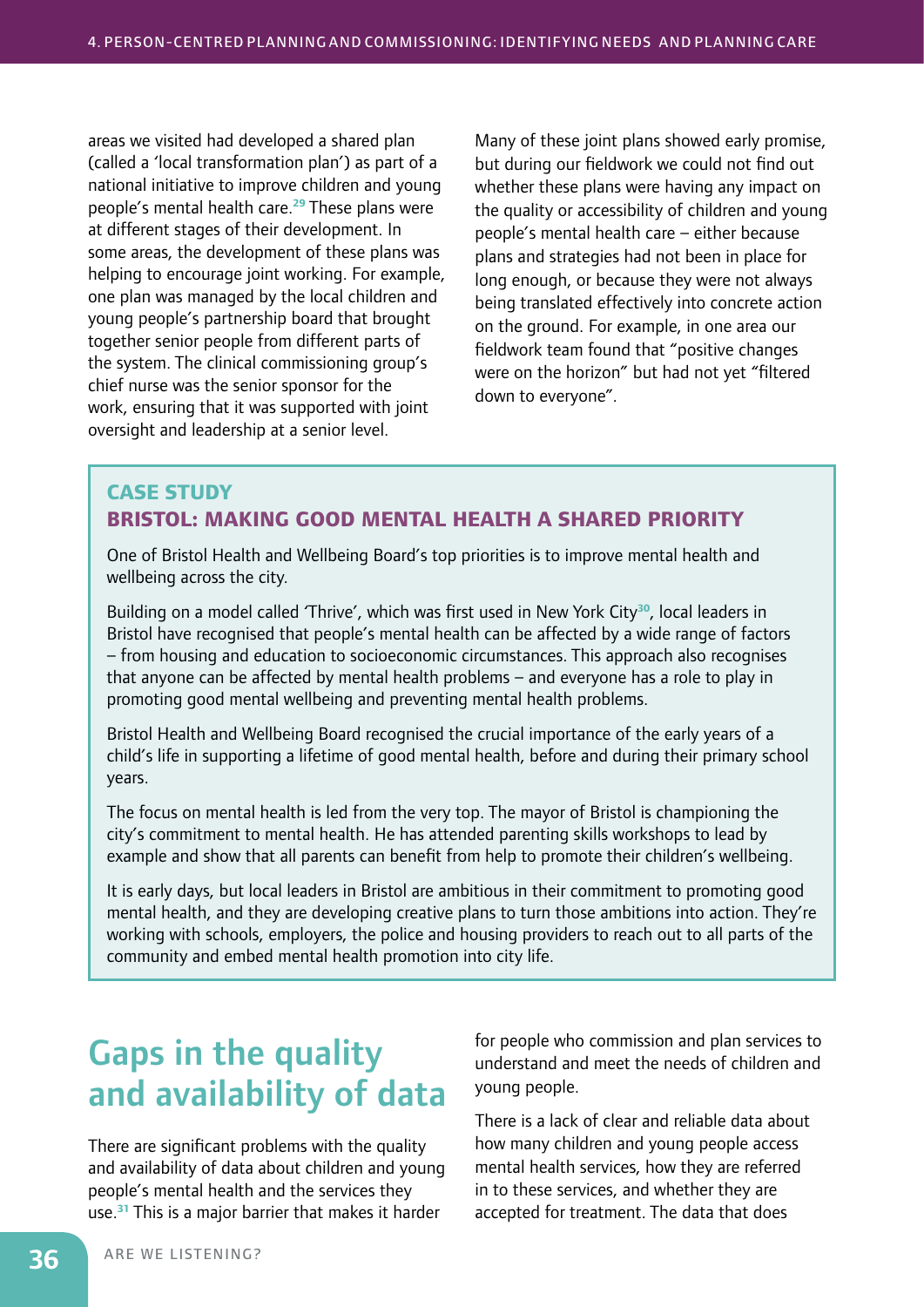areas we visited had developed a shared plan (called a 'local transformation plan') as part of a national initiative to improve children and young people's mental health care.[29] These plans were at different stages of their development. In some areas, the development of these plans was helping to encourage joint working. For example, one plan was managed by the local children and young people's partnership board that brought together senior people from different parts of the system. The clinical commissioning group's chief nurse was the senior sponsor for the work, ensuring that it was supported with joint oversight and leadership at a senior level.

Many of these joint plans showed early promise, but during our fieldwork we could not find out whether these plans were having any impact on the quality or accessibility of children and young people's mental health care – either because plans and strategies had not been in place for long enough, or because they were not always being translated effectively into concrete action on the ground. For example, in one area our fieldwork team found that "positive changes were on the horizon" but had not yet "filtered down to everyone".

### CASE STUDY
### BRISTOL: MAKING GOOD MENTAL HEALTH A SHARED PRIORITY

One of Bristol Health and Wellbeing Board's top priorities is to improve mental health and wellbeing across the city.

Building on a model called 'Thrive', which was first used in New York City[30], local leaders in Bristol have recognised that people's mental health can be affected by a wide range of factors – from housing and education to socioeconomic circumstances. This approach also recognises that anyone can be affected by mental health problems – and everyone has a role to play in promoting good mental wellbeing and preventing mental health problems.

Bristol Health and Wellbeing Board recognised the crucial importance of the early years of a child's life in supporting a lifetime of good mental health, before and during their primary school years.

The focus on mental health is led from the very top. The mayor of Bristol is championing the city's commitment to mental health. He has attended parenting skills workshops to lead by example and show that all parents can benefit from help to promote their children's wellbeing.

It is early days, but local leaders in Bristol are ambitious in their commitment to promoting good mental health, and they are developing creative plans to turn those ambitions into action. They're working with schools, employers, the police and housing providers to reach out to all parts of the community and embed mental health promotion into city life.

## Gaps in the quality and availability of data

There are significant problems with the quality and availability of data about children and young people's mental health and the services they use.[31] This is a major barrier that makes it harder for people who commission and plan services to understand and meet the needs of children and young people.

There is a lack of clear and reliable data about how many children and young people access mental health services, how they are referred in to these services, and whether they are accepted for treatment. The data that does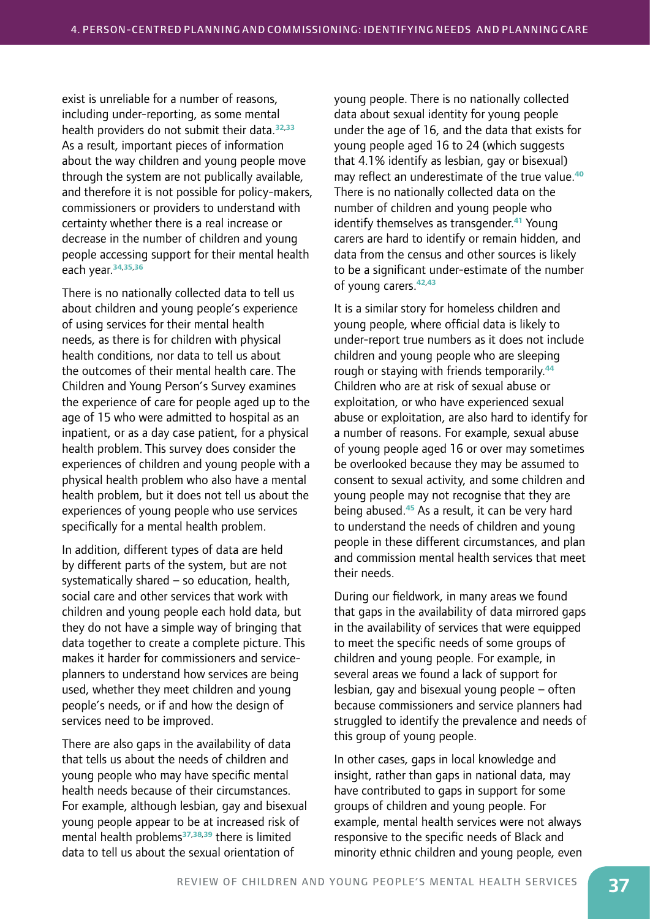exist is unreliable for a number of reasons, including under-reporting, as some mental health providers do not submit their data.[32,33] As a result, important pieces of information about the way children and young people move through the system are not publically available, and therefore it is not possible for policy-makers, commissioners or providers to understand with certainty whether there is a real increase or decrease in the number of children and young people accessing support for their mental health each year.[34,35,36]

There is no nationally collected data to tell us about children and young people's experience of using services for their mental health needs, as there is for children with physical health conditions, nor data to tell us about the outcomes of their mental health care. The Children and Young Person's Survey examines the experience of care for people aged up to the age of 15 who were admitted to hospital as an inpatient, or as a day case patient, for a physical health problem. This survey does consider the experiences of children and young people with a physical health problem who also have a mental health problem, but it does not tell us about the experiences of young people who use services specifically for a mental health problem.

In addition, different types of data are held by different parts of the system, but are not systematically shared – so education, health, social care and other services that work with children and young people each hold data, but they do not have a simple way of bringing that data together to create a complete picture. This makes it harder for commissioners and service-planners to understand how services are being used, whether they meet children and young people's needs, or if and how the design of services need to be improved.

There are also gaps in the availability of data that tells us about the needs of children and young people who may have specific mental health needs because of their circumstances. For example, although lesbian, gay and bisexual young people appear to be at increased risk of mental health problems[37,38,39] there is limited data to tell us about the sexual orientation of young people. There is no nationally collected data about sexual identity for young people under the age of 16, and the data that exists for young people aged 16 to 24 (which suggests that 4.1% identify as lesbian, gay or bisexual) may reflect an underestimate of the true value.[40] There is no nationally collected data on the number of children and young people who identify themselves as transgender.[41] Young carers are hard to identify or remain hidden, and data from the census and other sources is likely to be a significant under-estimate of the number of young carers.[42,43]

It is a similar story for homeless children and young people, where official data is likely to under-report true numbers as it does not include children and young people who are sleeping rough or staying with friends temporarily.[44] Children who are at risk of sexual abuse or exploitation, or who have experienced sexual abuse or exploitation, are also hard to identify for a number of reasons. For example, sexual abuse of young people aged 16 or over may sometimes be overlooked because they may be assumed to consent to sexual activity, and some children and young people may not recognise that they are being abused.[45] As a result, it can be very hard to understand the needs of children and young people in these different circumstances, and plan and commission mental health services that meet their needs.

During our fieldwork, in many areas we found that gaps in the availability of data mirrored gaps in the availability of services that were equipped to meet the specific needs of some groups of children and young people. For example, in several areas we found a lack of support for lesbian, gay and bisexual young people – often because commissioners and service planners had struggled to identify the prevalence and needs of this group of young people.

In other cases, gaps in local knowledge and insight, rather than gaps in national data, may have contributed to gaps in support for some groups of children and young people. For example, mental health services were not always responsive to the specific needs of Black and minority ethnic children and young people, even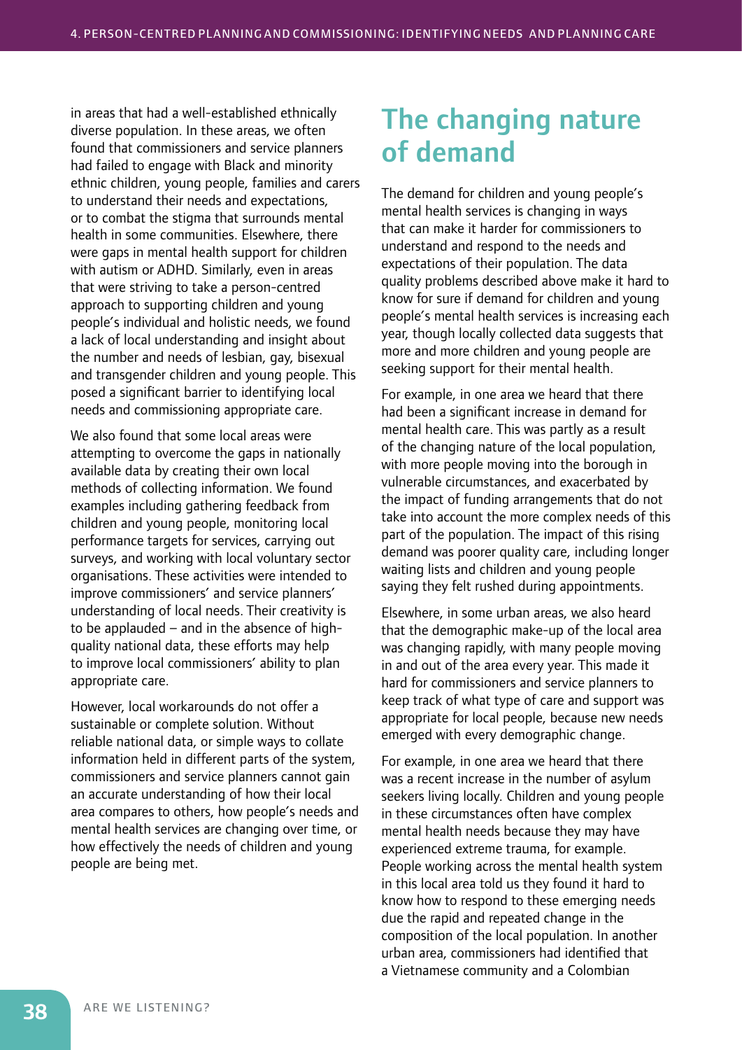in areas that had a well-established ethnically diverse population. In these areas, we often found that commissioners and service planners had failed to engage with Black and minority ethnic children, young people, families and carers to understand their needs and expectations, or to combat the stigma that surrounds mental health in some communities. Elsewhere, there were gaps in mental health support for children with autism or ADHD. Similarly, even in areas that were striving to take a person-centred approach to supporting children and young people's individual and holistic needs, we found a lack of local understanding and insight about the number and needs of lesbian, gay, bisexual and transgender children and young people. This posed a significant barrier to identifying local needs and commissioning appropriate care.

We also found that some local areas were attempting to overcome the gaps in nationally available data by creating their own local methods of collecting information. We found examples including gathering feedback from children and young people, monitoring local performance targets for services, carrying out surveys, and working with local voluntary sector organisations. These activities were intended to improve commissioners' and service planners' understanding of local needs. Their creativity is to be applauded – and in the absence of high-quality national data, these efforts may help to improve local commissioners' ability to plan appropriate care.

However, local workarounds do not offer a sustainable or complete solution. Without reliable national data, or simple ways to collate information held in different parts of the system, commissioners and service planners cannot gain an accurate understanding of how their local area compares to others, how people's needs and mental health services are changing over time, or how effectively the needs of children and young people are being met.

## The changing nature of demand

The demand for children and young people's mental health services is changing in ways that can make it harder for commissioners to understand and respond to the needs and expectations of their population. The data quality problems described above make it hard to know for sure if demand for children and young people's mental health services is increasing each year, though locally collected data suggests that more and more children and young people are seeking support for their mental health.

For example, in one area we heard that there had been a significant increase in demand for mental health care. This was partly as a result of the changing nature of the local population, with more people moving into the borough in vulnerable circumstances, and exacerbated by the impact of funding arrangements that do not take into account the more complex needs of this part of the population. The impact of this rising demand was poorer quality care, including longer waiting lists and children and young people saying they felt rushed during appointments.

Elsewhere, in some urban areas, we also heard that the demographic make-up of the local area was changing rapidly, with many people moving in and out of the area every year. This made it hard for commissioners and service planners to keep track of what type of care and support was appropriate for local people, because new needs emerged with every demographic change.

For example, in one area we heard that there was a recent increase in the number of asylum seekers living locally. Children and young people in these circumstances often have complex mental health needs because they may have experienced extreme trauma, for example. People working across the mental health system in this local area told us they found it hard to know how to respond to these emerging needs due the rapid and repeated change in the composition of the local population. In another urban area, commissioners had identified that a Vietnamese community and a Colombian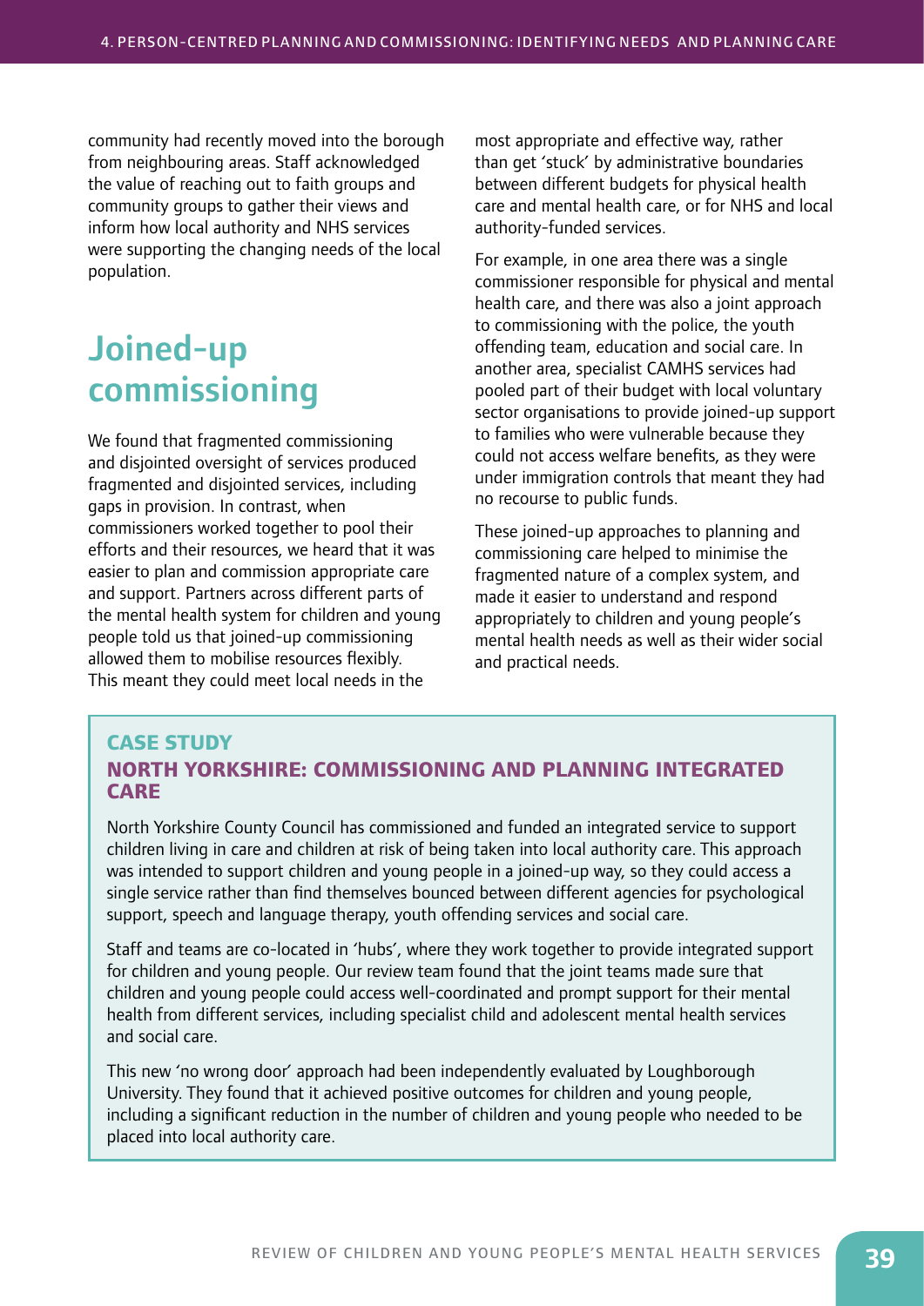community had recently moved into the borough from neighbouring areas. Staff acknowledged the value of reaching out to faith groups and community groups to gather their views and inform how local authority and NHS services were supporting the changing needs of the local population.

## Joined-up commissioning

We found that fragmented commissioning and disjointed oversight of services produced fragmented and disjointed services, including gaps in provision. In contrast, when commissioners worked together to pool their efforts and their resources, we heard that it was easier to plan and commission appropriate care and support. Partners across different parts of the mental health system for children and young people told us that joined-up commissioning allowed them to mobilise resources flexibly. This meant they could meet local needs in the most appropriate and effective way, rather than get 'stuck' by administrative boundaries between different budgets for physical health care and mental health care, or for NHS and local authority-funded services.

For example, in one area there was a single commissioner responsible for physical and mental health care, and there was also a joint approach to commissioning with the police, the youth offending team, education and social care. In another area, specialist CAMHS services had pooled part of their budget with local voluntary sector organisations to provide joined-up support to families who were vulnerable because they could not access welfare benefits, as they were under immigration controls that meant they had no recourse to public funds.

These joined-up approaches to planning and commissioning care helped to minimise the fragmented nature of a complex system, and made it easier to understand and respond appropriately to children and young people's mental health needs as well as their wider social and practical needs.

### CASE STUDY
### NORTH YORKSHIRE: COMMISSIONING AND PLANNING INTEGRATED CARE

North Yorkshire County Council has commissioned and funded an integrated service to support children living in care and children at risk of being taken into local authority care. This approach was intended to support children and young people in a joined-up way, so they could access a single service rather than find themselves bounced between different agencies for psychological support, speech and language therapy, youth offending services and social care.

Staff and teams are co-located in 'hubs', where they work together to provide integrated support for children and young people. Our review team found that the joint teams made sure that children and young people could access well-coordinated and prompt support for their mental health from different services, including specialist child and adolescent mental health services and social care.

This new 'no wrong door' approach had been independently evaluated by Loughborough University. They found that it achieved positive outcomes for children and young people, including a significant reduction in the number of children and young people who needed to be placed into local authority care.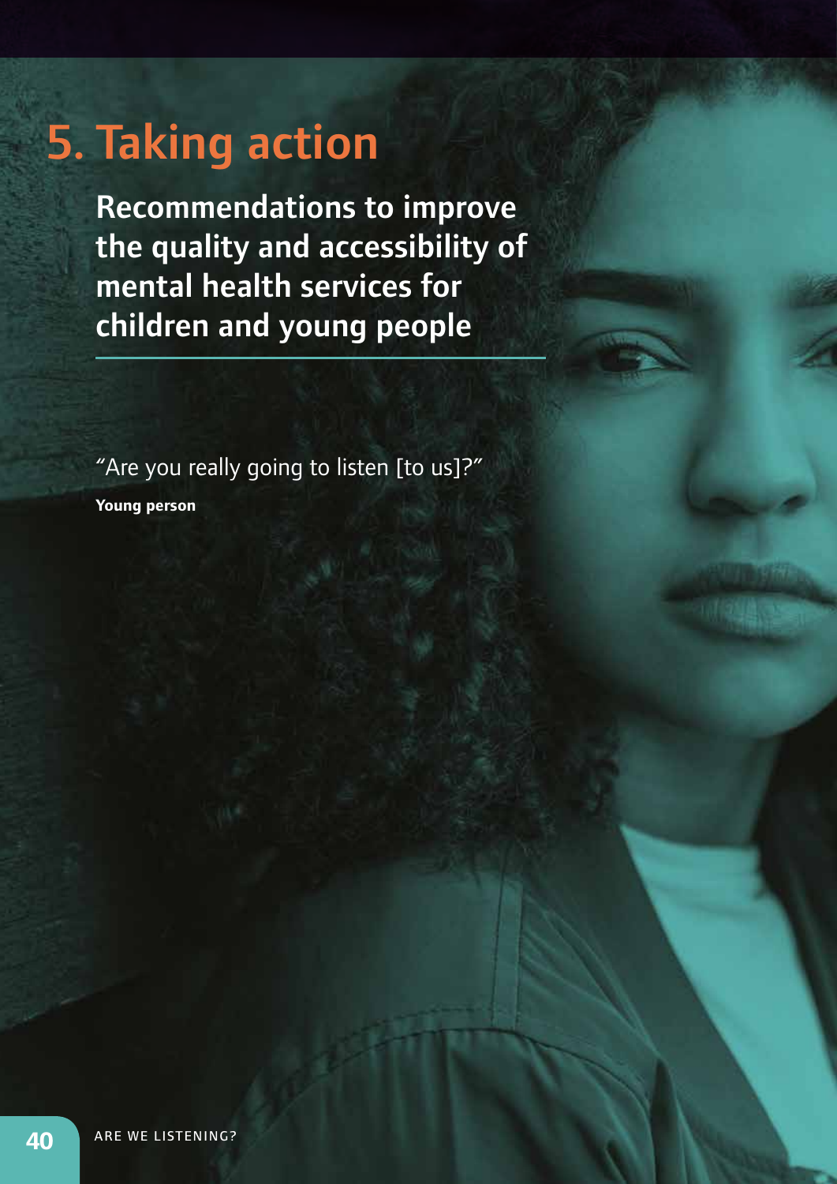# 5. Taking action

## Recommendations to improve the quality and accessibility of mental health services for children and young people

"Are you really going to listen [to us]?"

**Young person**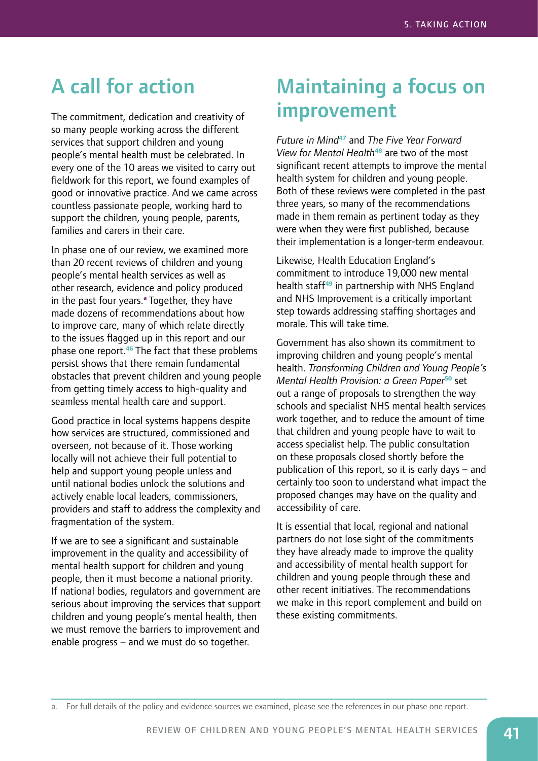## A call for action

The commitment, dedication and creativity of so many people working across the different services that support children and young people's mental health must be celebrated. In every one of the 10 areas we visited to carry out fieldwork for this report, we found examples of good or innovative practice. And we came across countless passionate people, working hard to support the children, young people, parents, families and carers in their care.

In phase one of our review, we examined more than 20 recent reviews of children and young people's mental health services as well as other research, evidence and policy produced in the past four years.[a] Together, they have made dozens of recommendations about how to improve care, many of which relate directly to the issues flagged up in this report and our phase one report.[46] The fact that these problems persist shows that there remain fundamental obstacles that prevent children and young people from getting timely access to high-quality and seamless mental health care and support.

Good practice in local systems happens despite how services are structured, commissioned and overseen, not because of it. Those working locally will not achieve their full potential to help and support young people unless and until national bodies unlock the solutions and actively enable local leaders, commissioners, providers and staff to address the complexity and fragmentation of the system.

If we are to see a significant and sustainable improvement in the quality and accessibility of mental health support for children and young people, then it must become a national priority. If national bodies, regulators and government are serious about improving the services that support children and young people's mental health, then we must remove the barriers to improvement and enable progress – and we must do so together.

## Maintaining a focus on improvement

*Future in Mind*[47] and *The Five Year Forward View for Mental Health*[48] are two of the most significant recent attempts to improve the mental health system for children and young people. Both of these reviews were completed in the past three years, so many of the recommendations made in them remain as pertinent today as they were when they were first published, because their implementation is a longer-term endeavour.

Likewise, Health Education England's commitment to introduce 19,000 new mental health staff[49] in partnership with NHS England and NHS Improvement is a critically important step towards addressing staffing shortages and morale. This will take time.

Government has also shown its commitment to improving children and young people's mental health. *Transforming Children and Young People's Mental Health Provision: a Green Paper*[50] set out a range of proposals to strengthen the way schools and specialist NHS mental health services work together, and to reduce the amount of time that children and young people have to wait to access specialist help. The public consultation on these proposals closed shortly before the publication of this report, so it is early days – and certainly too soon to understand what impact the proposed changes may have on the quality and accessibility of care.

It is essential that local, regional and national partners do not lose sight of the commitments they have already made to improve the quality and accessibility of mental health support for children and young people through these and other recent initiatives. The recommendations we make in this report complement and build on these existing commitments.

---

a. For full details of the policy and evidence sources we examined, please see the references in our phase one report.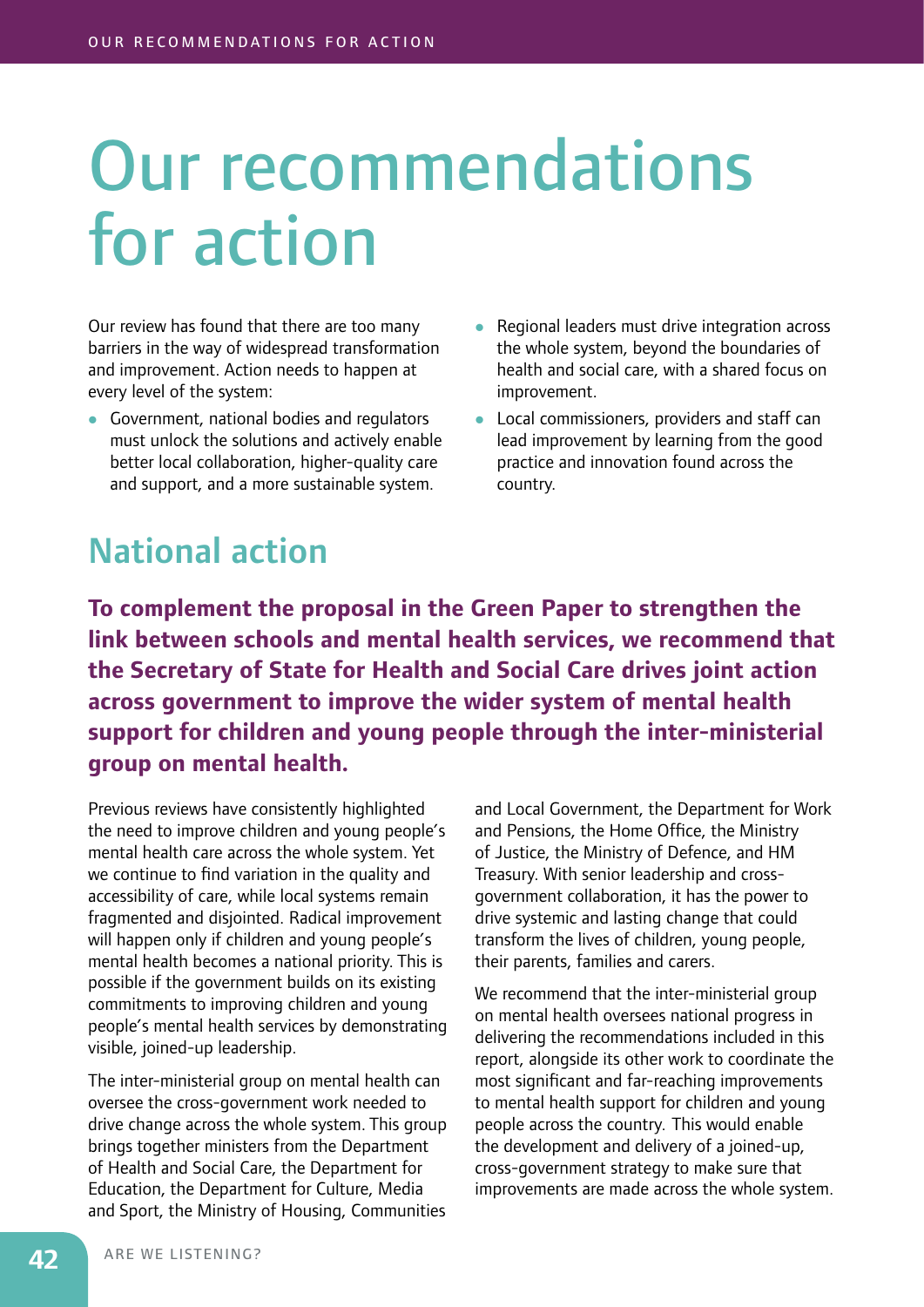# Our recommendations for action

Our review has found that there are too many barriers in the way of widespread transformation and improvement. Action needs to happen at every level of the system:

- Government, national bodies and regulators must unlock the solutions and actively enable better local collaboration, higher-quality care and support, and a more sustainable system.
- Regional leaders must drive integration across the whole system, beyond the boundaries of health and social care, with a shared focus on improvement.
- Local commissioners, providers and staff can lead improvement by learning from the good practice and innovation found across the country.

## National action

**To complement the proposal in the Green Paper to strengthen the link between schools and mental health services, we recommend that the Secretary of State for Health and Social Care drives joint action across government to improve the wider system of mental health support for children and young people through the inter-ministerial group on mental health.**

Previous reviews have consistently highlighted the need to improve children and young people's mental health care across the whole system. Yet we continue to find variation in the quality and accessibility of care, while local systems remain fragmented and disjointed. Radical improvement will happen only if children and young people's mental health becomes a national priority. This is possible if the government builds on its existing commitments to improving children and young people's mental health services by demonstrating visible, joined-up leadership.

The inter-ministerial group on mental health can oversee the cross-government work needed to drive change across the whole system. This group brings together ministers from the Department of Health and Social Care, the Department for Education, the Department for Culture, Media and Sport, the Ministry of Housing, Communities and Local Government, the Department for Work and Pensions, the Home Office, the Ministry of Justice, the Ministry of Defence, and HM Treasury. With senior leadership and cross-government collaboration, it has the power to drive systemic and lasting change that could transform the lives of children, young people, their parents, families and carers.

We recommend that the inter-ministerial group on mental health oversees national progress in delivering the recommendations included in this report, alongside its other work to coordinate the most significant and far-reaching improvements to mental health support for children and young people across the country. This would enable the development and delivery of a joined-up, cross-government strategy to make sure that improvements are made across the whole system.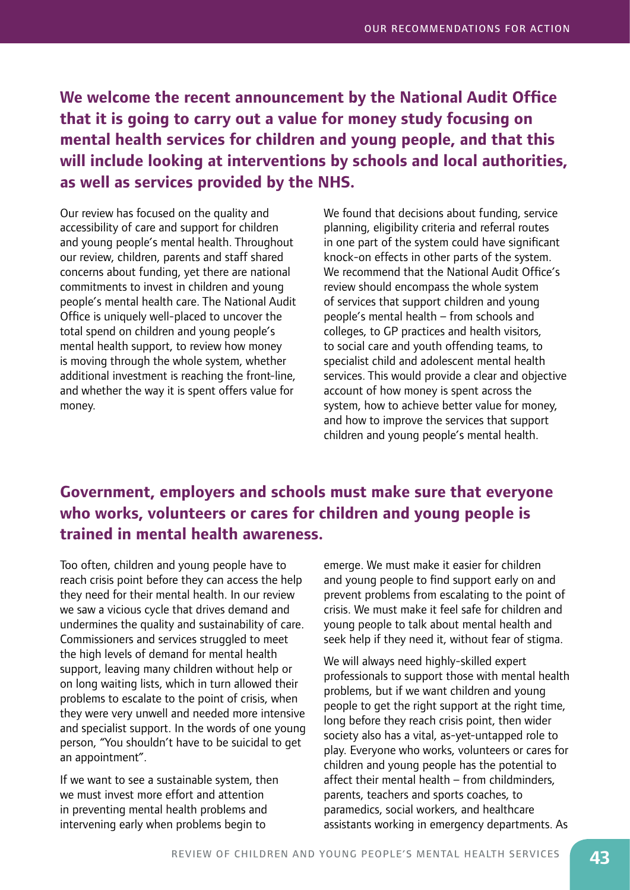## We welcome the recent announcement by the National Audit Office that it is going to carry out a value for money study focusing on mental health services for children and young people, and that this will include looking at interventions by schools and local authorities, as well as services provided by the NHS.

Our review has focused on the quality and accessibility of care and support for children and young people's mental health. Throughout our review, children, parents and staff shared concerns about funding, yet there are national commitments to invest in children and young people's mental health care. The National Audit Office is uniquely well-placed to uncover the total spend on children and young people's mental health support, to review how money is moving through the whole system, whether additional investment is reaching the front-line, and whether the way it is spent offers value for money.

We found that decisions about funding, service planning, eligibility criteria and referral routes in one part of the system could have significant knock-on effects in other parts of the system. We recommend that the National Audit Office's review should encompass the whole system of services that support children and young people's mental health – from schools and colleges, to GP practices and health visitors, to social care and youth offending teams, to specialist child and adolescent mental health services. This would provide a clear and objective account of how money is spent across the system, how to achieve better value for money, and how to improve the services that support children and young people's mental health.

## Government, employers and schools must make sure that everyone who works, volunteers or cares for children and young people is trained in mental health awareness.

Too often, children and young people have to reach crisis point before they can access the help they need for their mental health. In our review we saw a vicious cycle that drives demand and undermines the quality and sustainability of care. Commissioners and services struggled to meet the high levels of demand for mental health support, leaving many children without help or on long waiting lists, which in turn allowed their problems to escalate to the point of crisis, when they were very unwell and needed more intensive and specialist support. In the words of one young person, "You shouldn't have to be suicidal to get an appointment".

If we want to see a sustainable system, then we must invest more effort and attention in preventing mental health problems and intervening early when problems begin to emerge. We must make it easier for children and young people to find support early on and prevent problems from escalating to the point of crisis. We must make it feel safe for children and young people to talk about mental health and seek help if they need it, without fear of stigma.

We will always need highly-skilled expert professionals to support those with mental health problems, but if we want children and young people to get the right support at the right time, long before they reach crisis point, then wider society also has a vital, as-yet-untapped role to play. Everyone who works, volunteers or cares for children and young people has the potential to affect their mental health – from childminders, parents, teachers and sports coaches, to paramedics, social workers, and healthcare assistants working in emergency departments. As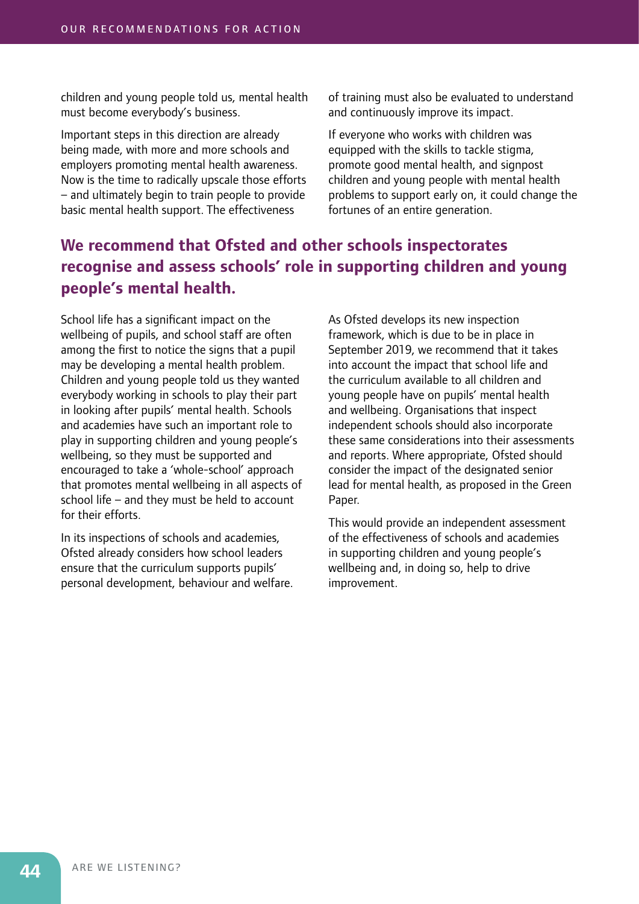children and young people told us, mental health must become everybody's business.

Important steps in this direction are already being made, with more and more schools and employers promoting mental health awareness. Now is the time to radically upscale those efforts – and ultimately begin to train people to provide basic mental health support. The effectiveness of training must also be evaluated to understand and continuously improve its impact.

If everyone who works with children was equipped with the skills to tackle stigma, promote good mental health, and signpost children and young people with mental health problems to support early on, it could change the fortunes of an entire generation.

## We recommend that Ofsted and other schools inspectorates recognise and assess schools' role in supporting children and young people's mental health.

School life has a significant impact on the wellbeing of pupils, and school staff are often among the first to notice the signs that a pupil may be developing a mental health problem. Children and young people told us they wanted everybody working in schools to play their part in looking after pupils' mental health. Schools and academies have such an important role to play in supporting children and young people's wellbeing, so they must be supported and encouraged to take a 'whole-school' approach that promotes mental wellbeing in all aspects of school life – and they must be held to account for their efforts.

In its inspections of schools and academies, Ofsted already considers how school leaders ensure that the curriculum supports pupils' personal development, behaviour and welfare. As Ofsted develops its new inspection framework, which is due to be in place in September 2019, we recommend that it takes into account the impact that school life and the curriculum available to all children and young people have on pupils' mental health and wellbeing. Organisations that inspect independent schools should also incorporate these same considerations into their assessments and reports. Where appropriate, Ofsted should consider the impact of the designated senior lead for mental health, as proposed in the Green Paper.

This would provide an independent assessment of the effectiveness of schools and academies in supporting children and young people's wellbeing and, in doing so, help to drive improvement.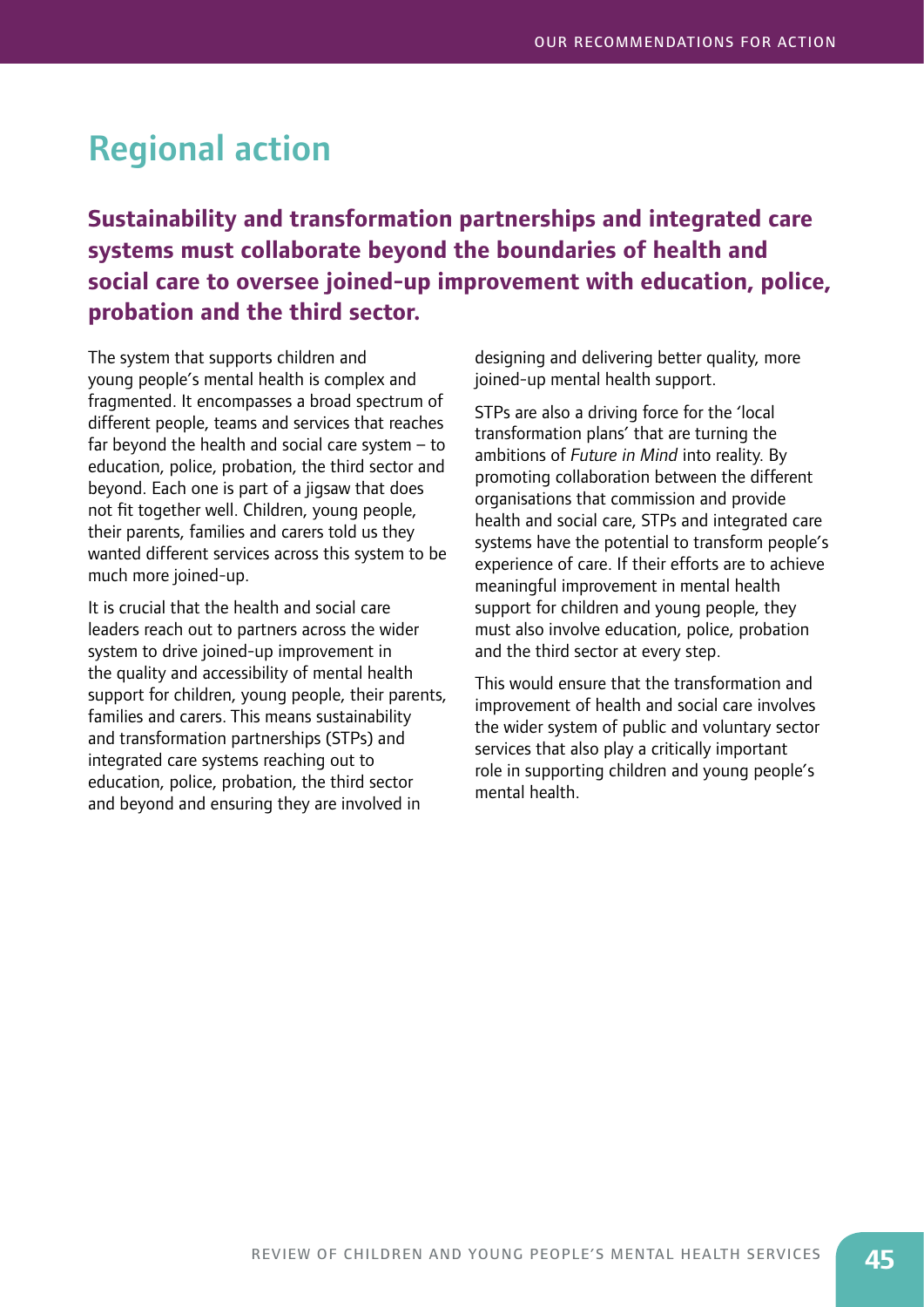## Regional action

### Sustainability and transformation partnerships and integrated care systems must collaborate beyond the boundaries of health and social care to oversee joined-up improvement with education, police, probation and the third sector.

The system that supports children and young people's mental health is complex and fragmented. It encompasses a broad spectrum of different people, teams and services that reaches far beyond the health and social care system – to education, police, probation, the third sector and beyond. Each one is part of a jigsaw that does not fit together well. Children, young people, their parents, families and carers told us they wanted different services across this system to be much more joined-up.

It is crucial that the health and social care leaders reach out to partners across the wider system to drive joined-up improvement in the quality and accessibility of mental health support for children, young people, their parents, families and carers. This means sustainability and transformation partnerships (STPs) and integrated care systems reaching out to education, police, probation, the third sector and beyond and ensuring they are involved in designing and delivering better quality, more joined-up mental health support.

STPs are also a driving force for the 'local transformation plans' that are turning the ambitions of *Future in Mind* into reality. By promoting collaboration between the different organisations that commission and provide health and social care, STPs and integrated care systems have the potential to transform people's experience of care. If their efforts are to achieve meaningful improvement in mental health support for children and young people, they must also involve education, police, probation and the third sector at every step.

This would ensure that the transformation and improvement of health and social care involves the wider system of public and voluntary sector services that also play a critically important role in supporting children and young people's mental health.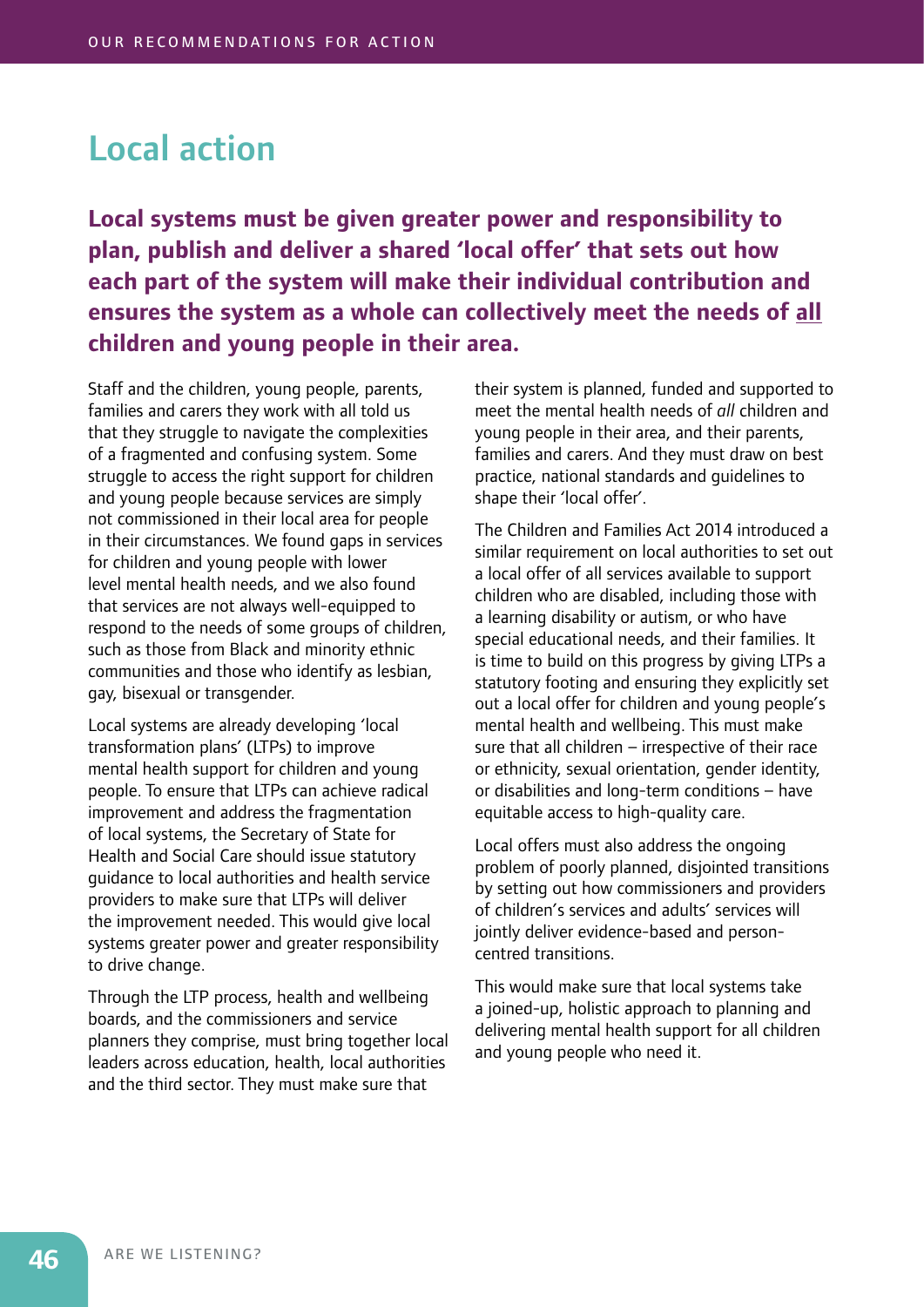# Local action

**Local systems must be given greater power and responsibility to plan, publish and deliver a shared 'local offer' that sets out how each part of the system will make their individual contribution and ensures the system as a whole can collectively meet the needs of all children and young people in their area.**

Staff and the children, young people, parents, families and carers they work with all told us that they struggle to navigate the complexities of a fragmented and confusing system. Some struggle to access the right support for children and young people because services are simply not commissioned in their local area for people in their circumstances. We found gaps in services for children and young people with lower level mental health needs, and we also found that services are not always well-equipped to respond to the needs of some groups of children, such as those from Black and minority ethnic communities and those who identify as lesbian, gay, bisexual or transgender.

Local systems are already developing 'local transformation plans' (LTPs) to improve mental health support for children and young people. To ensure that LTPs can achieve radical improvement and address the fragmentation of local systems, the Secretary of State for Health and Social Care should issue statutory guidance to local authorities and health service providers to make sure that LTPs will deliver the improvement needed. This would give local systems greater power and greater responsibility to drive change.

Through the LTP process, health and wellbeing boards, and the commissioners and service planners they comprise, must bring together local leaders across education, health, local authorities and the third sector. They must make sure that their system is planned, funded and supported to meet the mental health needs of *all* children and young people in their area, and their parents, families and carers. And they must draw on best practice, national standards and guidelines to shape their 'local offer'.

The Children and Families Act 2014 introduced a similar requirement on local authorities to set out a local offer of all services available to support children who are disabled, including those with a learning disability or autism, or who have special educational needs, and their families. It is time to build on this progress by giving LTPs a statutory footing and ensuring they explicitly set out a local offer for children and young people's mental health and wellbeing. This must make sure that all children – irrespective of their race or ethnicity, sexual orientation, gender identity, or disabilities and long-term conditions – have equitable access to high-quality care.

Local offers must also address the ongoing problem of poorly planned, disjointed transitions by setting out how commissioners and providers of children's services and adults' services will jointly deliver evidence-based and person-centred transitions.

This would make sure that local systems take a joined-up, holistic approach to planning and delivering mental health support for all children and young people who need it.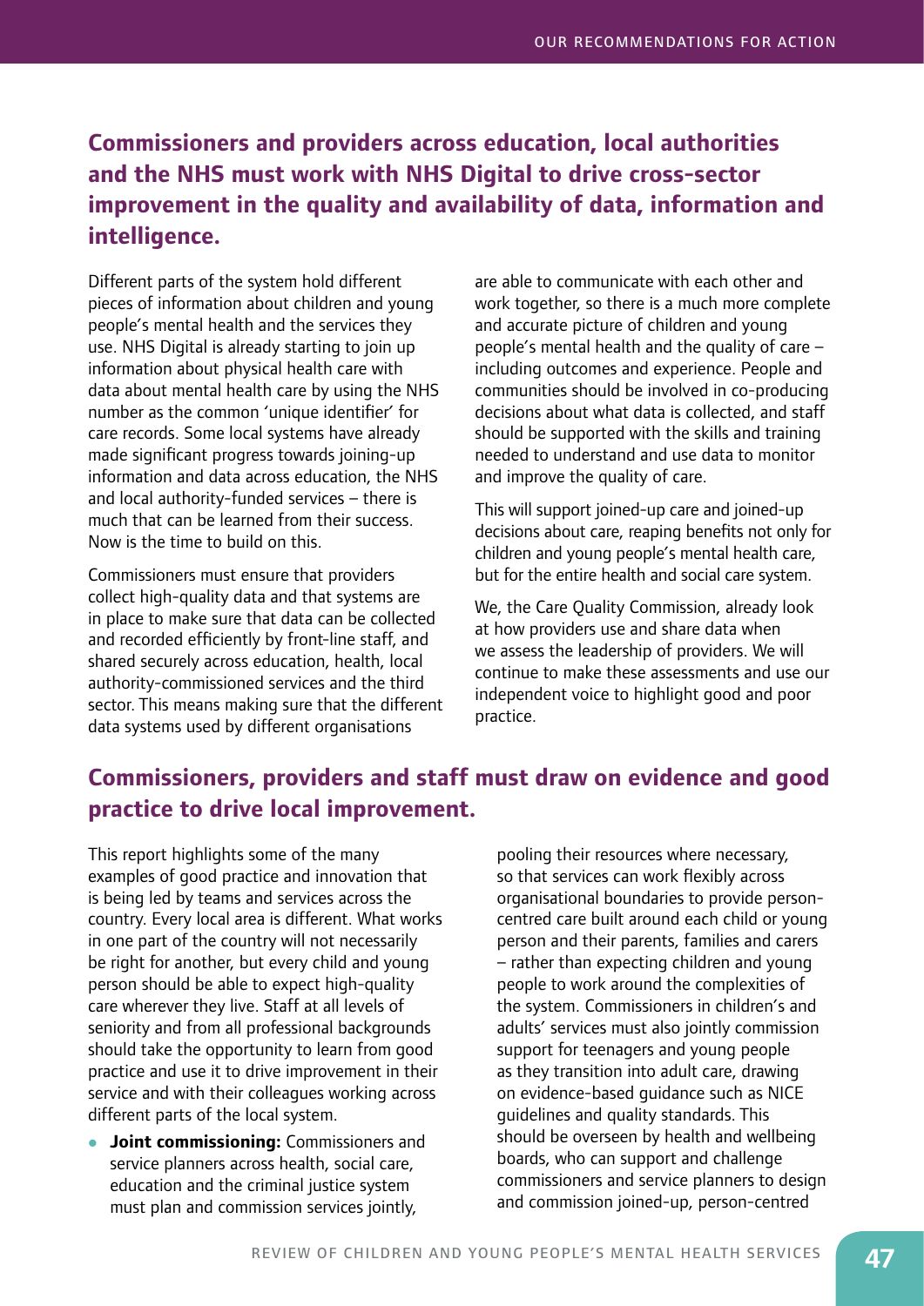## Commissioners and providers across education, local authorities and the NHS must work with NHS Digital to drive cross-sector improvement in the quality and availability of data, information and intelligence.

Different parts of the system hold different pieces of information about children and young people's mental health and the services they use. NHS Digital is already starting to join up information about physical health care with data about mental health care by using the NHS number as the common 'unique identifier' for care records. Some local systems have already made significant progress towards joining-up information and data across education, the NHS and local authority-funded services – there is much that can be learned from their success. Now is the time to build on this.

Commissioners must ensure that providers collect high-quality data and that systems are in place to make sure that data can be collected and recorded efficiently by front-line staff, and shared securely across education, health, local authority-commissioned services and the third sector. This means making sure that the different data systems used by different organisations are able to communicate with each other and work together, so there is a much more complete and accurate picture of children and young people's mental health and the quality of care – including outcomes and experience. People and communities should be involved in co-producing decisions about what data is collected, and staff should be supported with the skills and training needed to understand and use data to monitor and improve the quality of care.

This will support joined-up care and joined-up decisions about care, reaping benefits not only for children and young people's mental health care, but for the entire health and social care system.

We, the Care Quality Commission, already look at how providers use and share data when we assess the leadership of providers. We will continue to make these assessments and use our independent voice to highlight good and poor practice.

## Commissioners, providers and staff must draw on evidence and good practice to drive local improvement.

This report highlights some of the many examples of good practice and innovation that is being led by teams and services across the country. Every local area is different. What works in one part of the country will not necessarily be right for another, but every child and young person should be able to expect high-quality care wherever they live. Staff at all levels of seniority and from all professional backgrounds should take the opportunity to learn from good practice and use it to drive improvement in their service and with their colleagues working across different parts of the local system.

- **Joint commissioning:** Commissioners and service planners across health, social care, education and the criminal justice system must plan and commission services jointly, pooling their resources where necessary, so that services can work flexibly across organisational boundaries to provide person-centred care built around each child or young person and their parents, families and carers – rather than expecting children and young people to work around the complexities of the system. Commissioners in children's and adults' services must also jointly commission support for teenagers and young people as they transition into adult care, drawing on evidence-based guidance such as NICE guidelines and quality standards. This should be overseen by health and wellbeing boards, who can support and challenge commissioners and service planners to design and commission joined-up, person-centred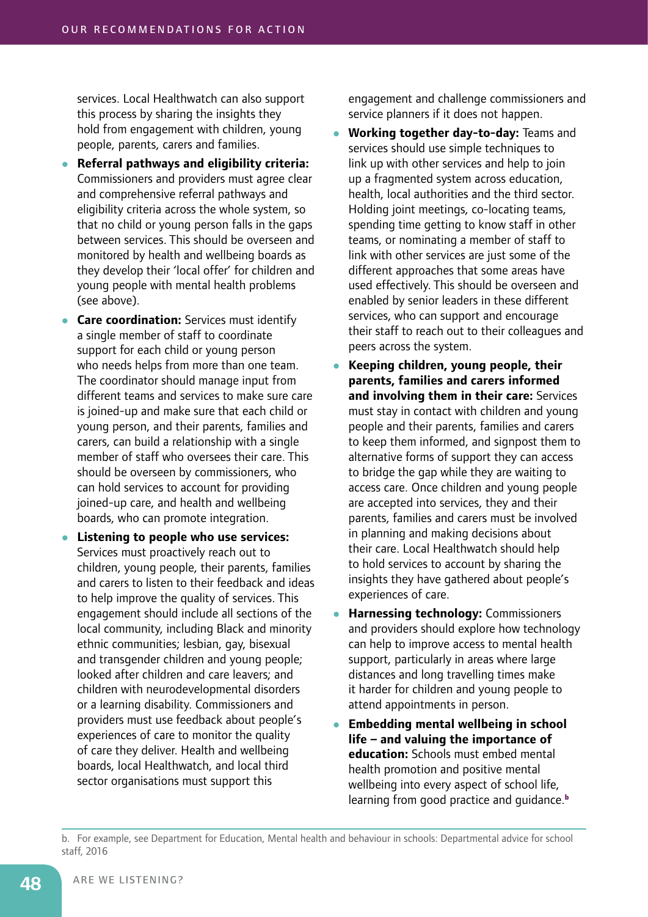services. Local Healthwatch can also support this process by sharing the insights they hold from engagement with children, young people, parents, carers and families.

- **Referral pathways and eligibility criteria:** Commissioners and providers must agree clear and comprehensive referral pathways and eligibility criteria across the whole system, so that no child or young person falls in the gaps between services. This should be overseen and monitored by health and wellbeing boards as they develop their 'local offer' for children and young people with mental health problems (see above).
- **Care coordination:** Services must identify a single member of staff to coordinate support for each child or young person who needs helps from more than one team. The coordinator should manage input from different teams and services to make sure care is joined-up and make sure that each child or young person, and their parents, families and carers, can build a relationship with a single member of staff who oversees their care. This should be overseen by commissioners, who can hold services to account for providing joined-up care, and health and wellbeing boards, who can promote integration.
- **Listening to people who use services:** Services must proactively reach out to children, young people, their parents, families and carers to listen to their feedback and ideas to help improve the quality of services. This engagement should include all sections of the local community, including Black and minority ethnic communities; lesbian, gay, bisexual and transgender children and young people; looked after children and care leavers; and children with neurodevelopmental disorders or a learning disability. Commissioners and providers must use feedback about people's experiences of care to monitor the quality of care they deliver. Health and wellbeing boards, local Healthwatch, and local third sector organisations must support this engagement and challenge commissioners and service planners if it does not happen.
- **Working together day-to-day:** Teams and services should use simple techniques to link up with other services and help to join up a fragmented system across education, health, local authorities and the third sector. Holding joint meetings, co-locating teams, spending time getting to know staff in other teams, or nominating a member of staff to link with other services are just some of the different approaches that some areas have used effectively. This should be overseen and enabled by senior leaders in these different services, who can support and encourage their staff to reach out to their colleagues and peers across the system.
- **Keeping children, young people, their parents, families and carers informed and involving them in their care:** Services must stay in contact with children and young people and their parents, families and carers to keep them informed, and signpost them to alternative forms of support they can access to bridge the gap while they are waiting to access care. Once children and young people are accepted into services, they and their parents, families and carers must be involved in planning and making decisions about their care. Local Healthwatch should help to hold services to account by sharing the insights they have gathered about people's experiences of care.
- **Harnessing technology:** Commissioners and providers should explore how technology can help to improve access to mental health support, particularly in areas where large distances and long travelling times make it harder for children and young people to attend appointments in person.
- **Embedding mental wellbeing in school life – and valuing the importance of education:** Schools must embed mental health promotion and positive mental wellbeing into every aspect of school life, learning from good practice and guidance.[b]

b. For example, see Department for Education, Mental health and behaviour in schools: Departmental advice for school staff, 2016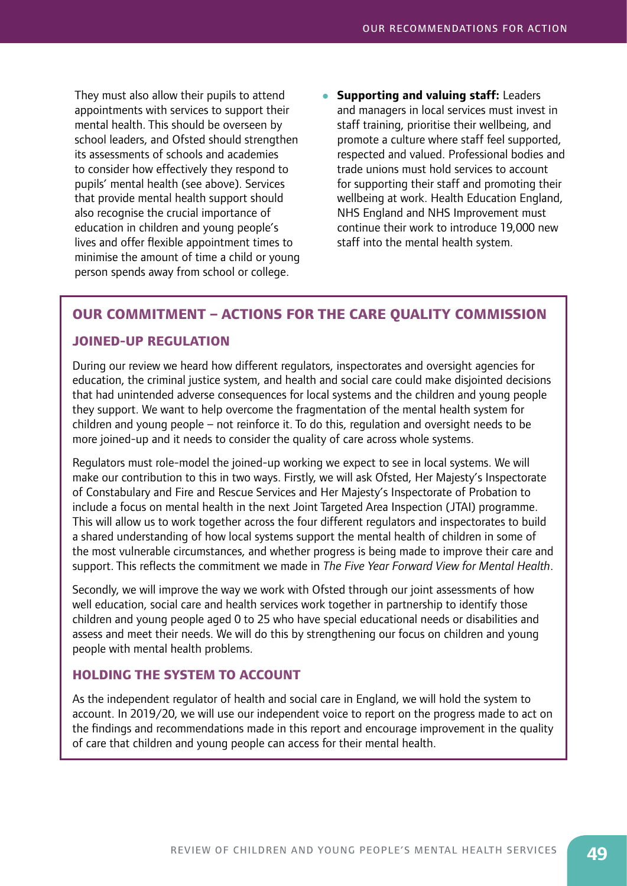They must also allow their pupils to attend appointments with services to support their mental health. This should be overseen by school leaders, and Ofsted should strengthen its assessments of schools and academies to consider how effectively they respond to pupils' mental health (see above). Services that provide mental health support should also recognise the crucial importance of education in children and young people's lives and offer flexible appointment times to minimise the amount of time a child or young person spends away from school or college.

- **Supporting and valuing staff:** Leaders and managers in local services must invest in staff training, prioritise their wellbeing, and promote a culture where staff feel supported, respected and valued. Professional bodies and trade unions must hold services to account for supporting their staff and promoting their wellbeing at work. Health Education England, NHS England and NHS Improvement must continue their work to introduce 19,000 new staff into the mental health system.

## OUR COMMITMENT – ACTIONS FOR THE CARE QUALITY COMMISSION

### JOINED-UP REGULATION

During our review we heard how different regulators, inspectorates and oversight agencies for education, the criminal justice system, and health and social care could make disjointed decisions that had unintended adverse consequences for local systems and the children and young people they support. We want to help overcome the fragmentation of the mental health system for children and young people – not reinforce it. To do this, regulation and oversight needs to be more joined-up and it needs to consider the quality of care across whole systems.

Regulators must role-model the joined-up working we expect to see in local systems. We will make our contribution to this in two ways. Firstly, we will ask Ofsted, Her Majesty's Inspectorate of Constabulary and Fire and Rescue Services and Her Majesty's Inspectorate of Probation to include a focus on mental health in the next Joint Targeted Area Inspection (JTAI) programme. This will allow us to work together across the four different regulators and inspectorates to build a shared understanding of how local systems support the mental health of children in some of the most vulnerable circumstances, and whether progress is being made to improve their care and support. This reflects the commitment we made in *The Five Year Forward View for Mental Health*.

Secondly, we will improve the way we work with Ofsted through our joint assessments of how well education, social care and health services work together in partnership to identify those children and young people aged 0 to 25 who have special educational needs or disabilities and assess and meet their needs. We will do this by strengthening our focus on children and young people with mental health problems.

### HOLDING THE SYSTEM TO ACCOUNT

As the independent regulator of health and social care in England, we will hold the system to account. In 2019/20, we will use our independent voice to report on the progress made to act on the findings and recommendations made in this report and encourage improvement in the quality of care that children and young people can access for their mental health.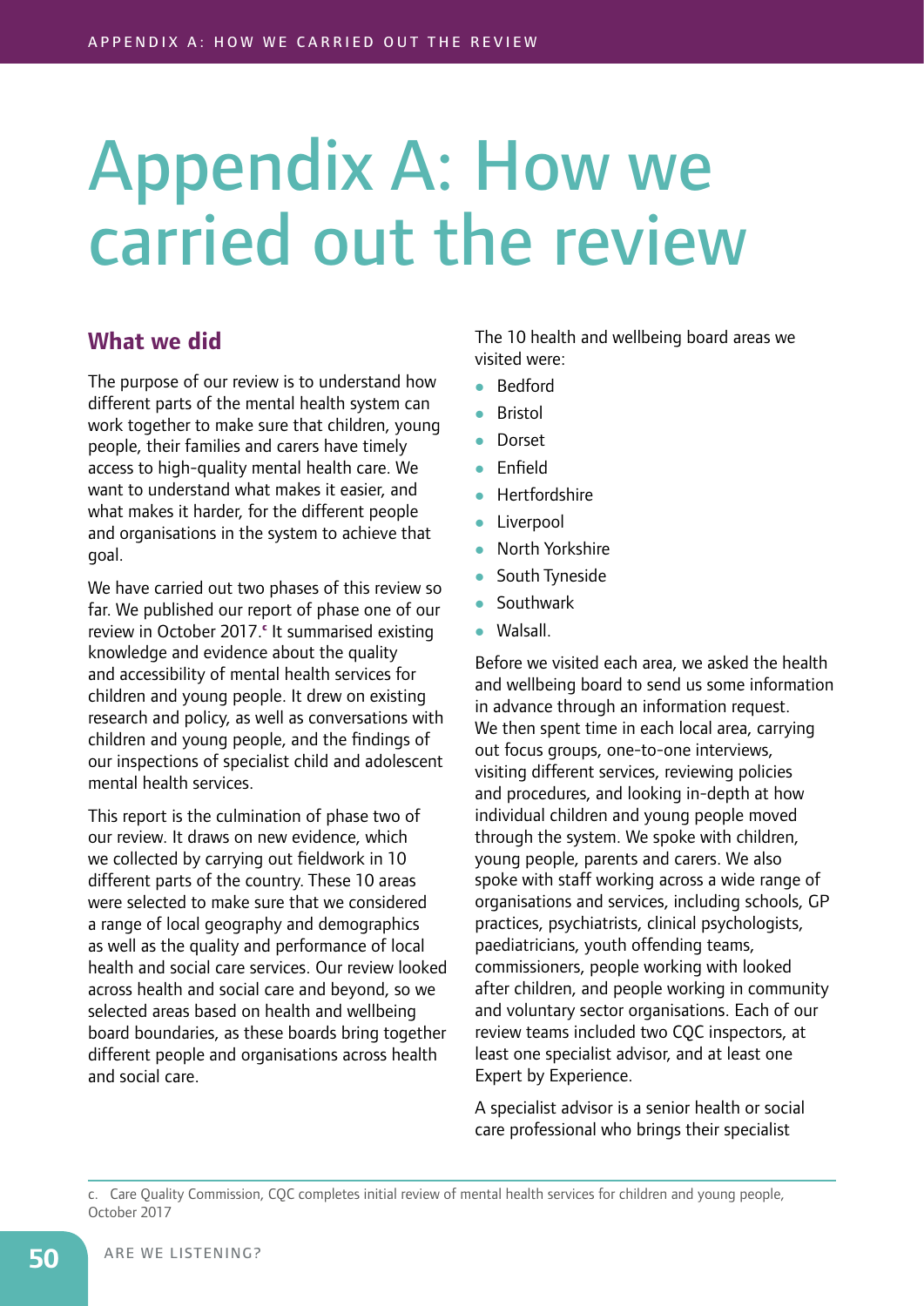# Appendix A: How we carried out the review

## What we did

The purpose of our review is to understand how different parts of the mental health system can work together to make sure that children, young people, their families and carers have timely access to high-quality mental health care. We want to understand what makes it easier, and what makes it harder, for the different people and organisations in the system to achieve that goal.

We have carried out two phases of this review so far. We published our report of phase one of our review in October 2017.[c] It summarised existing knowledge and evidence about the quality and accessibility of mental health services for children and young people. It drew on existing research and policy, as well as conversations with children and young people, and the findings of our inspections of specialist child and adolescent mental health services.

This report is the culmination of phase two of our review. It draws on new evidence, which we collected by carrying out fieldwork in 10 different parts of the country. These 10 areas were selected to make sure that we considered a range of local geography and demographics as well as the quality and performance of local health and social care services. Our review looked across health and social care and beyond, so we selected areas based on health and wellbeing board boundaries, as these boards bring together different people and organisations across health and social care.

The 10 health and wellbeing board areas we visited were:

- Bedford
- Bristol
- Dorset
- Enfield
- Hertfordshire
- Liverpool
- North Yorkshire
- South Tyneside
- Southwark
- Walsall.

Before we visited each area, we asked the health and wellbeing board to send us some information in advance through an information request. We then spent time in each local area, carrying out focus groups, one-to-one interviews, visiting different services, reviewing policies and procedures, and looking in-depth at how individual children and young people moved through the system. We spoke with children, young people, parents and carers. We also spoke with staff working across a wide range of organisations and services, including schools, GP practices, psychiatrists, clinical psychologists, paediatricians, youth offending teams, commissioners, people working with looked after children, and people working in community and voluntary sector organisations. Each of our review teams included two CQC inspectors, at least one specialist advisor, and at least one Expert by Experience.

A specialist advisor is a senior health or social care professional who brings their specialist

c. Care Quality Commission, CQC completes initial review of mental health services for children and young people, October 2017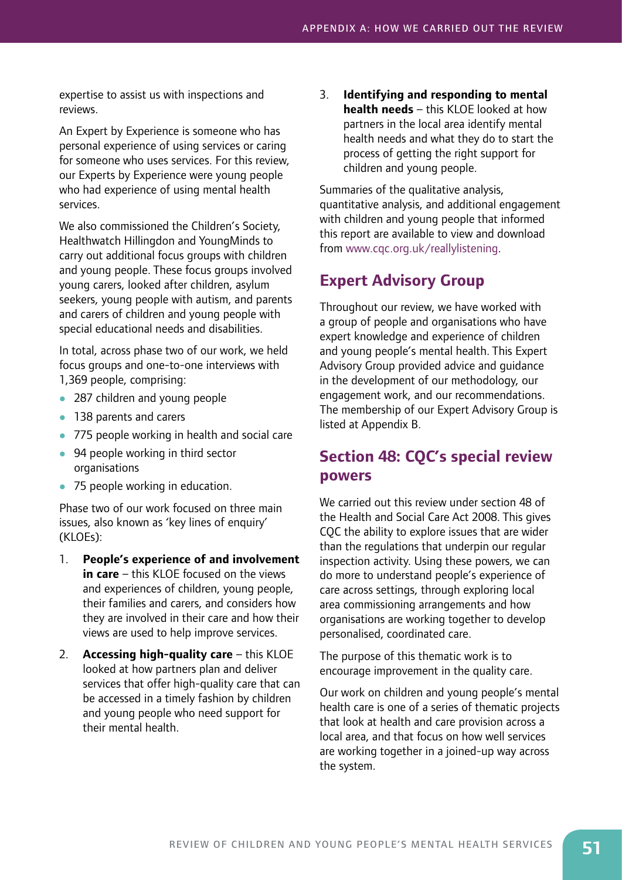expertise to assist us with inspections and reviews.

An Expert by Experience is someone who has personal experience of using services or caring for someone who uses services. For this review, our Experts by Experience were young people who had experience of using mental health services.

We also commissioned the Children's Society, Healthwatch Hillingdon and YoungMinds to carry out additional focus groups with children and young people. These focus groups involved young carers, looked after children, asylum seekers, young people with autism, and parents and carers of children and young people with special educational needs and disabilities.

In total, across phase two of our work, we held focus groups and one-to-one interviews with 1,369 people, comprising:

- 287 children and young people
- 138 parents and carers
- 775 people working in health and social care
- 94 people working in third sector organisations
- 75 people working in education.

Phase two of our work focused on three main issues, also known as 'key lines of enquiry' (KLOEs):

1. **People's experience of and involvement in care** – this KLOE focused on the views and experiences of children, young people, their families and carers, and considers how they are involved in their care and how their views are used to help improve services.
2. **Accessing high-quality care** – this KLOE looked at how partners plan and deliver services that offer high-quality care that can be accessed in a timely fashion by children and young people who need support for their mental health.
3. **Identifying and responding to mental health needs** – this KLOE looked at how partners in the local area identify mental health needs and what they do to start the process of getting the right support for children and young people.

Summaries of the qualitative analysis, quantitative analysis, and additional engagement with children and young people that informed this report are available to view and download from www.cqc.org.uk/reallylistening.

## Expert Advisory Group

Throughout our review, we have worked with a group of people and organisations who have expert knowledge and experience of children and young people's mental health. This Expert Advisory Group provided advice and guidance in the development of our methodology, our engagement work, and our recommendations. The membership of our Expert Advisory Group is listed at Appendix B.

## Section 48: CQC's special review powers

We carried out this review under section 48 of the Health and Social Care Act 2008. This gives CQC the ability to explore issues that are wider than the regulations that underpin our regular inspection activity. Using these powers, we can do more to understand people's experience of care across settings, through exploring local area commissioning arrangements and how organisations are working together to develop personalised, coordinated care.

The purpose of this thematic work is to encourage improvement in the quality care.

Our work on children and young people's mental health care is one of a series of thematic projects that look at health and care provision across a local area, and that focus on how well services are working together in a joined-up way across the system.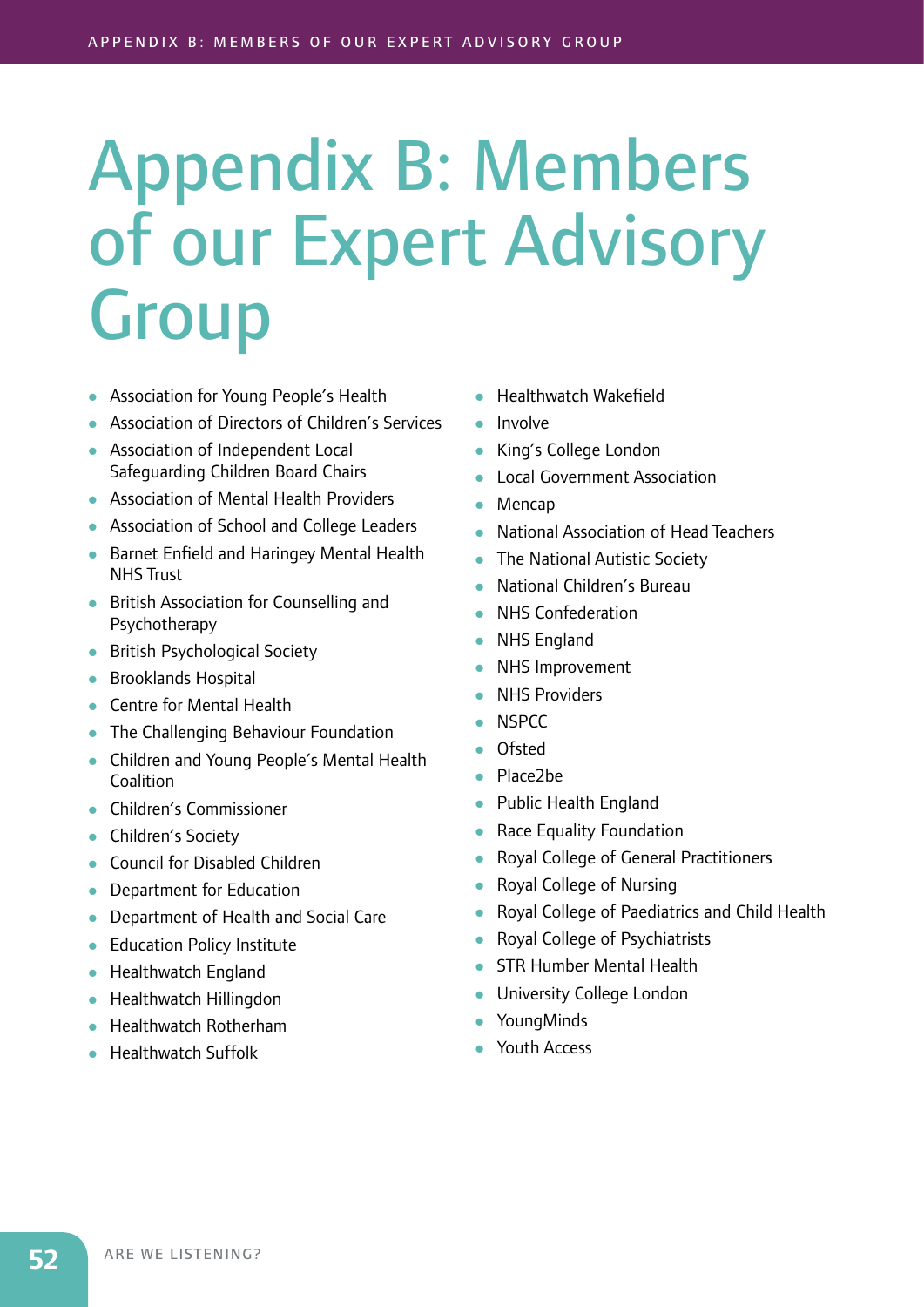# Appendix B: Members of our Expert Advisory Group

- Association for Young People's Health
- Association of Directors of Children's Services
- Association of Independent Local Safeguarding Children Board Chairs
- Association of Mental Health Providers
- Association of School and College Leaders
- Barnet Enfield and Haringey Mental Health NHS Trust
- British Association for Counselling and Psychotherapy
- British Psychological Society
- Brooklands Hospital
- Centre for Mental Health
- The Challenging Behaviour Foundation
- Children and Young People's Mental Health Coalition
- Children's Commissioner
- Children's Society
- Council for Disabled Children
- Department for Education
- Department of Health and Social Care
- Education Policy Institute
- Healthwatch England
- Healthwatch Hillingdon
- Healthwatch Rotherham
- Healthwatch Suffolk
- Healthwatch Wakefield
- Involve
- King's College London
- Local Government Association
- Mencap
- National Association of Head Teachers
- The National Autistic Society
- National Children's Bureau
- NHS Confederation
- NHS England
- NHS Improvement
- NHS Providers
- NSPCC
- Ofsted
- Place2be
- Public Health England
- Race Equality Foundation
- Royal College of General Practitioners
- Royal College of Nursing
- Royal College of Paediatrics and Child Health
- Royal College of Psychiatrists
- STR Humber Mental Health
- University College London
- YoungMinds
- Youth Access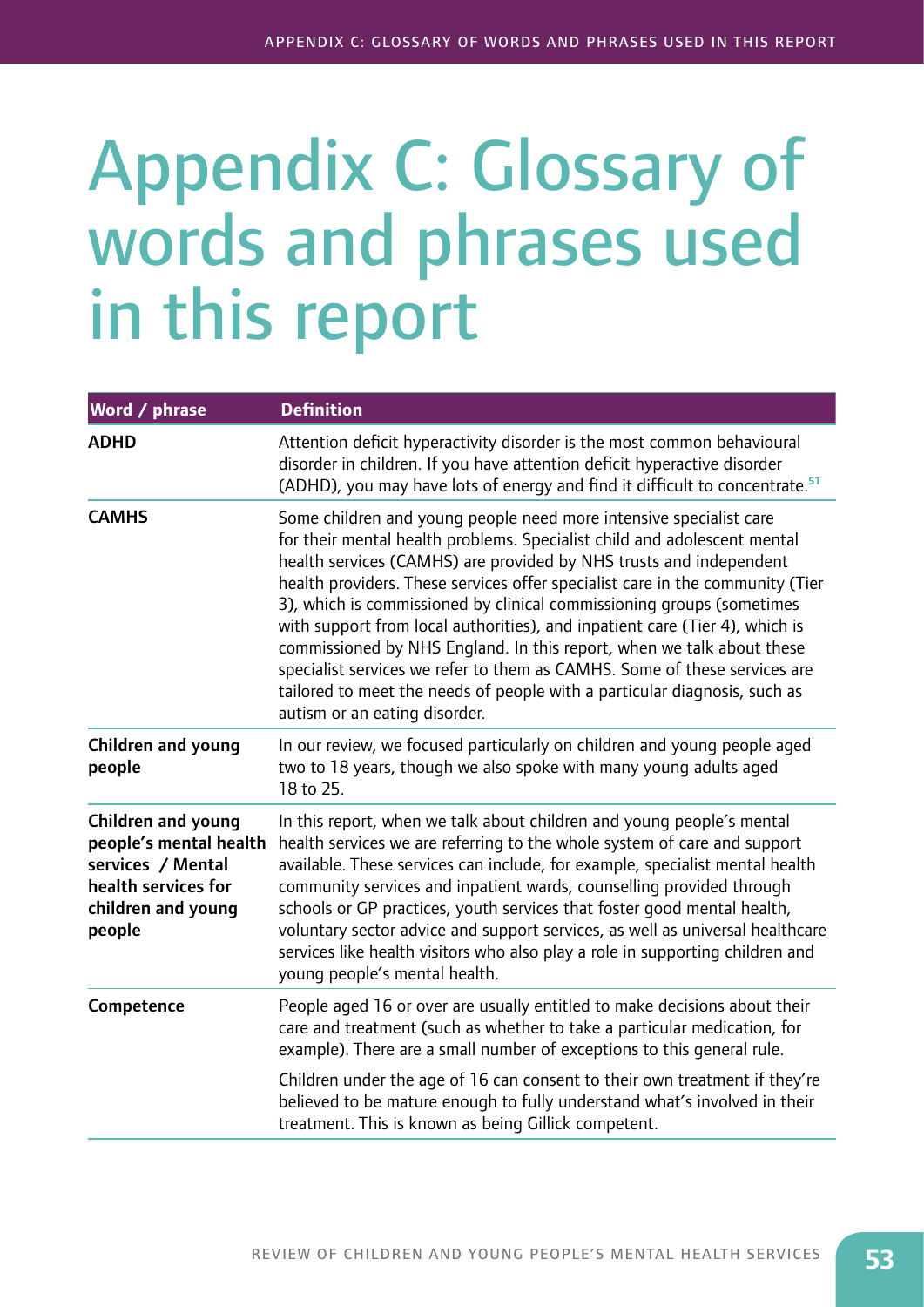# Appendix C: Glossary of words and phrases used in this report

| Word / phrase | Definition |
|---|---|
| **ADHD** | Attention deficit hyperactivity disorder is the most common behavioural disorder in children. If you have attention deficit hyperactive disorder (ADHD), you may have lots of energy and find it difficult to concentrate.[51] |
| **CAMHS** | Some children and young people need more intensive specialist care for their mental health problems. Specialist child and adolescent mental health services (CAMHS) are provided by NHS trusts and independent health providers. These services offer specialist care in the community (Tier 3), which is commissioned by clinical commissioning groups (sometimes with support from local authorities), and inpatient care (Tier 4), which is commissioned by NHS England. In this report, when we talk about these specialist services we refer to them as CAMHS. Some of these services are tailored to meet the needs of people with a particular diagnosis, such as autism or an eating disorder. |
| **Children and young people** | In our review, we focused particularly on children and young people aged two to 18 years, though we also spoke with many young adults aged 18 to 25. |
| **Children and young people's mental health services / Mental health services for children and young people** | In this report, when we talk about children and young people's mental health services we are referring to the whole system of care and support available. These services can include, for example, specialist mental health community services and inpatient wards, counselling provided through schools or GP practices, youth services that foster good mental health, voluntary sector advice and support services, as well as universal healthcare services like health visitors who also play a role in supporting children and young people's mental health. |
| **Competence** | People aged 16 or over are usually entitled to make decisions about their care and treatment (such as whether to take a particular medication, for example). There are a small number of exceptions to this general rule.<br><br>Children under the age of 16 can consent to their own treatment if they're believed to be mature enough to fully understand what's involved in their treatment. This is known as being Gillick competent. |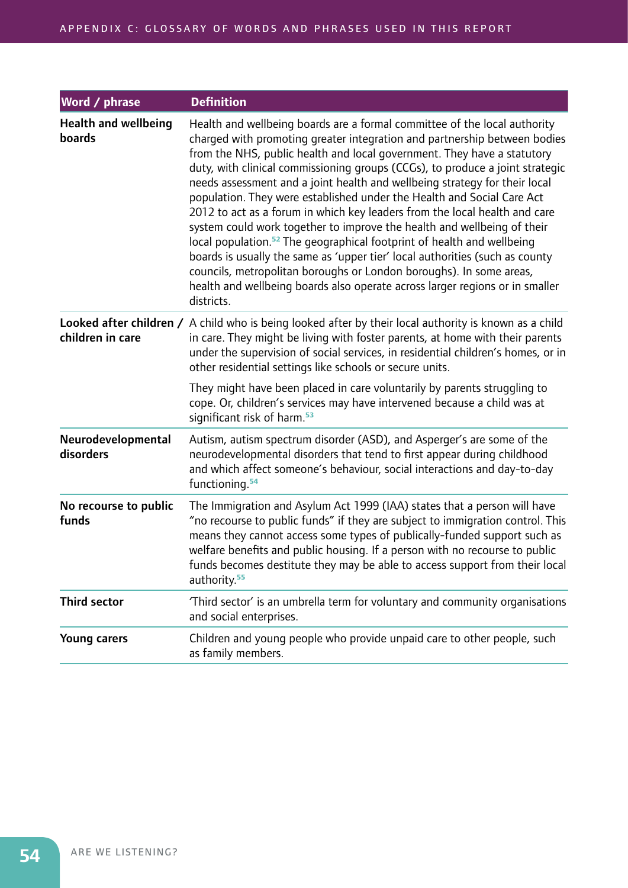| Word / phrase | Definition |
| --- | --- |
| **Health and wellbeing boards** | Health and wellbeing boards are a formal committee of the local authority charged with promoting greater integration and partnership between bodies from the NHS, public health and local government. They have a statutory duty, with clinical commissioning groups (CCGs), to produce a joint strategic needs assessment and a joint health and wellbeing strategy for their local population. They were established under the Health and Social Care Act 2012 to act as a forum in which key leaders from the local health and care system could work together to improve the health and wellbeing of their local population.[52] The geographical footprint of health and wellbeing boards is usually the same as 'upper tier' local authorities (such as county councils, metropolitan boroughs or London boroughs). In some areas, health and wellbeing boards also operate across larger regions or in smaller districts. |
| **Looked after children / children in care** | A child who is being looked after by their local authority is known as a child in care. They might be living with foster parents, at home with their parents under the supervision of social services, in residential children's homes, or in other residential settings like schools or secure units.<br><br>They might have been placed in care voluntarily by parents struggling to cope. Or, children's services may have intervened because a child was at significant risk of harm.[53] |
| **Neurodevelopmental disorders** | Autism, autism spectrum disorder (ASD), and Asperger's are some of the neurodevelopmental disorders that tend to first appear during childhood and which affect someone's behaviour, social interactions and day-to-day functioning.[54] |
| **No recourse to public funds** | The Immigration and Asylum Act 1999 (IAA) states that a person will have "no recourse to public funds" if they are subject to immigration control. This means they cannot access some types of publically-funded support such as welfare benefits and public housing. If a person with no recourse to public funds becomes destitute they may be able to access support from their local authority.[55] |
| **Third sector** | 'Third sector' is an umbrella term for voluntary and community organisations and social enterprises. |
| **Young carers** | Children and young people who provide unpaid care to other people, such as family members. |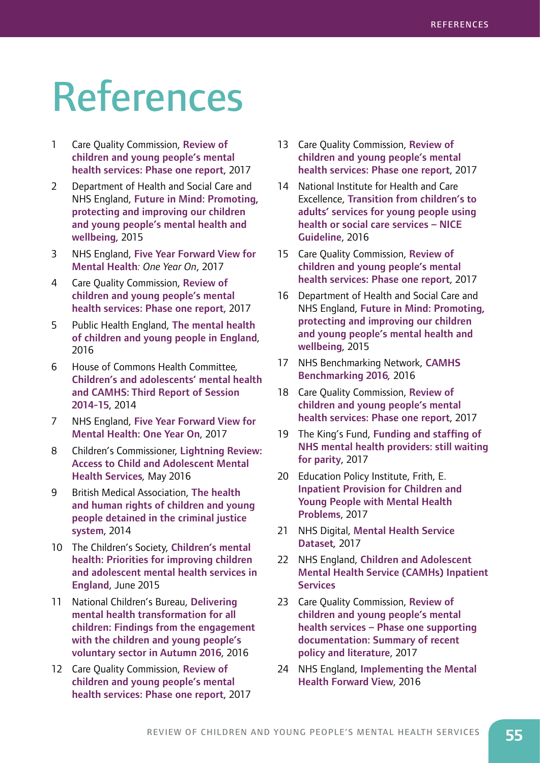# References

1. Care Quality Commission, **Review of children and young people's mental health services: Phase one report**, 2017
2. Department of Health and Social Care and NHS England, **Future in Mind: Promoting, protecting and improving our children and young people's mental health and wellbeing**, 2015
3. NHS England, **Five Year Forward View for Mental Health***: One Year On*, 2017
4. Care Quality Commission, **Review of children and young people's mental health services: Phase one report**, 2017
5. Public Health England, **The mental health of children and young people in England**, 2016
6. House of Commons Health Committee, **Children's and adolescents' mental health and CAMHS: Third Report of Session 2014-15**, 2014
7. NHS England, **Five Year Forward View for Mental Health: One Year On**, 2017
8. Children's Commissioner, **Lightning Review: Access to Child and Adolescent Mental Health Services***,* May 2016
9. British Medical Association, **The health and human rights of children and young people detained in the criminal justice system**, 2014
10. The Children's Society, **Children's mental health: Priorities for improving children and adolescent mental health services in England**, June 2015
11. National Children's Bureau, **Delivering mental health transformation for all children: Findings from the engagement with the children and young people's voluntary sector in Autumn 2016**, 2016
12. Care Quality Commission, **Review of children and young people's mental health services: Phase one report**, 2017
13. Care Quality Commission, **Review of children and young people's mental health services: Phase one report**, 2017
14. National Institute for Health and Care Excellence, **Transition from children's to adults' services for young people using health or social care services – NICE Guideline**, 2016
15. Care Quality Commission, **Review of children and young people's mental health services: Phase one report**, 2017
16. Department of Health and Social Care and NHS England, **Future in Mind: Promoting, protecting and improving our children and young people's mental health and wellbeing**, 2015
17. NHS Benchmarking Network, **CAMHS Benchmarking 2016**, 2016
18. Care Quality Commission, **Review of children and young people's mental health services: Phase one report**, 2017
19. The King's Fund, **Funding and staffing of NHS mental health providers: still waiting for parity**, 2017
20. Education Policy Institute, Frith, E. **Inpatient Provision for Children and Young People with Mental Health Problems**, 2017
21. NHS Digital, **Mental Health Service Dataset**, 2017
22. NHS England, **Children and Adolescent Mental Health Service (CAMHs) Inpatient Services**
23. Care Quality Commission, **Review of children and young people's mental health services – Phase one supporting documentation: Summary of recent policy and literature**, 2017
24. NHS England, **Implementing the Mental Health Forward View**, 2016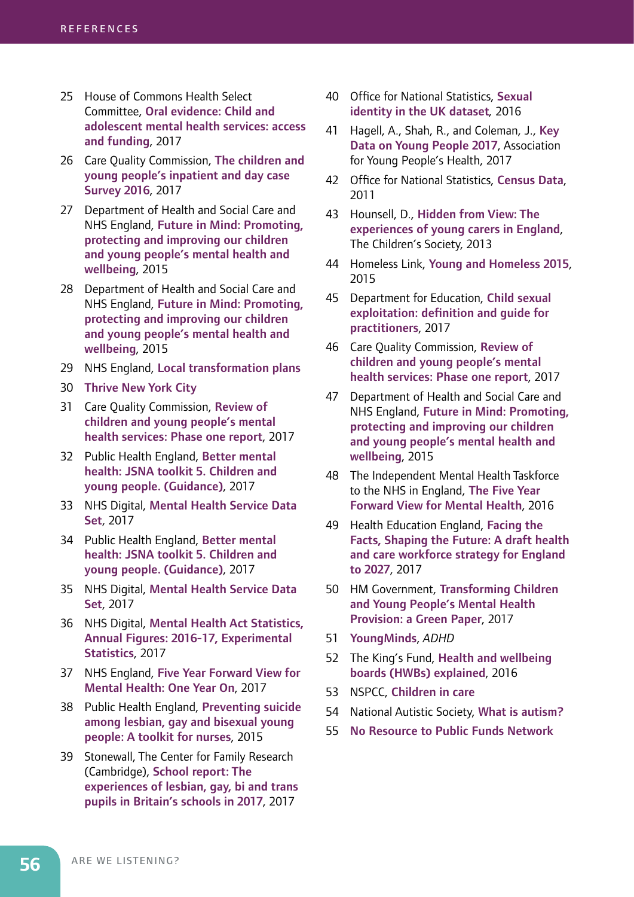25 House of Commons Health Select Committee, **Oral evidence: Child and adolescent mental health services: access and funding**, 2017

26 Care Quality Commission, **The children and young people's inpatient and day case Survey 2016**, 2017

27 Department of Health and Social Care and NHS England, **Future in Mind: Promoting, protecting and improving our children and young people's mental health and wellbeing**, 2015

28 Department of Health and Social Care and NHS England, **Future in Mind: Promoting, protecting and improving our children and young people's mental health and wellbeing**, 2015

29 NHS England, **Local transformation plans**

30 **Thrive New York City**

31 Care Quality Commission, **Review of children and young people's mental health services: Phase one report**, 2017

32 Public Health England, **Better mental health: JSNA toolkit 5. Children and young people. (Guidance)**, 2017

33 NHS Digital, **Mental Health Service Data Set**, 2017

34 Public Health England, **Better mental health: JSNA toolkit 5. Children and young people. (Guidance)**, 2017

35 NHS Digital, **Mental Health Service Data Set**, 2017

36 NHS Digital, **Mental Health Act Statistics, Annual Figures: 2016-17, Experimental Statistics**, 2017

37 NHS England, **Five Year Forward View for Mental Health: One Year On**, 2017

38 Public Health England, **Preventing suicide among lesbian, gay and bisexual young people: A toolkit for nurses**, 2015

39 Stonewall, The Center for Family Research (Cambridge), **School report: The experiences of lesbian, gay, bi and trans pupils in Britain's schools in 2017**, 2017

40 Office for National Statistics, **Sexual identity in the UK dataset**, 2016

41 Hagell, A., Shah, R., and Coleman, J., **Key Data on Young People 2017**, Association for Young People's Health, 2017

42 Office for National Statistics, **Census Data**, 2011

43 Hounsell, D., **Hidden from View: The experiences of young carers in England**, The Children's Society, 2013

44 Homeless Link, **Young and Homeless 2015**, 2015

45 Department for Education, **Child sexual exploitation: definition and guide for practitioners**, 2017

46 Care Quality Commission, **Review of children and young people's mental health services: Phase one report**, 2017

47 Department of Health and Social Care and NHS England, **Future in Mind: Promoting, protecting and improving our children and young people's mental health and wellbeing**, 2015

48 The Independent Mental Health Taskforce to the NHS in England, **The Five Year Forward View for Mental Health**, 2016

49 Health Education England, **Facing the Facts, Shaping the Future: A draft health and care workforce strategy for England to 2027**, 2017

50 HM Government, **Transforming Children and Young People's Mental Health Provision: a Green Paper**, 2017

51 **YoungMinds**, *ADHD*

52 The King's Fund, **Health and wellbeing boards (HWBs) explained**, 2016

53 NSPCC, **Children in care**

54 National Autistic Society, **What is autism?**

55 **No Resource to Public Funds Network**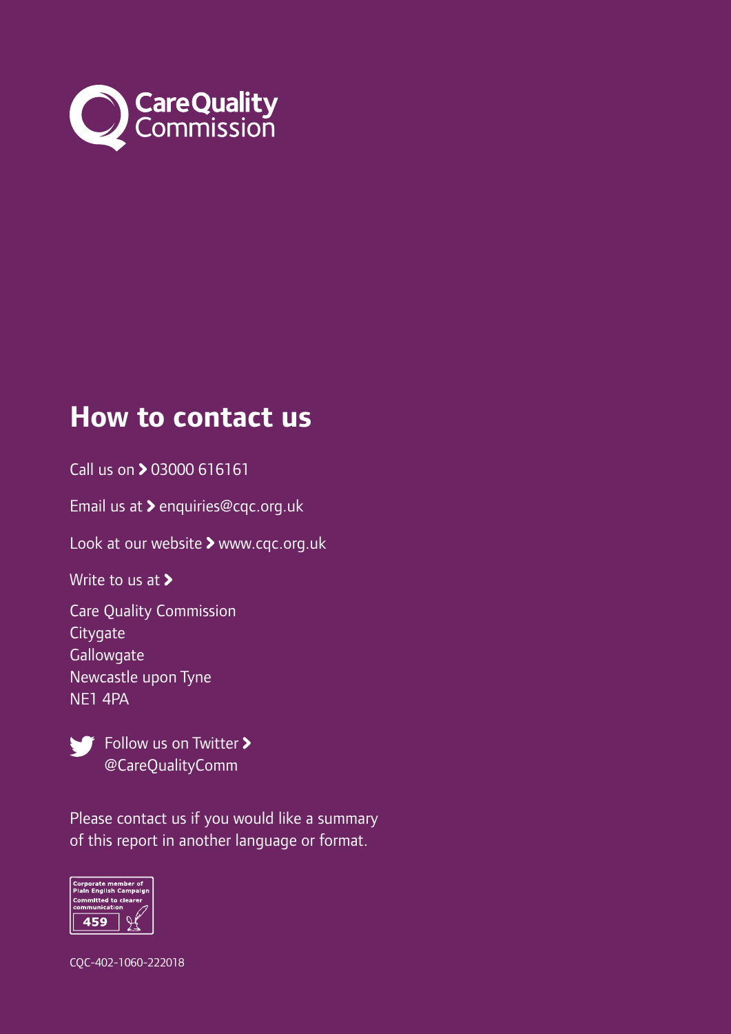Care Quality Commission

## How to contact us

Call us on 03000 616161

Email us at enquiries@cqc.org.uk

Look at our website www.cqc.org.uk

Write to us at

Care Quality Commission
Citygate
Gallowgate
Newcastle upon Tyne
NE1 4PA

Follow us on Twitter @CareQualityComm

Please contact us if you would like a summary of this report in another language or format.

Corporate member of Plain English Campaign
Committed to clearer communication
459

CQC-402-1060-222018